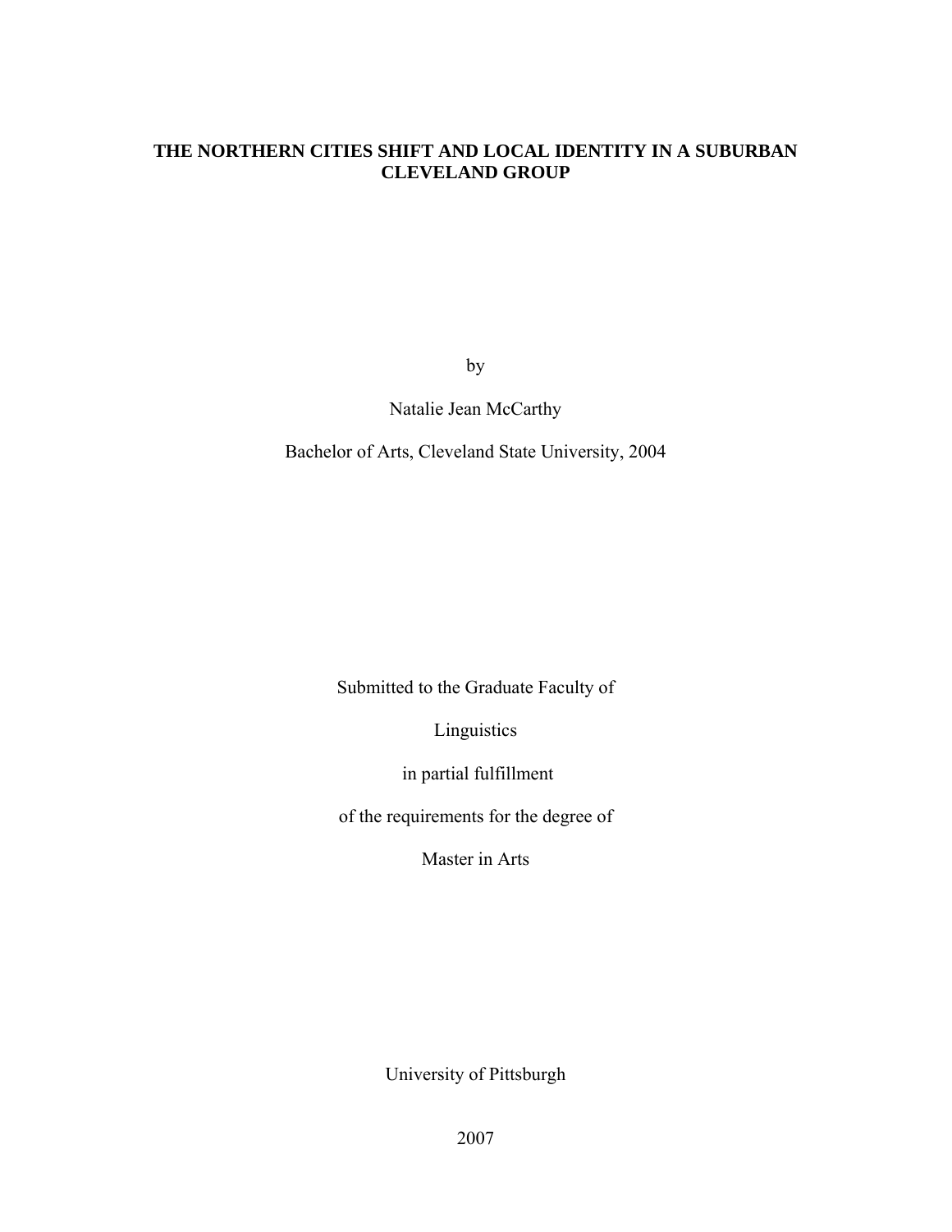# THE NORTHERN CITIES SHIFT AND LOCAL IDENTITY IN A SUBURBAN CLEVELAND GROUP

by

Natalie Jean McCarthy

Bachelor of Arts, Cleveland State University, 2004

Submitted to the Graduate Faculty of

Linguistics

in partial fulfillment

of the requirements for the degree of

Master in Arts

University of Pittsburgh

2007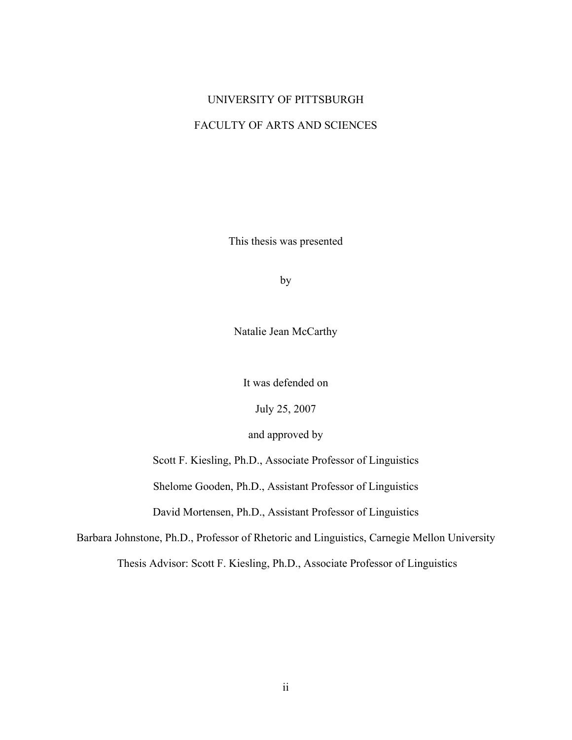UNIVERSITY OF PITTSBURGH

FACULTY OF ARTS AND SCIENCES

This thesis was presented

by

Natalie Jean McCarthy

It was defended on

July 25, 2007

and approved by

Scott F. Kiesling, Ph.D., Associate Professor of Linguistics

Shelome Gooden, Ph.D., Assistant Professor of Linguistics

David Mortensen, Ph.D., Assistant Professor of Linguistics

Barbara Johnstone, Ph.D., Professor of Rhetoric and Linguistics, Carnegie Mellon University

Thesis Advisor: Scott F. Kiesling, Ph.D., Associate Professor of Linguistics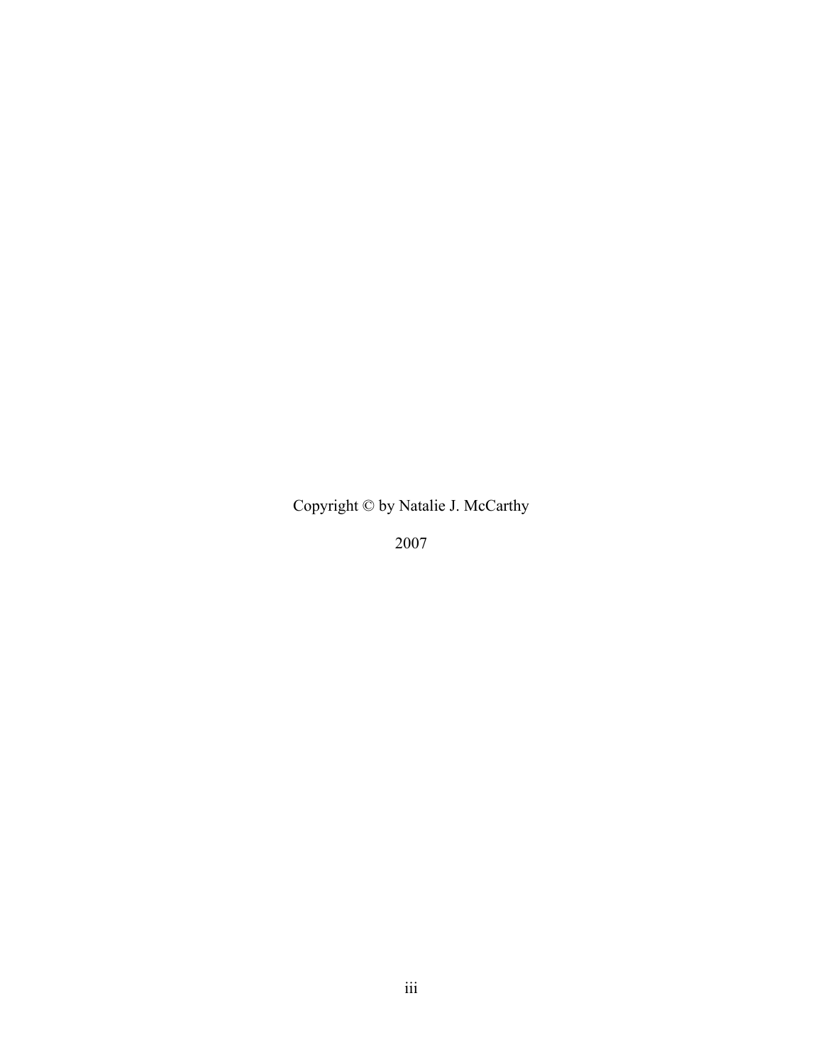Copyright © by Natalie J. McCarthy

2007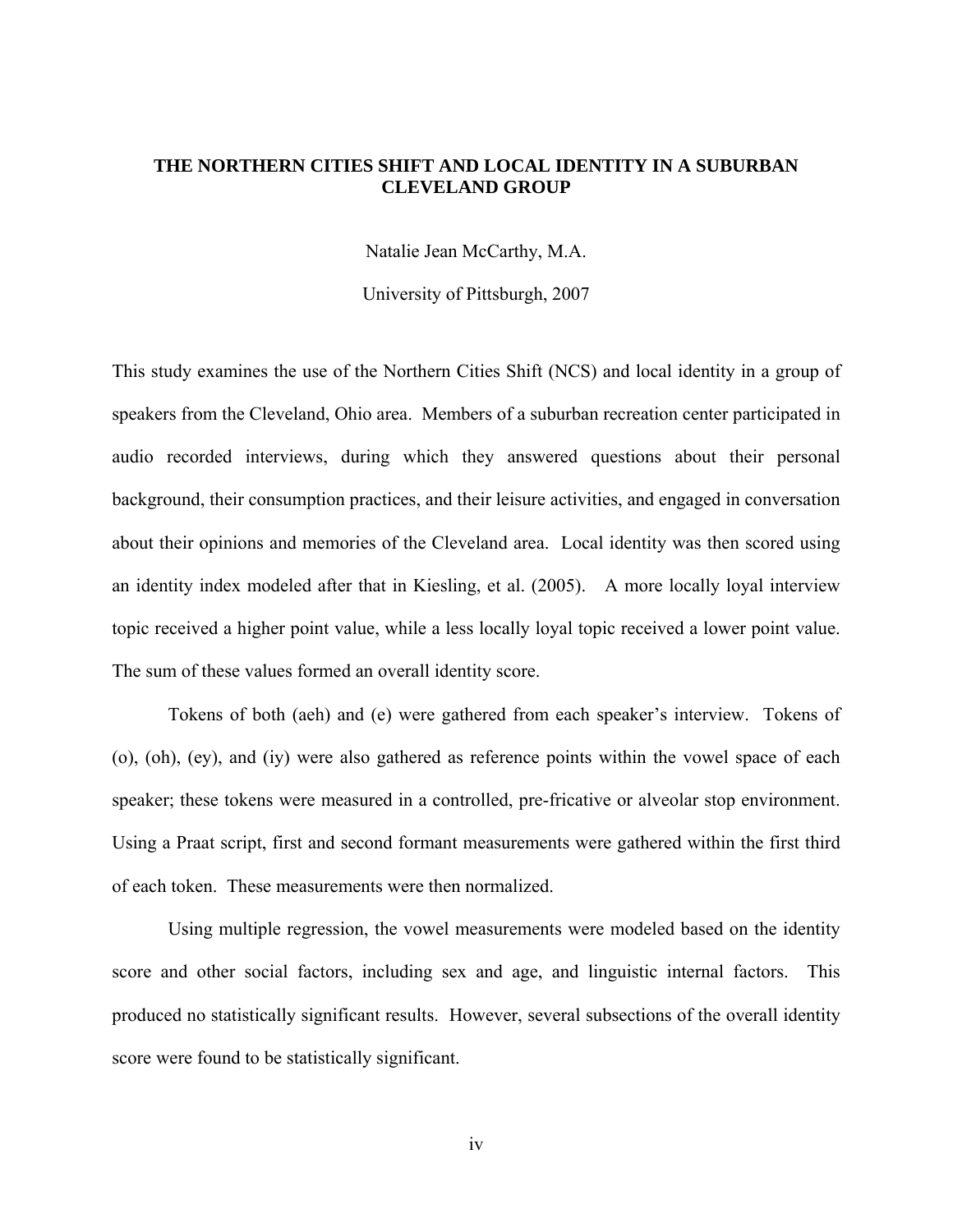**THE NORTHERN CITIES SHIFT AND LOCAL IDENTITY IN A SUBURBAN CLEVELAND GROUP**

Natalie Jean McCarthy, M.A.

University of Pittsburgh, 2007

This study examines the use of the Northern Cities Shift (NCS) and local identity in a group of speakers from the Cleveland, Ohio area. Members of a suburban recreation center participated in audio recorded interviews, during which they answered questions about their personal background, their consumption practices, and their leisure activities, and engaged in conversation about their opinions and memories of the Cleveland area. Local identity was then scored using an identity index modeled after that in Kiesling, et al. (2005). A more locally loyal interview topic received a higher point value, while a less locally loyal topic received a lower point value. The sum of these values formed an overall identity score.

Tokens of both (aeh) and (e) were gathered from each speaker's interview. Tokens of (o), (oh), (ey), and (iy) were also gathered as reference points within the vowel space of each speaker; these tokens were measured in a controlled, pre-fricative or alveolar stop environment. Using a Praat script, first and second formant measurements were gathered within the first third of each token. These measurements were then normalized.

Using multiple regression, the vowel measurements were modeled based on the identity score and other social factors, including sex and age, and linguistic internal factors. This produced no statistically significant results. However, several subsections of the overall identity score were found to be statistically significant.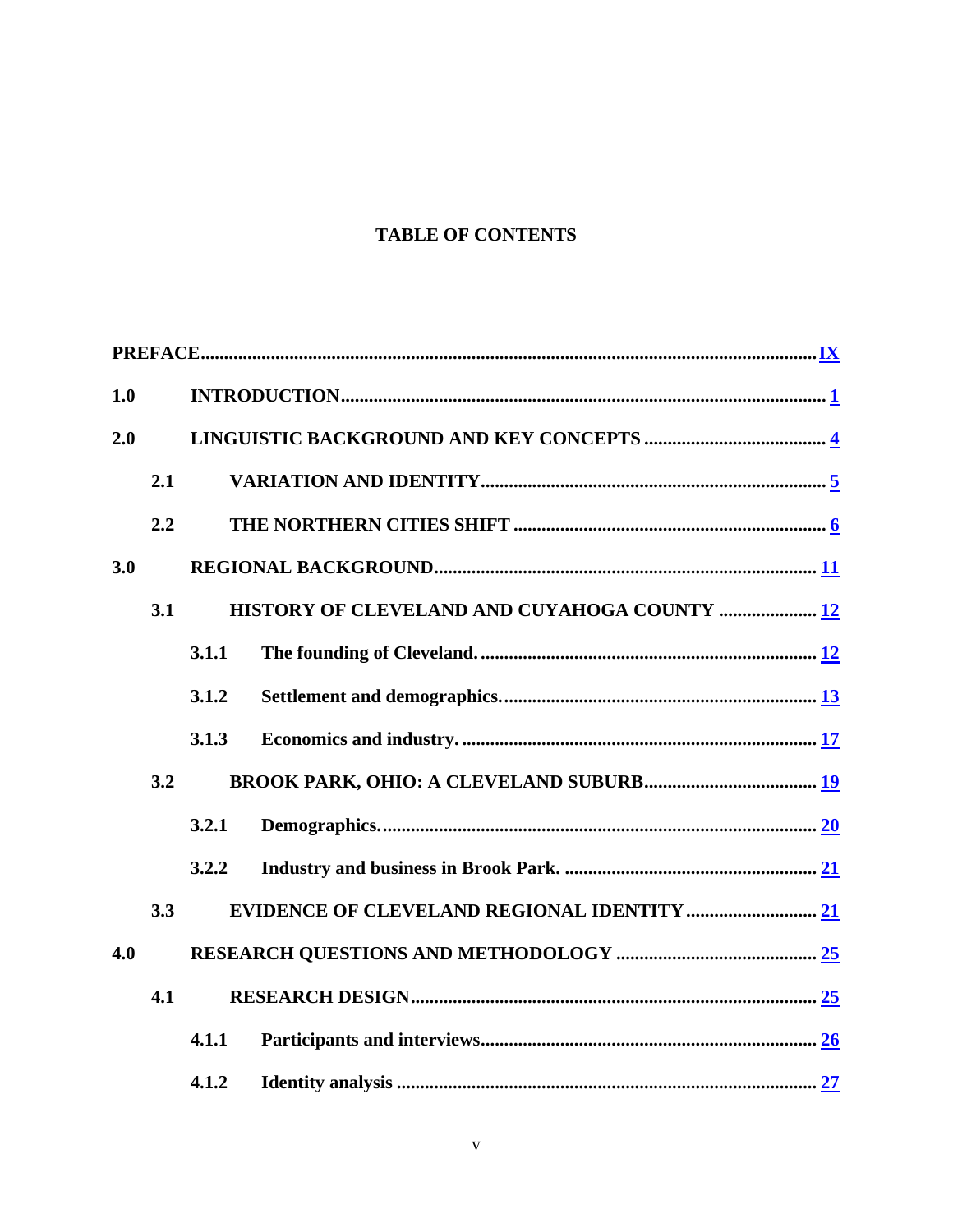## TABLE OF CONTENTS

**PREFACE** .......... **IX**

**1.0 INTRODUCTION** .......... **1**

**2.0 LINGUISTIC BACKGROUND AND KEY CONCEPTS** .......... **4**

- **2.1 VARIATION AND IDENTITY** .......... **5**
- **2.2 THE NORTHERN CITIES SHIFT** .......... **6**

**3.0 REGIONAL BACKGROUND** .......... **11**

- **3.1 HISTORY OF CLEVELAND AND CUYAHOGA COUNTY** .......... **12**
  - **3.1.1 The founding of Cleveland.** .......... **12**
  - **3.1.2 Settlement and demographics.** .......... **13**
  - **3.1.3 Economics and industry.** .......... **17**
- **3.2 BROOK PARK, OHIO: A CLEVELAND SUBURB** .......... **19**
  - **3.2.1 Demographics.** .......... **20**
  - **3.2.2 Industry and business in Brook Park.** .......... **21**
- **3.3 EVIDENCE OF CLEVELAND REGIONAL IDENTITY** .......... **21**

**4.0 RESEARCH QUESTIONS AND METHODOLOGY** .......... **25**

- **4.1 RESEARCH DESIGN** .......... **25**
  - **4.1.1 Participants and interviews** .......... **26**
  - **4.1.2 Identity analysis** .......... **27**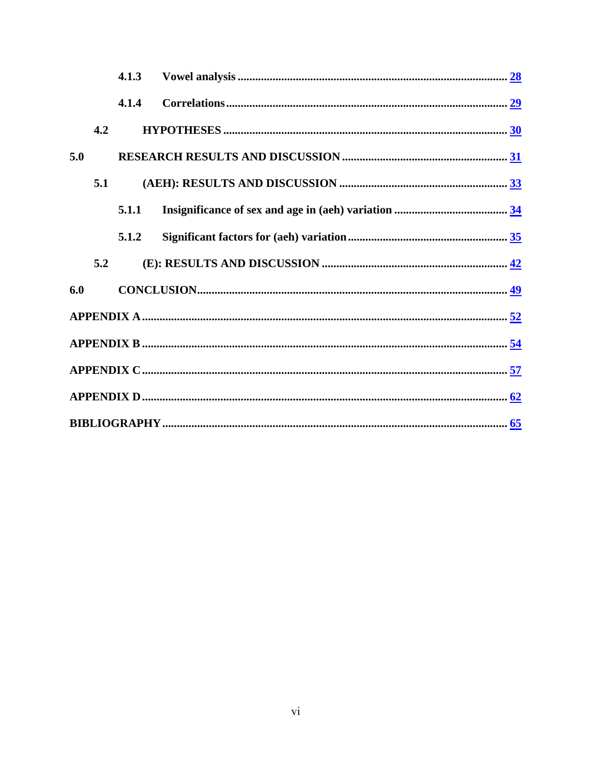4.1.3 Vowel analysis ............................................................................................ 28

4.1.4 Correlations ................................................................................................ 29

4.2 HYPOTHESES ................................................................................................ 30

5.0 RESEARCH RESULTS AND DISCUSSION ....................................................... 31

5.1 (AEH): RESULTS AND DISCUSSION ......................................................... 33

5.1.1 Insignificance of sex and age in (aeh) variation ...................................... 34

5.1.2 Significant factors for (aeh) variation ...................................................... 35

5.2 (E): RESULTS AND DISCUSSION ............................................................... 42

6.0 CONCLUSION........................................................................................................ 49

APPENDIX A ............................................................................................................... 52

APPENDIX B ............................................................................................................... 54

APPENDIX C ............................................................................................................... 57

APPENDIX D ............................................................................................................... 62

BIBLIOGRAPHY ......................................................................................................... 65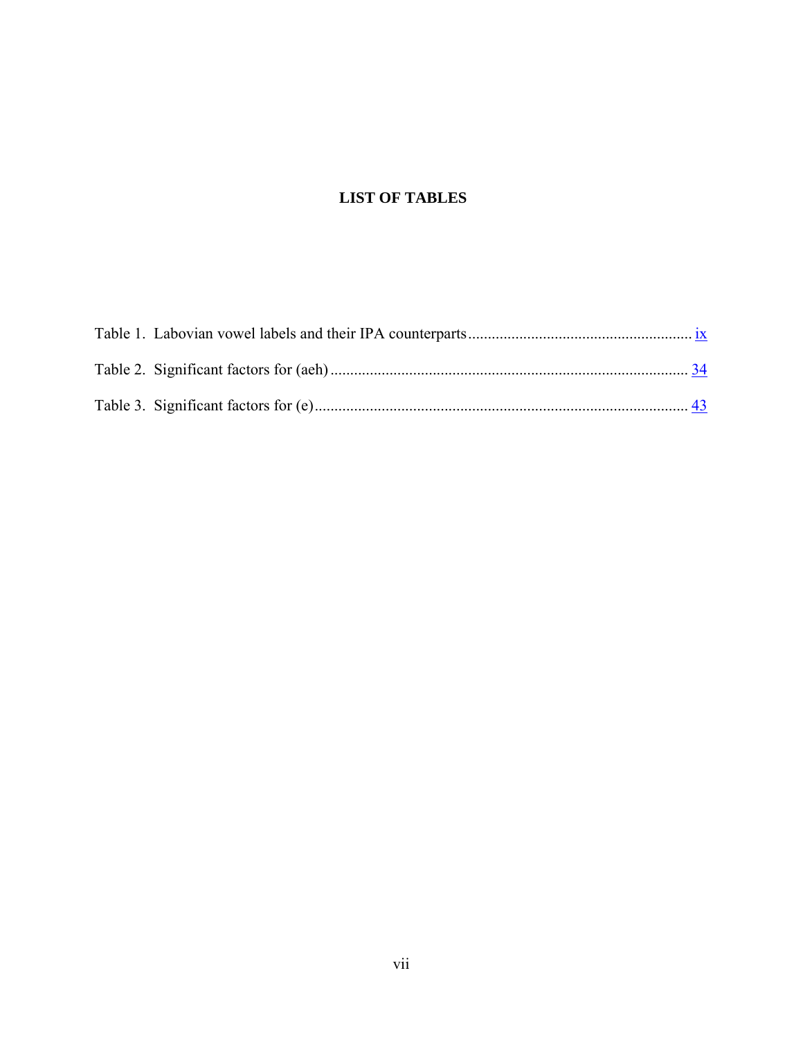# LIST OF TABLES

Table 1. Labovian vowel labels and their IPA counterparts ........................................................ ix

Table 2. Significant factors for (aeh) ........................................................................................ 34

Table 3. Significant factors for (e) ............................................................................................ 43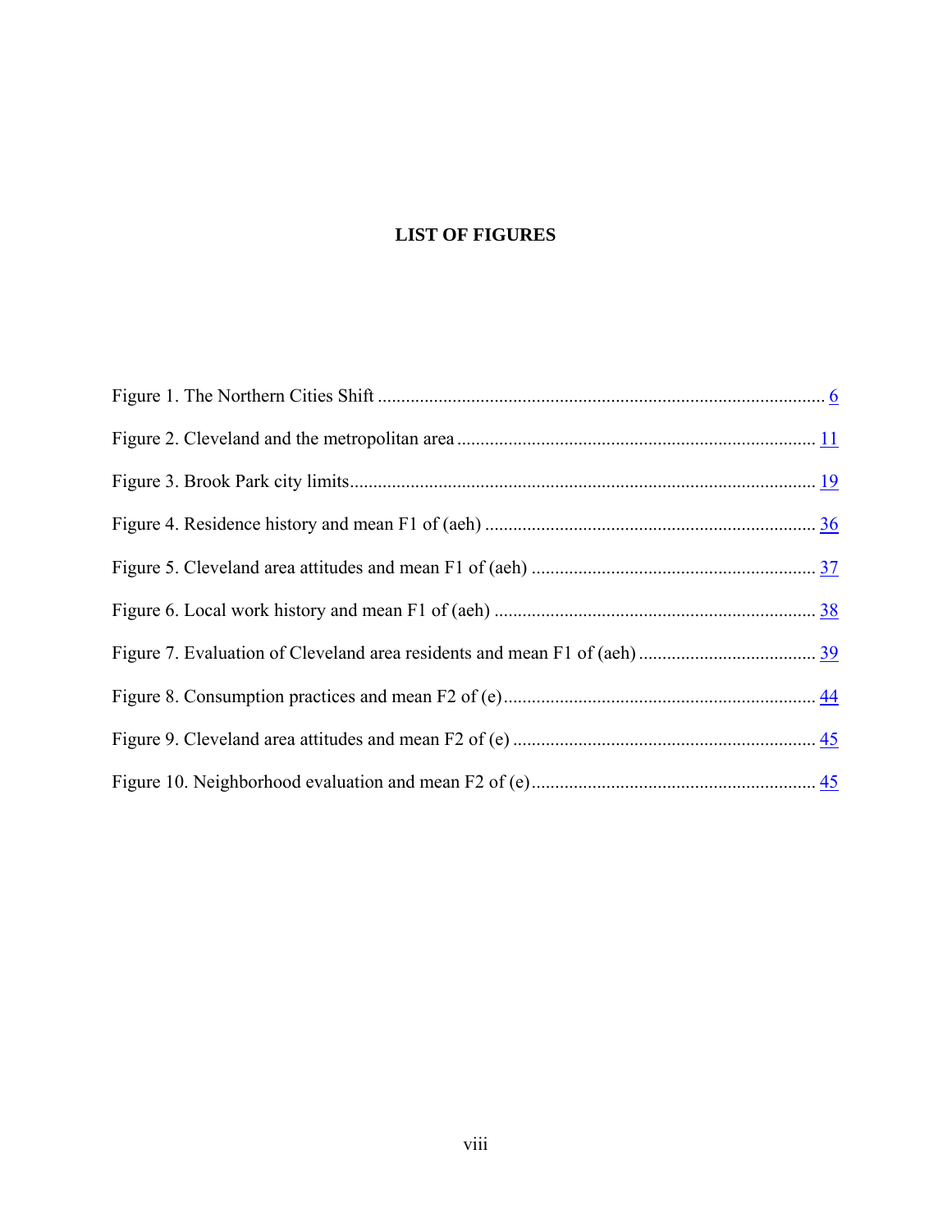# LIST OF FIGURES

Figure 1. The Northern Cities Shift ............................................................................................... 6

Figure 2. Cleveland and the metropolitan area ............................................................................ 11

Figure 3. Brook Park city limits................................................................................................... 19

Figure 4. Residence history and mean F1 of (aeh) ...................................................................... 36

Figure 5. Cleveland area attitudes and mean F1 of (aeh) ............................................................ 37

Figure 6. Local work history and mean F1 of (aeh) .................................................................... 38

Figure 7. Evaluation of Cleveland area residents and mean F1 of (aeh) ..................................... 39

Figure 8. Consumption practices and mean F2 of (e).................................................................. 44

Figure 9. Cleveland area attitudes and mean F2 of (e) ................................................................ 45

Figure 10. Neighborhood evaluation and mean F2 of (e)............................................................ 45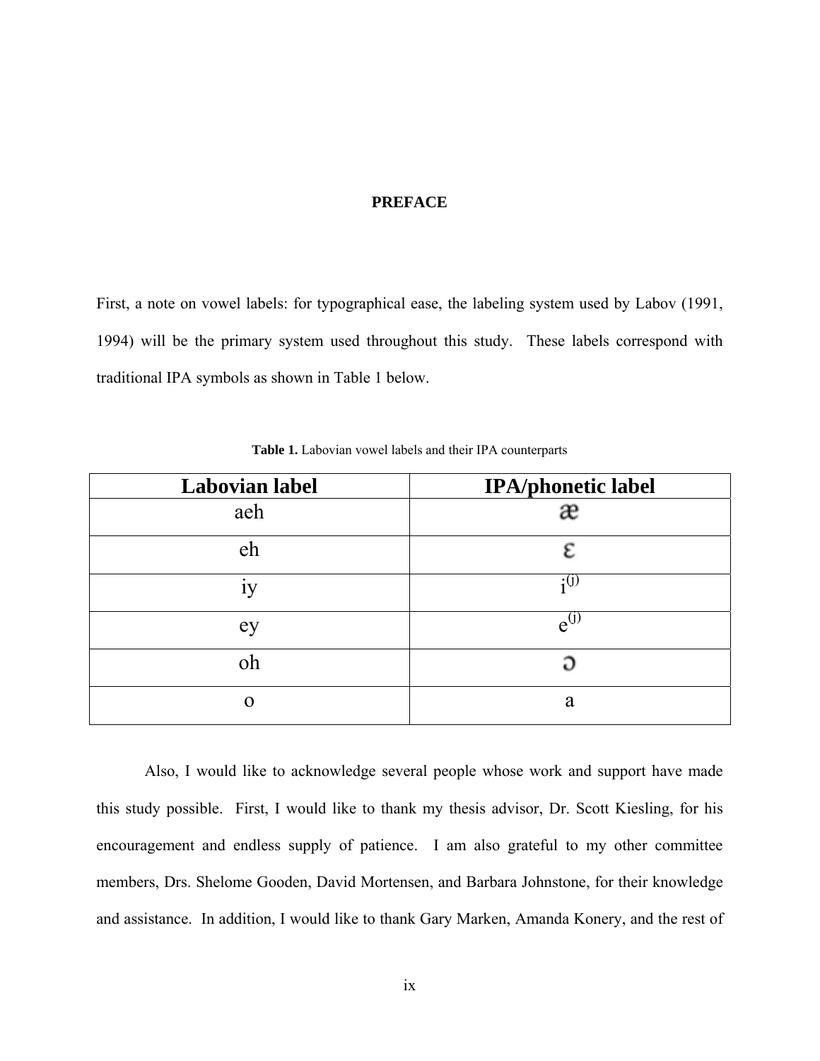# PREFACE

First, a note on vowel labels: for typographical ease, the labeling system used by Labov (1991, 1994) will be the primary system used throughout this study. These labels correspond with traditional IPA symbols as shown in Table 1 below.

**Table 1.** Labovian vowel labels and their IPA counterparts

| Labovian label | IPA/phonetic label |
|---|---|
| aeh | æ |
| eh | ɛ |
| iy | $i^{(j)}$ |
| ey | $e^{(j)}$ |
| oh | ɔ |
| o | a |

Also, I would like to acknowledge several people whose work and support have made this study possible. First, I would like to thank my thesis advisor, Dr. Scott Kiesling, for his encouragement and endless supply of patience. I am also grateful to my other committee members, Drs. Shelome Gooden, David Mortensen, and Barbara Johnstone, for their knowledge and assistance. In addition, I would like to thank Gary Marken, Amanda Konery, and the rest of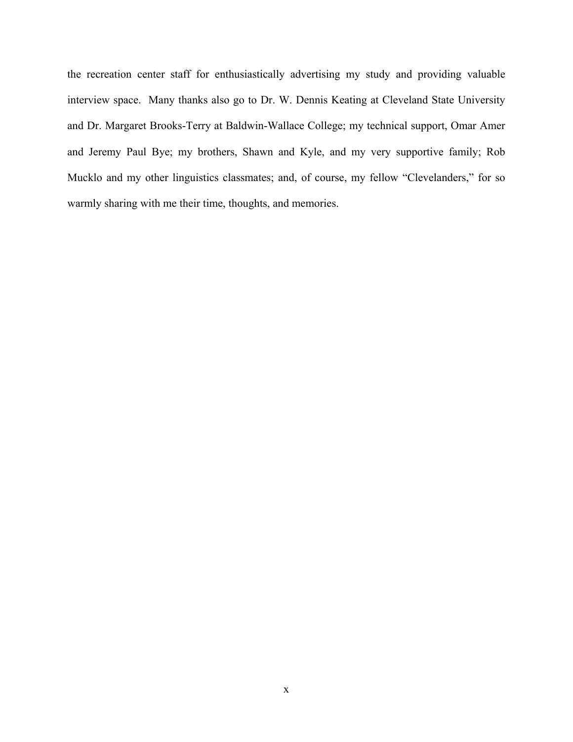the recreation center staff for enthusiastically advertising my study and providing valuable interview space. Many thanks also go to Dr. W. Dennis Keating at Cleveland State University and Dr. Margaret Brooks-Terry at Baldwin-Wallace College; my technical support, Omar Amer and Jeremy Paul Bye; my brothers, Shawn and Kyle, and my very supportive family; Rob Mucklo and my other linguistics classmates; and, of course, my fellow "Clevelanders," for so warmly sharing with me their time, thoughts, and memories.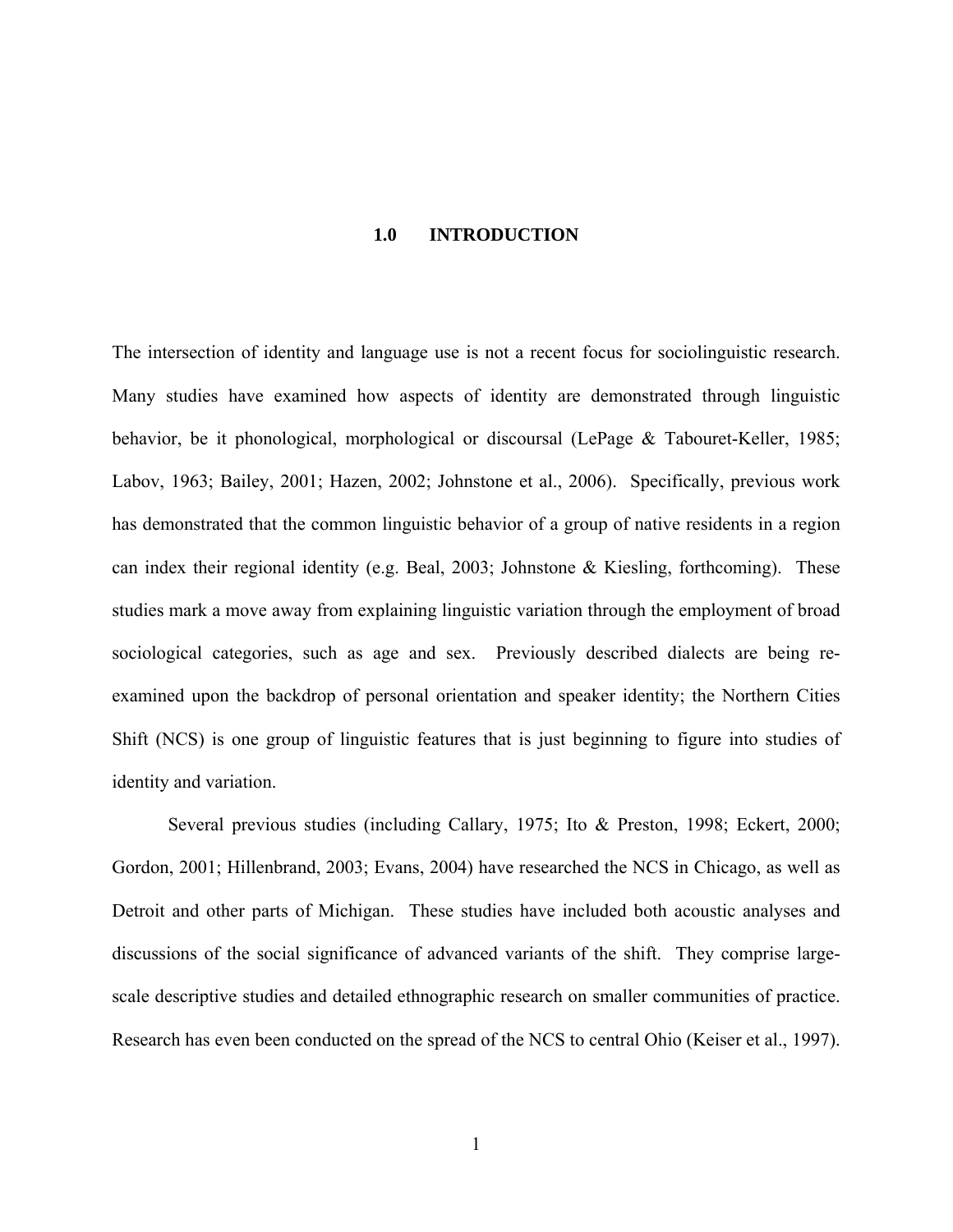# 1.0 INTRODUCTION

The intersection of identity and language use is not a recent focus for sociolinguistic research. Many studies have examined how aspects of identity are demonstrated through linguistic behavior, be it phonological, morphological or discoursal (LePage & Tabouret-Keller, 1985; Labov, 1963; Bailey, 2001; Hazen, 2002; Johnstone et al., 2006). Specifically, previous work has demonstrated that the common linguistic behavior of a group of native residents in a region can index their regional identity (e.g. Beal, 2003; Johnstone & Kiesling, forthcoming). These studies mark a move away from explaining linguistic variation through the employment of broad sociological categories, such as age and sex. Previously described dialects are being re-examined upon the backdrop of personal orientation and speaker identity; the Northern Cities Shift (NCS) is one group of linguistic features that is just beginning to figure into studies of identity and variation.

Several previous studies (including Callary, 1975; Ito & Preston, 1998; Eckert, 2000; Gordon, 2001; Hillenbrand, 2003; Evans, 2004) have researched the NCS in Chicago, as well as Detroit and other parts of Michigan. These studies have included both acoustic analyses and discussions of the social significance of advanced variants of the shift. They comprise large-scale descriptive studies and detailed ethnographic research on smaller communities of practice. Research has even been conducted on the spread of the NCS to central Ohio (Keiser et al., 1997).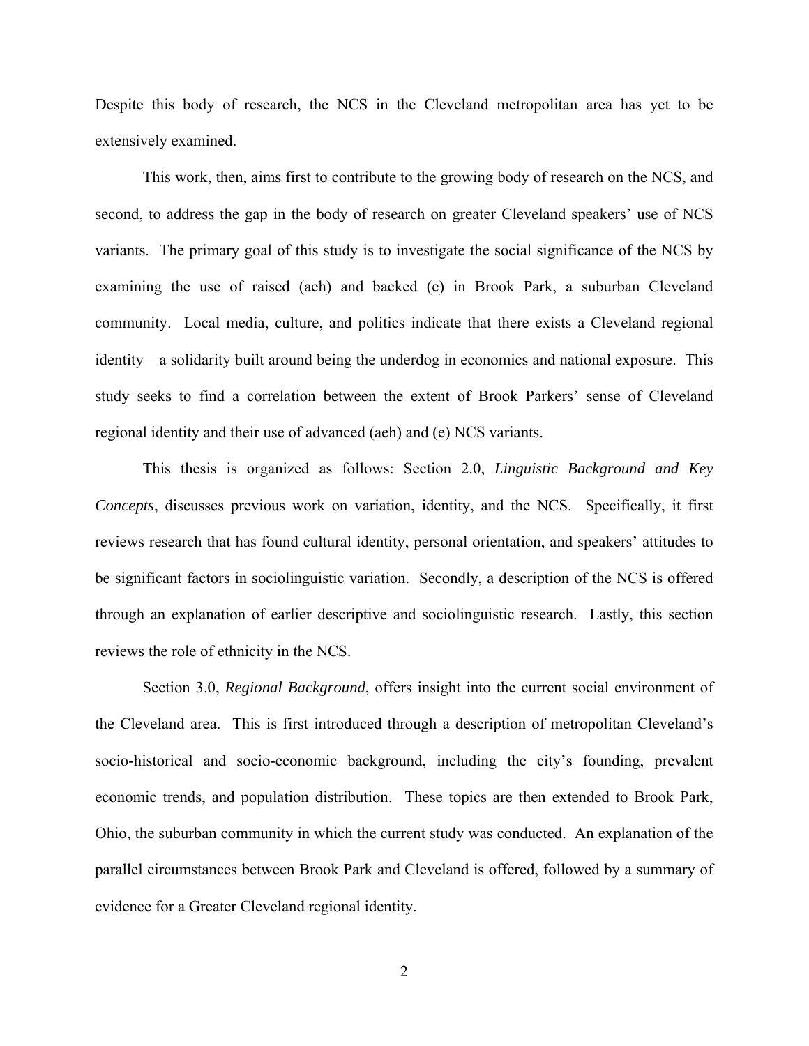Despite this body of research, the NCS in the Cleveland metropolitan area has yet to be extensively examined.

This work, then, aims first to contribute to the growing body of research on the NCS, and second, to address the gap in the body of research on greater Cleveland speakers' use of NCS variants. The primary goal of this study is to investigate the social significance of the NCS by examining the use of raised (aeh) and backed (e) in Brook Park, a suburban Cleveland community. Local media, culture, and politics indicate that there exists a Cleveland regional identity—a solidarity built around being the underdog in economics and national exposure. This study seeks to find a correlation between the extent of Brook Parkers' sense of Cleveland regional identity and their use of advanced (aeh) and (e) NCS variants.

This thesis is organized as follows: Section 2.0, *Linguistic Background and Key Concepts*, discusses previous work on variation, identity, and the NCS. Specifically, it first reviews research that has found cultural identity, personal orientation, and speakers' attitudes to be significant factors in sociolinguistic variation. Secondly, a description of the NCS is offered through an explanation of earlier descriptive and sociolinguistic research. Lastly, this section reviews the role of ethnicity in the NCS.

Section 3.0, *Regional Background*, offers insight into the current social environment of the Cleveland area. This is first introduced through a description of metropolitan Cleveland's socio-historical and socio-economic background, including the city's founding, prevalent economic trends, and population distribution. These topics are then extended to Brook Park, Ohio, the suburban community in which the current study was conducted. An explanation of the parallel circumstances between Brook Park and Cleveland is offered, followed by a summary of evidence for a Greater Cleveland regional identity.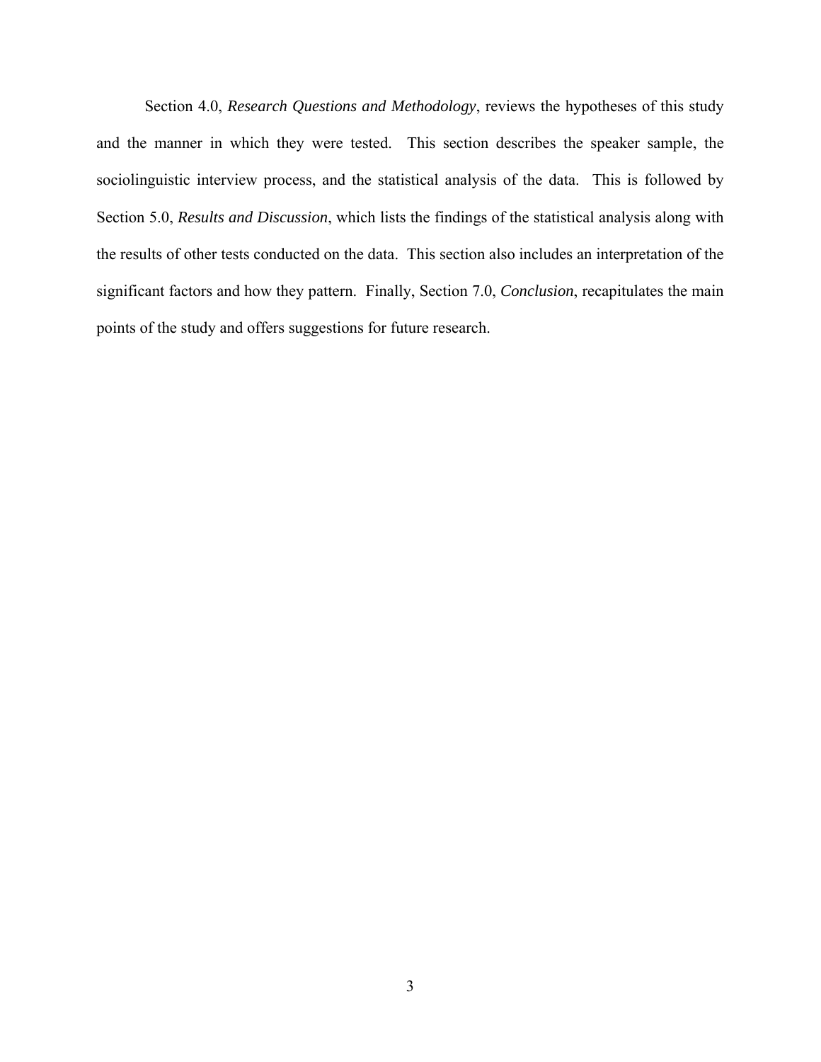Section 4.0, *Research Questions and Methodology*, reviews the hypotheses of this study and the manner in which they were tested. This section describes the speaker sample, the sociolinguistic interview process, and the statistical analysis of the data. This is followed by Section 5.0, *Results and Discussion*, which lists the findings of the statistical analysis along with the results of other tests conducted on the data. This section also includes an interpretation of the significant factors and how they pattern. Finally, Section 7.0, *Conclusion*, recapitulates the main points of the study and offers suggestions for future research.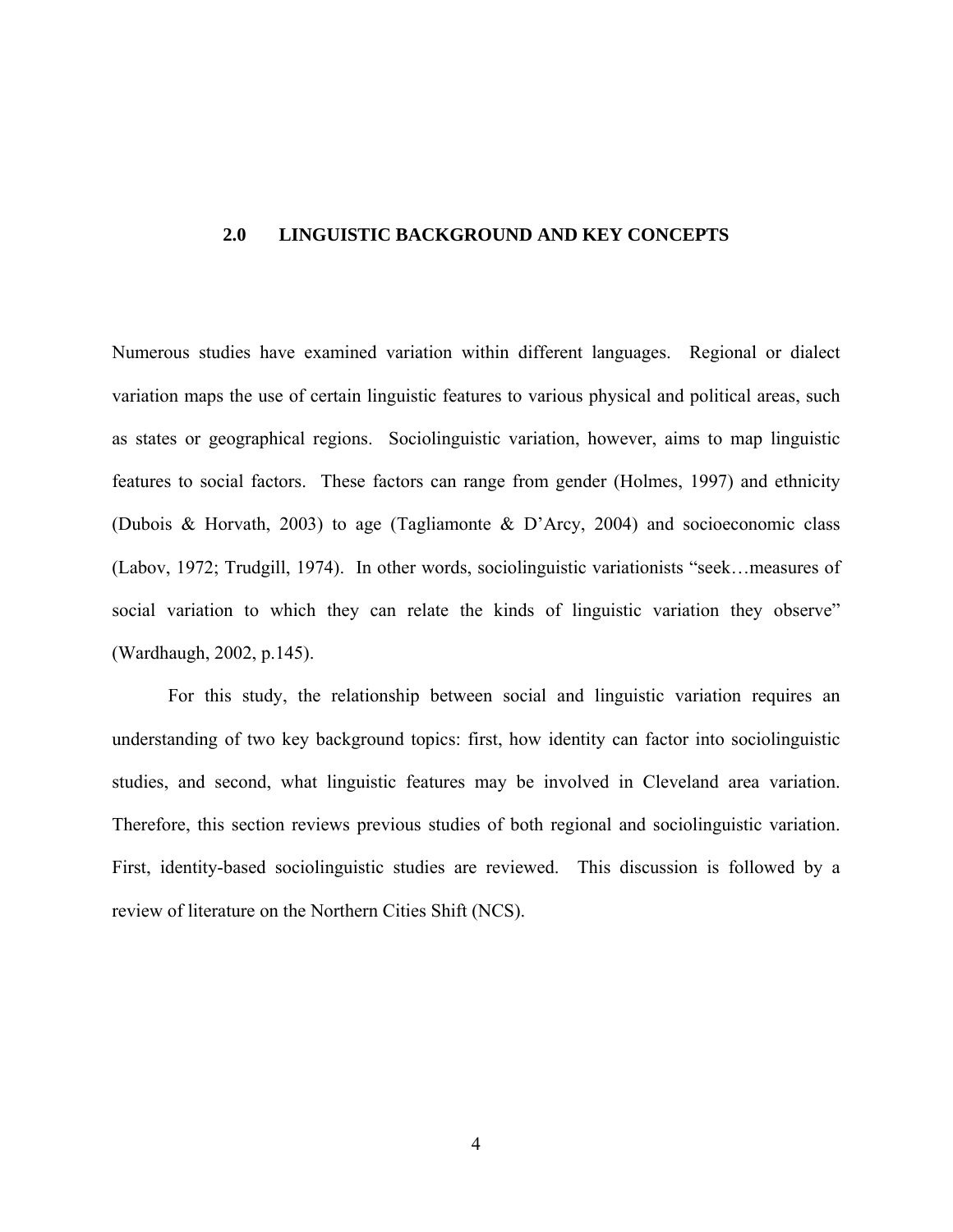# 2.0 LINGUISTIC BACKGROUND AND KEY CONCEPTS

Numerous studies have examined variation within different languages. Regional or dialect variation maps the use of certain linguistic features to various physical and political areas, such as states or geographical regions. Sociolinguistic variation, however, aims to map linguistic features to social factors. These factors can range from gender (Holmes, 1997) and ethnicity (Dubois & Horvath, 2003) to age (Tagliamonte & D'Arcy, 2004) and socioeconomic class (Labov, 1972; Trudgill, 1974). In other words, sociolinguistic variationists "seek…measures of social variation to which they can relate the kinds of linguistic variation they observe" (Wardhaugh, 2002, p.145).

For this study, the relationship between social and linguistic variation requires an understanding of two key background topics: first, how identity can factor into sociolinguistic studies, and second, what linguistic features may be involved in Cleveland area variation. Therefore, this section reviews previous studies of both regional and sociolinguistic variation. First, identity-based sociolinguistic studies are reviewed. This discussion is followed by a review of literature on the Northern Cities Shift (NCS).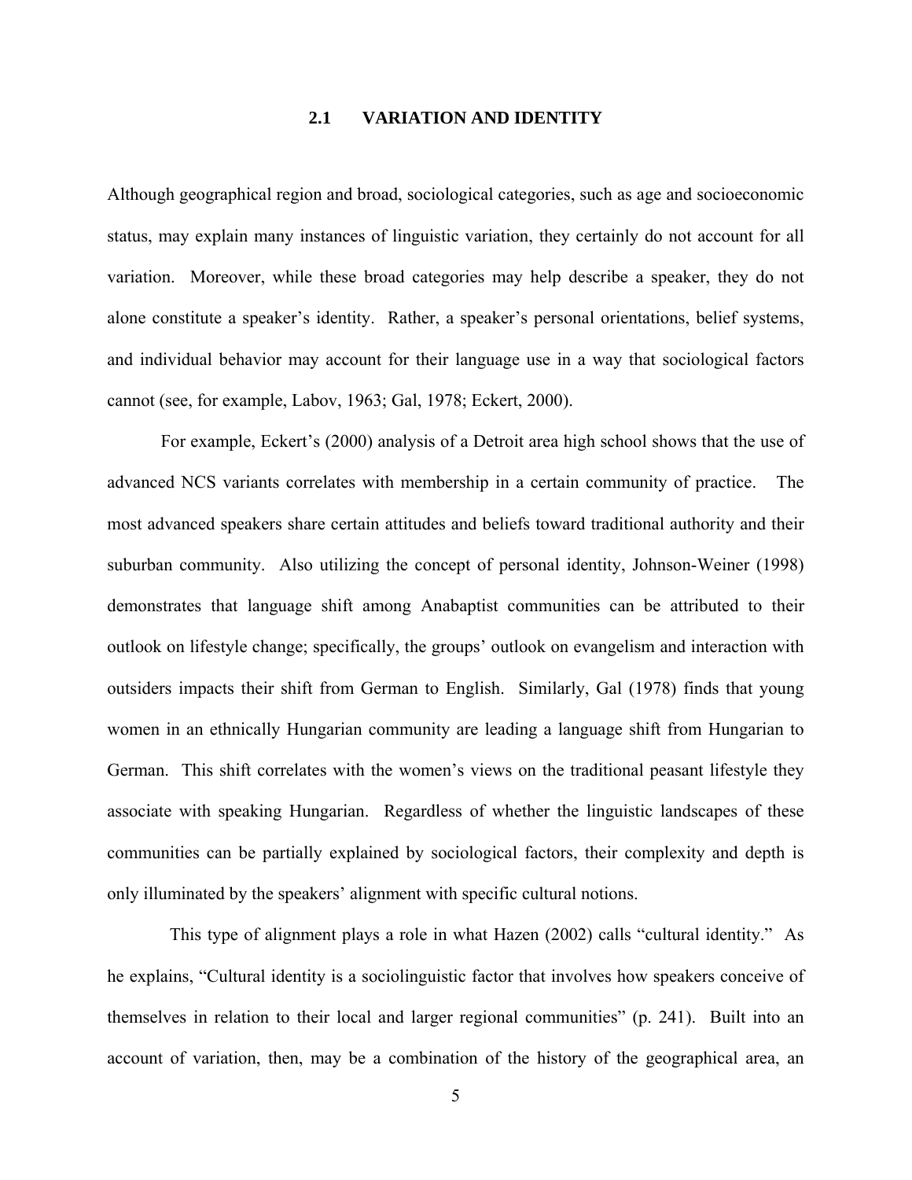## 2.1 VARIATION AND IDENTITY

Although geographical region and broad, sociological categories, such as age and socioeconomic status, may explain many instances of linguistic variation, they certainly do not account for all variation. Moreover, while these broad categories may help describe a speaker, they do not alone constitute a speaker's identity. Rather, a speaker's personal orientations, belief systems, and individual behavior may account for their language use in a way that sociological factors cannot (see, for example, Labov, 1963; Gal, 1978; Eckert, 2000).

For example, Eckert's (2000) analysis of a Detroit area high school shows that the use of advanced NCS variants correlates with membership in a certain community of practice. The most advanced speakers share certain attitudes and beliefs toward traditional authority and their suburban community. Also utilizing the concept of personal identity, Johnson-Weiner (1998) demonstrates that language shift among Anabaptist communities can be attributed to their outlook on lifestyle change; specifically, the groups' outlook on evangelism and interaction with outsiders impacts their shift from German to English. Similarly, Gal (1978) finds that young women in an ethnically Hungarian community are leading a language shift from Hungarian to German. This shift correlates with the women's views on the traditional peasant lifestyle they associate with speaking Hungarian. Regardless of whether the linguistic landscapes of these communities can be partially explained by sociological factors, their complexity and depth is only illuminated by the speakers' alignment with specific cultural notions.

This type of alignment plays a role in what Hazen (2002) calls "cultural identity." As he explains, "Cultural identity is a sociolinguistic factor that involves how speakers conceive of themselves in relation to their local and larger regional communities" (p. 241). Built into an account of variation, then, may be a combination of the history of the geographical area, an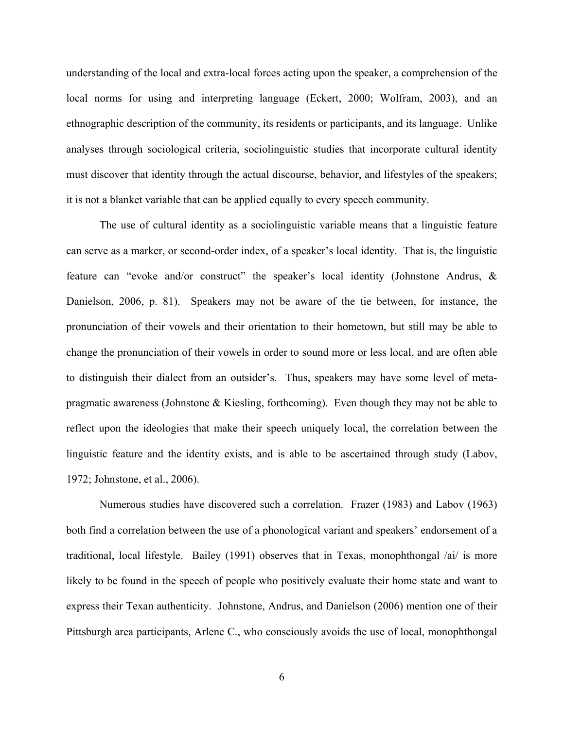understanding of the local and extra-local forces acting upon the speaker, a comprehension of the local norms for using and interpreting language (Eckert, 2000; Wolfram, 2003), and an ethnographic description of the community, its residents or participants, and its language. Unlike analyses through sociological criteria, sociolinguistic studies that incorporate cultural identity must discover that identity through the actual discourse, behavior, and lifestyles of the speakers; it is not a blanket variable that can be applied equally to every speech community.

The use of cultural identity as a sociolinguistic variable means that a linguistic feature can serve as a marker, or second-order index, of a speaker's local identity. That is, the linguistic feature can "evoke and/or construct" the speaker's local identity (Johnstone Andrus, & Danielson, 2006, p. 81). Speakers may not be aware of the tie between, for instance, the pronunciation of their vowels and their orientation to their hometown, but still may be able to change the pronunciation of their vowels in order to sound more or less local, and are often able to distinguish their dialect from an outsider's. Thus, speakers may have some level of meta-pragmatic awareness (Johnstone & Kiesling, forthcoming). Even though they may not be able to reflect upon the ideologies that make their speech uniquely local, the correlation between the linguistic feature and the identity exists, and is able to be ascertained through study (Labov, 1972; Johnstone, et al., 2006).

Numerous studies have discovered such a correlation. Frazer (1983) and Labov (1963) both find a correlation between the use of a phonological variant and speakers' endorsement of a traditional, local lifestyle. Bailey (1991) observes that in Texas, monophthongal /ai/ is more likely to be found in the speech of people who positively evaluate their home state and want to express their Texan authenticity. Johnstone, Andrus, and Danielson (2006) mention one of their Pittsburgh area participants, Arlene C., who consciously avoids the use of local, monophthongal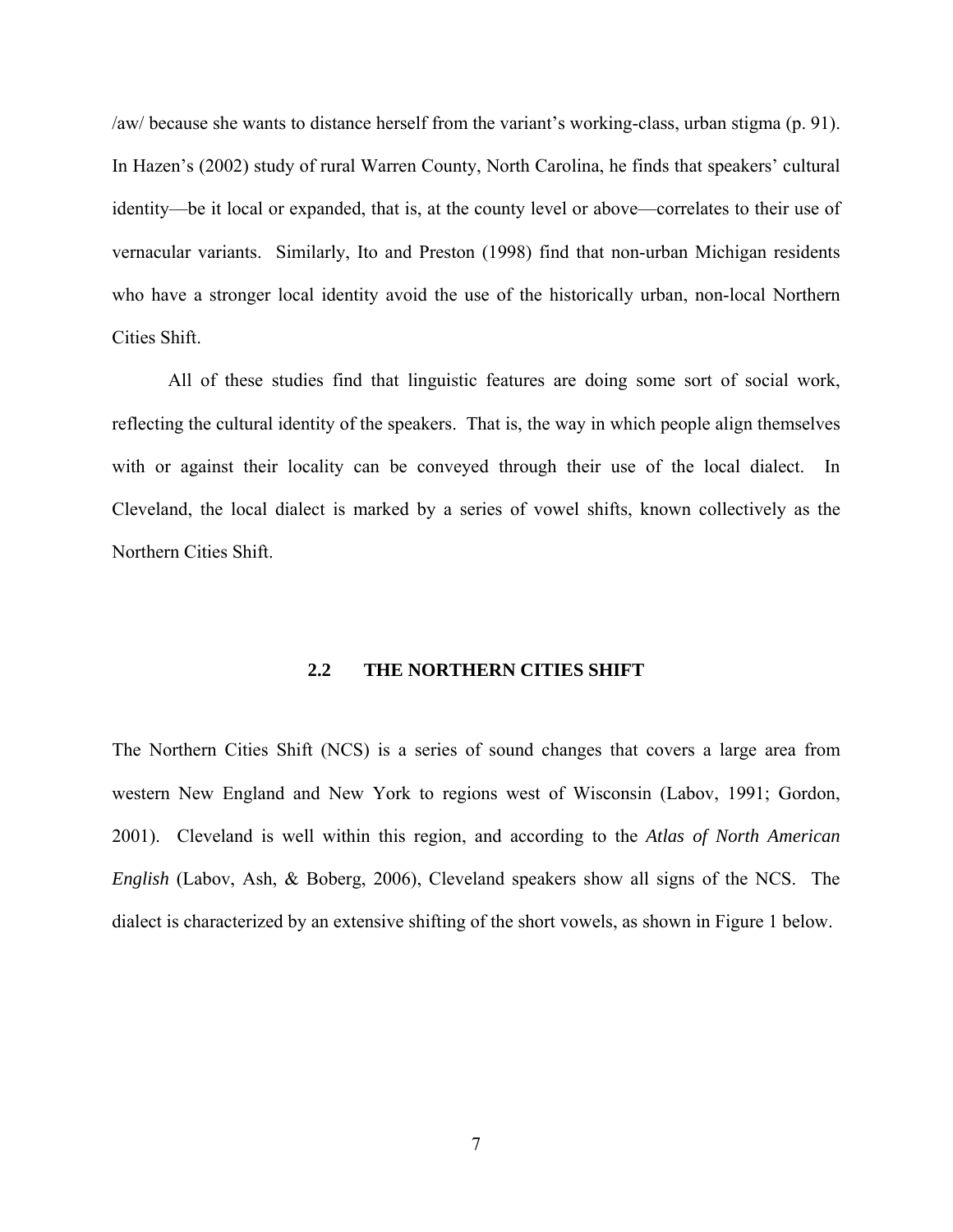/aw/ because she wants to distance herself from the variant's working-class, urban stigma (p. 91). In Hazen's (2002) study of rural Warren County, North Carolina, he finds that speakers' cultural identity—be it local or expanded, that is, at the county level or above—correlates to their use of vernacular variants. Similarly, Ito and Preston (1998) find that non-urban Michigan residents who have a stronger local identity avoid the use of the historically urban, non-local Northern Cities Shift.

All of these studies find that linguistic features are doing some sort of social work, reflecting the cultural identity of the speakers. That is, the way in which people align themselves with or against their locality can be conveyed through their use of the local dialect. In Cleveland, the local dialect is marked by a series of vowel shifts, known collectively as the Northern Cities Shift.

## 2.2 THE NORTHERN CITIES SHIFT

The Northern Cities Shift (NCS) is a series of sound changes that covers a large area from western New England and New York to regions west of Wisconsin (Labov, 1991; Gordon, 2001). Cleveland is well within this region, and according to the *Atlas of North American English* (Labov, Ash, & Boberg, 2006), Cleveland speakers show all signs of the NCS. The dialect is characterized by an extensive shifting of the short vowels, as shown in Figure 1 below.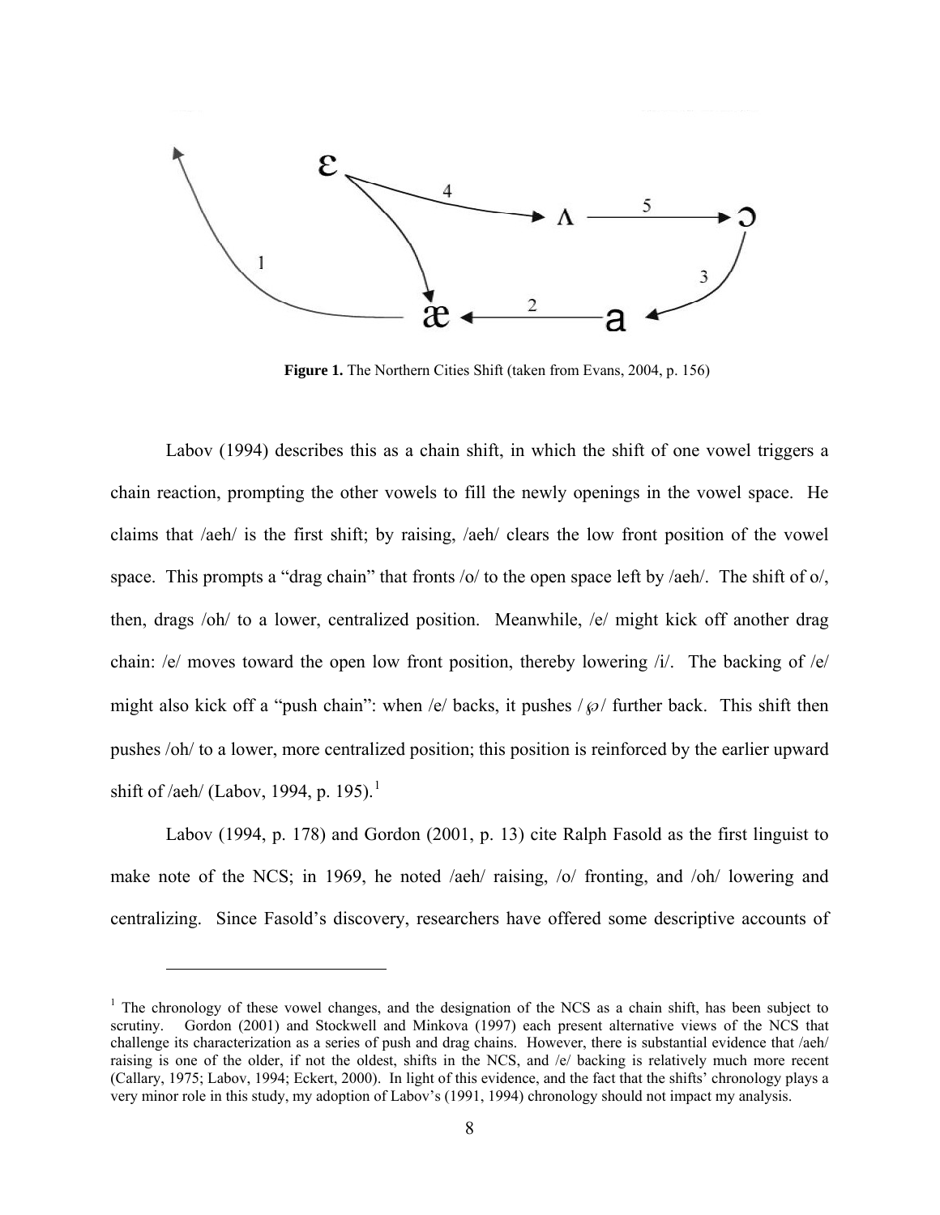**Figure 1.** The Northern Cities Shift (taken from Evans, 2004, p. 156)

Labov (1994) describes this as a chain shift, in which the shift of one vowel triggers a chain reaction, prompting the other vowels to fill the newly openings in the vowel space. He claims that /aeh/ is the first shift; by raising, /aeh/ clears the low front position of the vowel space. This prompts a "drag chain" that fronts /o/ to the open space left by /aeh/. The shift of o/, then, drags /oh/ to a lower, centralized position. Meanwhile, /e/ might kick off another drag chain: /e/ moves toward the open low front position, thereby lowering /i/. The backing of /e/ might also kick off a "push chain": when /e/ backs, it pushes /℘/ further back. This shift then pushes /oh/ to a lower, more centralized position; this position reinforced by the earlier upward shift of /aeh/ (Labov, 1994, p. 195).[1]

Labov (1994, p. 178) and Gordon (2001, p. 13) cite Ralph Fasold as the first linguist to make note of the NCS; in 1969, he noted /aeh/ raising, /o/ fronting, and /oh/ lowering and centralizing. Since Fasold's discovery, researchers have offered some descriptive accounts of

---

[1] The chronology of these vowel changes, and the designation of the NCS as a chain shift, has been subject to scrutiny. Gordon (2001) and Stockwell and Minkova (1997) each present alternative views of the NCS that challenge its characterization as a series of push and drag chains. However, there is substantial evidence that /aeh/ raising is one of the older, if not the oldest, shifts in the NCS, and /e/ backing is relatively much more recent (Callary, 1975; Labov, 1994; Eckert, 2000). In light of this evidence, and the fact that the shifts' chronology plays a very minor role in this study, my adoption of Labov's (1991, 1994) chronology should not impact my analysis.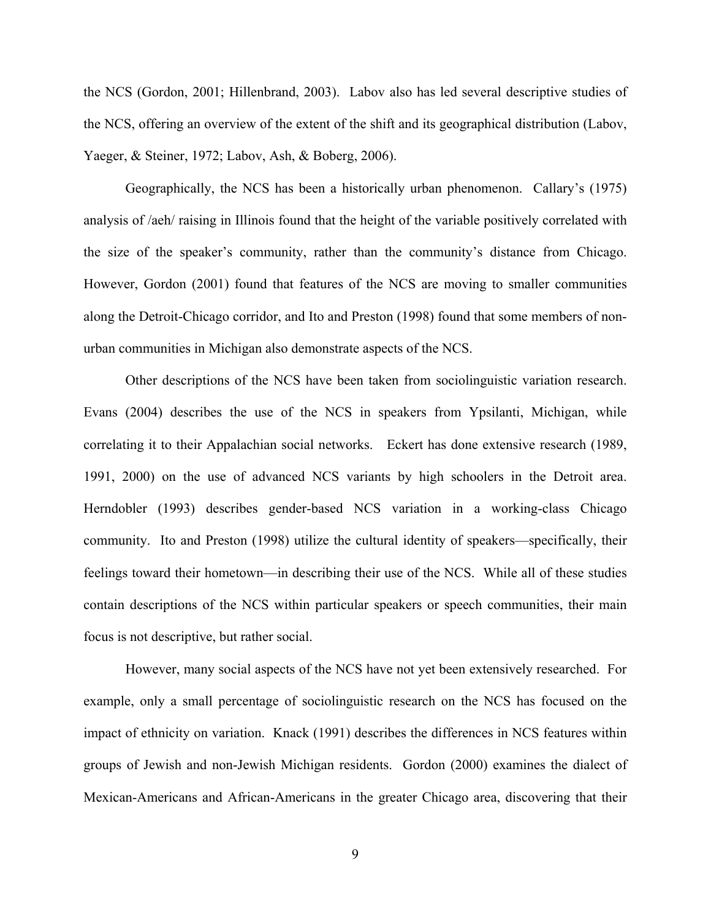the NCS (Gordon, 2001; Hillenbrand, 2003). Labov also has led several descriptive studies of the NCS, offering an overview of the extent of the shift and its geographical distribution (Labov, Yaeger, & Steiner, 1972; Labov, Ash, & Boberg, 2006).

Geographically, the NCS has been a historically urban phenomenon. Callary's (1975) analysis of /aeh/ raising in Illinois found that the height of the variable positively correlated with the size of the speaker's community, rather than the community's distance from Chicago. However, Gordon (2001) found that features of the NCS are moving to smaller communities along the Detroit-Chicago corridor, and Ito and Preston (1998) found that some members of non-urban communities in Michigan also demonstrate aspects of the NCS.

Other descriptions of the NCS have been taken from sociolinguistic variation research. Evans (2004) describes the use of the NCS in speakers from Ypsilanti, Michigan, while correlating it to their Appalachian social networks. Eckert has done extensive research (1989, 1991, 2000) on the use of advanced NCS variants by high schoolers in the Detroit area. Herndobler (1993) describes gender-based NCS variation in a working-class Chicago community. Ito and Preston (1998) utilize the cultural identity of speakers—specifically, their feelings toward their hometown—in describing their use of the NCS. While all of these studies contain descriptions of the NCS within particular speakers or speech communities, their main focus is not descriptive, but rather social.

However, many social aspects of the NCS have not yet been extensively researched. For example, only a small percentage of sociolinguistic research on the NCS has focused on the impact of ethnicity on variation. Knack (1991) describes the differences in NCS features within groups of Jewish and non-Jewish Michigan residents. Gordon (2000) examines the dialect of Mexican-Americans and African-Americans in the greater Chicago area, discovering that their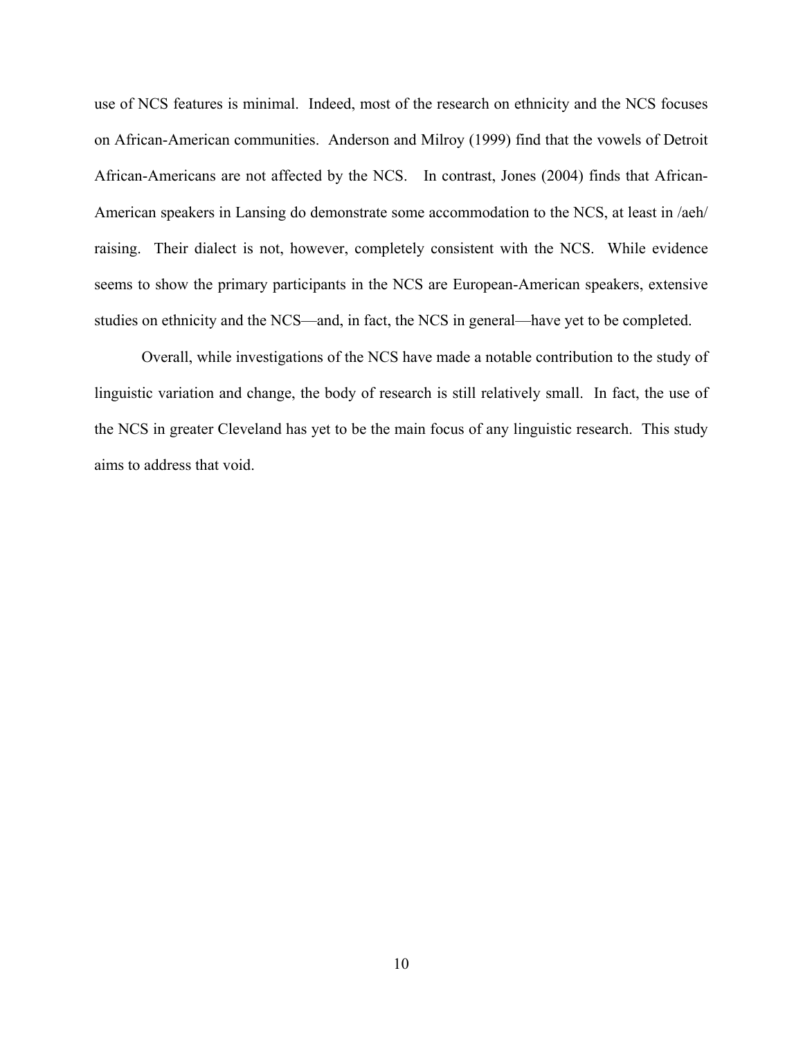use of NCS features is minimal. Indeed, most of the research on ethnicity and the NCS focuses on African-American communities. Anderson and Milroy (1999) find that the vowels of Detroit African-Americans are not affected by the NCS. In contrast, Jones (2004) finds that African-American speakers in Lansing do demonstrate some accommodation to the NCS, at least in /aeh/ raising. Their dialect is not, however, completely consistent with the NCS. While evidence seems to show the primary participants in the NCS are European-American speakers, extensive studies on ethnicity and the NCS—and, in fact, the NCS in general—have yet to be completed.

Overall, while investigations of the NCS have made a notable contribution to the study of linguistic variation and change, the body of research is still relatively small. In fact, the use of the NCS in greater Cleveland has yet to be the main focus of any linguistic research. This study aims to address that void.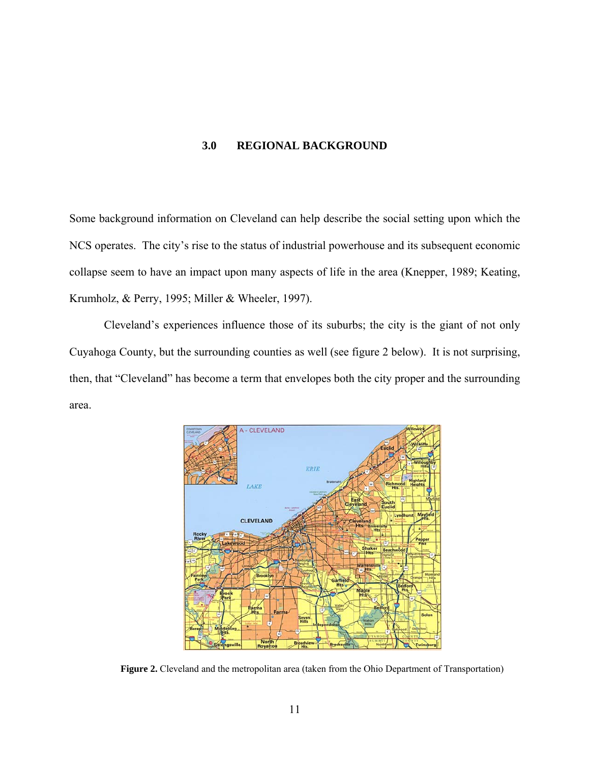# 3.0 REGIONAL BACKGROUND

Some background information on Cleveland can help describe the social setting upon which the NCS operates. The city's rise to the status of industrial powerhouse and its subsequent economic collapse seem to have an impact upon many aspects of life in the area (Knepper, 1989; Keating, Krumholz, & Perry, 1995; Miller & Wheeler, 1997).

Cleveland's experiences influence those of its suburbs; the city is the giant of not only Cuyahoga County, but the surrounding counties as well (see figure 2 below). It is not surprising, then, that "Cleveland" has become a term that envelopes both the city proper and the surrounding area.

**Figure 2.** Cleveland and the metropolitan area (taken from the Ohio Department of Transportation)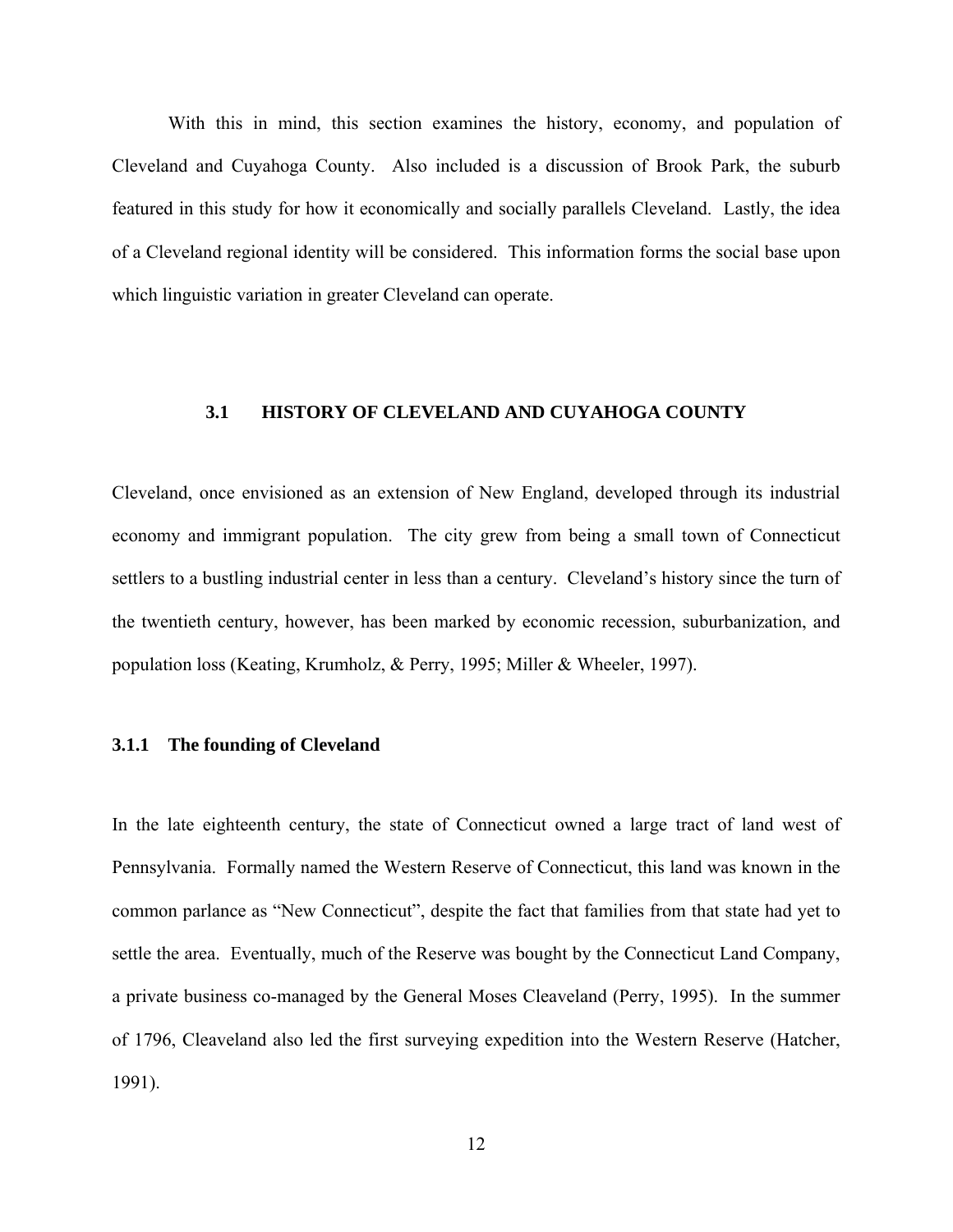With this in mind, this section examines the history, economy, and population of Cleveland and Cuyahoga County. Also included is a discussion of Brook Park, the suburb featured in this study for how it economically and socially parallels Cleveland. Lastly, the idea of a Cleveland regional identity will be considered. This information forms the social base upon which linguistic variation in greater Cleveland can operate.

## 3.1 HISTORY OF CLEVELAND AND CUYAHOGA COUNTY

Cleveland, once envisioned as an extension of New England, developed through its industrial economy and immigrant population. The city grew from being a small town of Connecticut settlers to a bustling industrial center in less than a century. Cleveland's history since the turn of the twentieth century, however, has been marked by economic recession, suburbanization, and population loss (Keating, Krumholz, & Perry, 1995; Miller & Wheeler, 1997).

### 3.1.1 The founding of Cleveland

In the late eighteenth century, the state of Connecticut owned a large tract of land west of Pennsylvania. Formally named the Western Reserve of Connecticut, this land was known in the common parlance as "New Connecticut", despite the fact that families from that state had yet to settle the area. Eventually, much of the Reserve was bought by the Connecticut Land Company, a private business co-managed by the General Moses Cleaveland (Perry, 1995). In the summer of 1796, Cleaveland also led the first surveying expedition into the Western Reserve (Hatcher, 1991).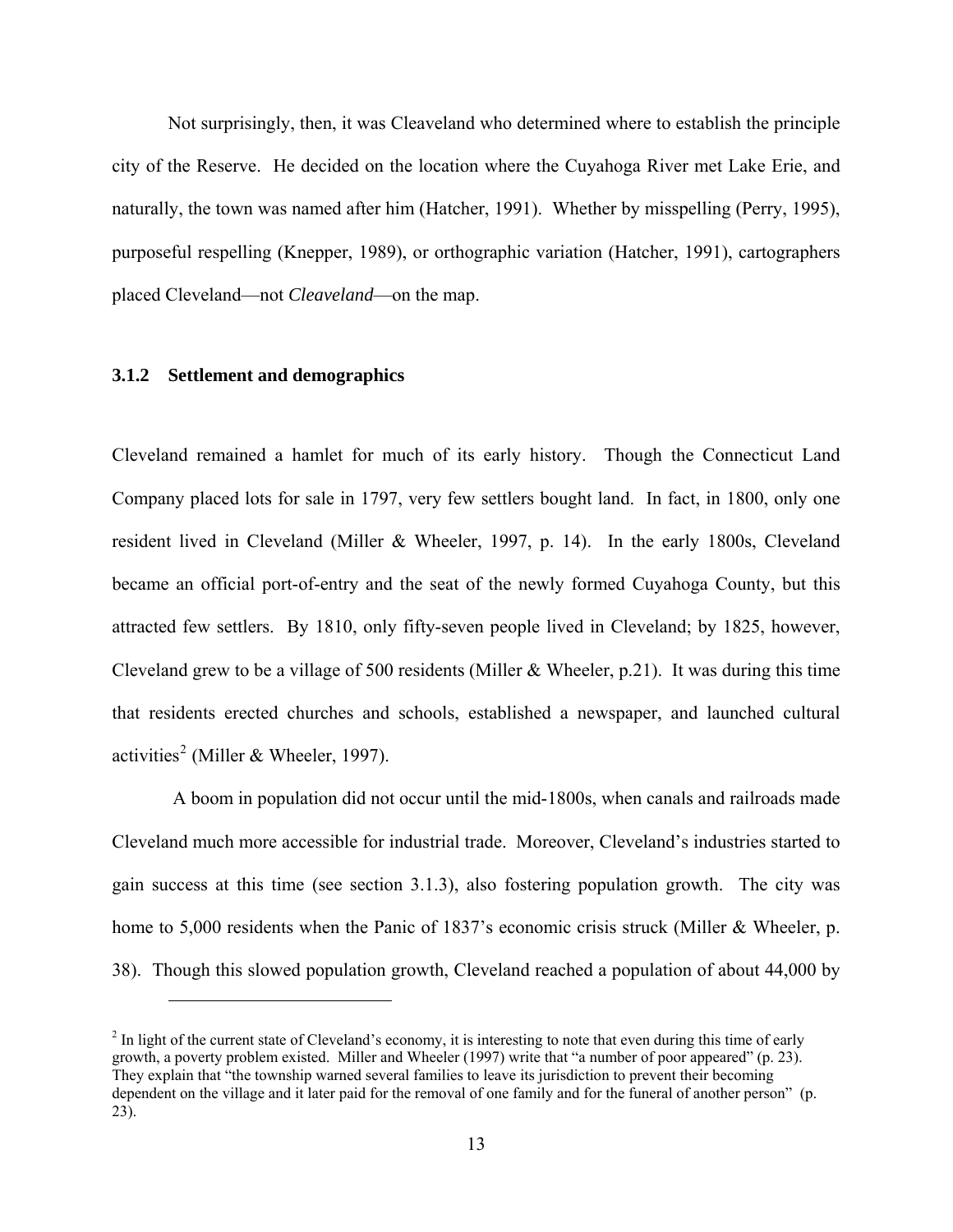Not surprisingly, then, it was Cleaveland who determined where to establish the principle city of the Reserve. He decided on the location where the Cuyahoga River met Lake Erie, and naturally, the town was named after him (Hatcher, 1991). Whether by misspelling (Perry, 1995), purposeful respelling (Knepper, 1989), or orthographic variation (Hatcher, 1991), cartographers placed Cleveland—not *Cleaveland*—on the map.

### 3.1.2 Settlement and demographics

Cleveland remained a hamlet for much of its early history. Though the Connecticut Land Company placed lots for sale in 1797, very few settlers bought land. In fact, in 1800, only one resident lived in Cleveland (Miller & Wheeler, 1997, p. 14). In the early 1800s, Cleveland became an official port-of-entry and the seat of the newly formed Cuyahoga County, but this attracted few settlers. By 1810, only fifty-seven people lived in Cleveland; by 1825, however, Cleveland grew to be a village of 500 residents (Miller & Wheeler, p.21). It was during this time that residents erected churches and schools, established a newspaper, and launched cultural activities[2] (Miller & Wheeler, 1997).

A boom in population did not occur until the mid-1800s, when canals and railroads made Cleveland much more accessible for industrial trade. Moreover, Cleveland's industries started to gain success at this time (see section 3.1.3), also fostering population growth. The city was home to 5,000 residents when the Panic of 1837's economic crisis struck (Miller & Wheeler, p. 38). Though this slowed population growth, Cleveland reached a population of about 44,000 by

[2] In light of the current state of Cleveland's economy, it is interesting to note that even during this time of early growth, a poverty problem existed. Miller and Wheeler (1997) write that "a number of poor appeared" (p. 23). They explain that "the township warned several families to leave its jurisdiction to prevent their becoming dependent on the village and it later paid for the removal of one family and for the funeral of another person" (p. 23).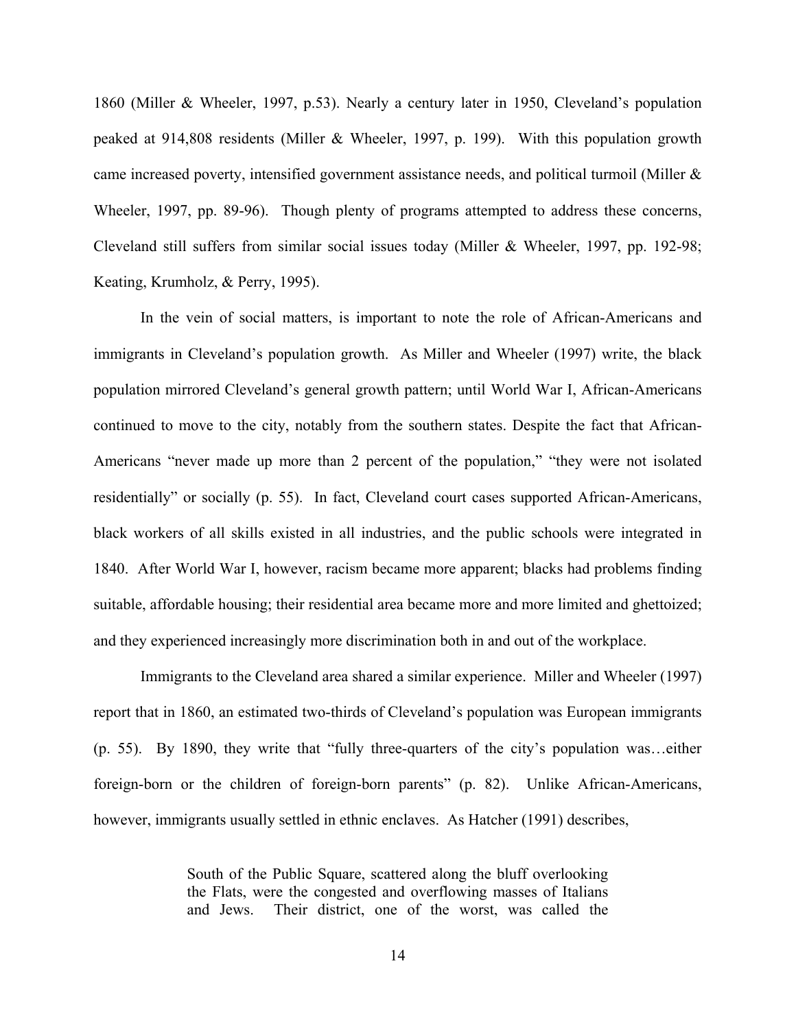1860 (Miller & Wheeler, 1997, p.53). Nearly a century later in 1950, Cleveland's population peaked at 914,808 residents (Miller & Wheeler, 1997, p. 199). With this population growth came increased poverty, intensified government assistance needs, and political turmoil (Miller & Wheeler, 1997, pp. 89-96). Though plenty of programs attempted to address these concerns, Cleveland still suffers from similar social issues today (Miller & Wheeler, 1997, pp. 192-98; Keating, Krumholz, & Perry, 1995).

In the vein of social matters, is important to note the role of African-Americans and immigrants in Cleveland's population growth. As Miller and Wheeler (1997) write, the black population mirrored Cleveland's general growth pattern; until World War I, African-Americans continued to move to the city, notably from the southern states. Despite the fact that African-Americans "never made up more than 2 percent of the population," "they were not isolated residentially" or socially (p. 55). In fact, Cleveland court cases supported African-Americans, black workers of all skills existed in all industries, and the public schools were integrated in 1840. After World War I, however, racism became more apparent; blacks had problems finding suitable, affordable housing; their residential area became more and more limited and ghettoized; and they experienced increasingly more discrimination both in and out of the workplace.

Immigrants to the Cleveland area shared a similar experience. Miller and Wheeler (1997) report that in 1860, an estimated two-thirds of Cleveland's population was European immigrants (p. 55). By 1890, they write that "fully three-quarters of the city's population was…either foreign-born or the children of foreign-born parents" (p. 82). Unlike African-Americans, however, immigrants usually settled in ethnic enclaves. As Hatcher (1991) describes,

> South of the Public Square, scattered along the bluff overlooking the Flats, were the congested and overflowing masses of Italians and Jews. Their district, one of the worst, was called the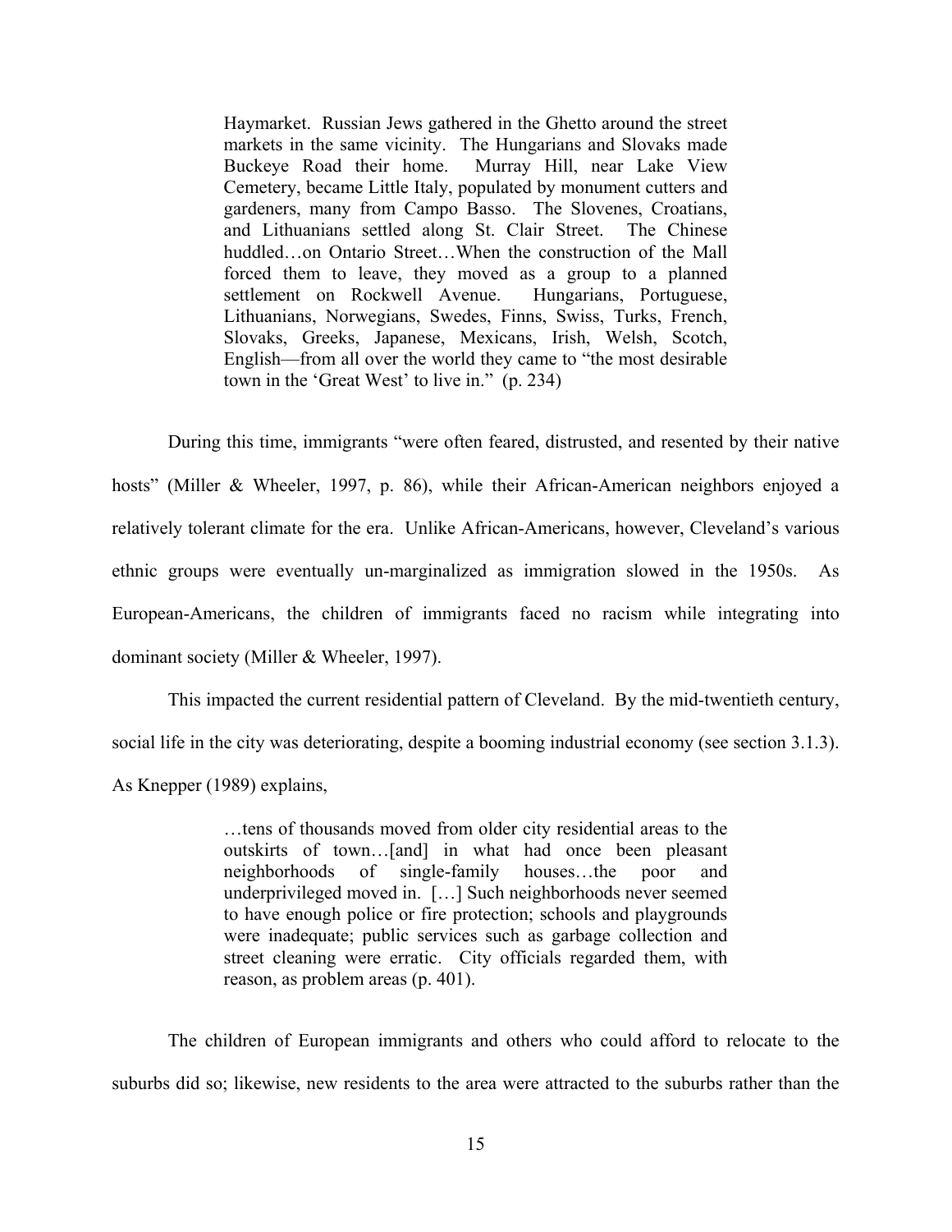> Haymarket. Russian Jews gathered in the Ghetto around the street markets in the same vicinity. The Hungarians and Slovaks made Buckeye Road their home. Murray Hill, near Lake View Cemetery, became Little Italy, populated by monument cutters and gardeners, many from Campo Basso. The Slovenes, Croatians, and Lithuanians settled along St. Clair Street. The Chinese huddled…on Ontario Street…When the construction of the Mall forced them to leave, they moved as a group to a planned settlement on Rockwell Avenue. Hungarians, Portuguese, Lithuanians, Norwegians, Swedes, Finns, Swiss, Turks, French, Slovaks, Greeks, Japanese, Mexicans, Irish, Welsh, Scotch, English—from all over the world they came to "the most desirable town in the 'Great West' to live in." (p. 234)

During this time, immigrants "were often feared, distrusted, and resented by their native hosts" (Miller & Wheeler, 1997, p. 86), while their African-American neighbors enjoyed a relatively tolerant climate for the era. Unlike African-Americans, however, Cleveland's various ethnic groups were eventually un-marginalized as immigration slowed in the 1950s. As European-Americans, the children of immigrants faced no racism while integrating into dominant society (Miller & Wheeler, 1997).

This impacted the current residential pattern of Cleveland. By the mid-twentieth century, social life in the city was deteriorating, despite a booming industrial economy (see section 3.1.3). As Knepper (1989) explains,

> …tens of thousands moved from older city residential areas to the outskirts of town…[and] in what had once been pleasant neighborhoods of single-family houses…the poor and underprivileged moved in. […] Such neighborhoods never seemed to have enough police or fire protection; schools and playgrounds were inadequate; public services such as garbage collection and street cleaning were erratic. City officials regarded them, with reason, as problem areas (p. 401).

The children of European immigrants and others who could afford to relocate to the suburbs did so; likewise, new residents to the area were attracted to the suburbs rather than the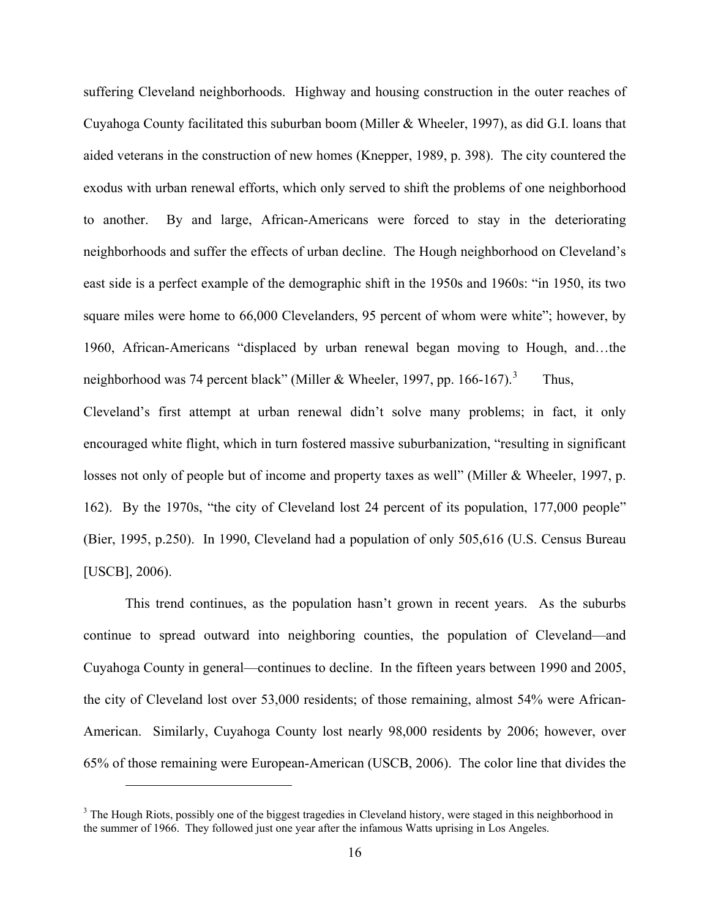suffering Cleveland neighborhoods. Highway and housing construction in the outer reaches of Cuyahoga County facilitated this suburban boom (Miller & Wheeler, 1997), as did G.I. loans that aided veterans in the construction of new homes (Knepper, 1989, p. 398). The city countered the exodus with urban renewal efforts, which only served to shift the problems of one neighborhood to another. By and large, African-Americans were forced to stay in the deteriorating neighborhoods and suffer the effects of urban decline. The Hough neighborhood on Cleveland's east side is a perfect example of the demographic shift in the 1950s and 1960s: "in 1950, its two square miles were home to 66,000 Clevelanders, 95 percent of whom were white"; however, by 1960, African-Americans "displaced by urban renewal began moving to Hough, and…the neighborhood was 74 percent black" (Miller & Wheeler, 1997, pp. 166-167).[3] Thus, Cleveland's first attempt at urban renewal didn't solve many problems; in fact, it only encouraged white flight, which in turn fostered massive suburbanization, "resulting in significant losses not only of people but of income and property taxes as well" (Miller & Wheeler, 1997, p. 162). By the 1970s, "the city of Cleveland lost 24 percent of its population, 177,000 people" (Bier, 1995, p.250). In 1990, Cleveland had a population of only 505,616 (U.S. Census Bureau [USCB], 2006).

This trend continues, as the population hasn't grown in recent years. As the suburbs continue to spread outward into neighboring counties, the population of Cleveland—and Cuyahoga County in general—continues to decline. In the fifteen years between 1990 and 2005, the city of Cleveland lost over 53,000 residents; of those remaining, almost 54% were African-American. Similarly, Cuyahoga County lost nearly 98,000 residents by 2006; however, over 65% of those remaining were European-American (USCB, 2006). The color line that divides the

---

[3] The Hough Riots, possibly one of the biggest tragedies in Cleveland history, were staged in this neighborhood in the summer of 1966. They followed just one year after the infamous Watts uprising in Los Angeles.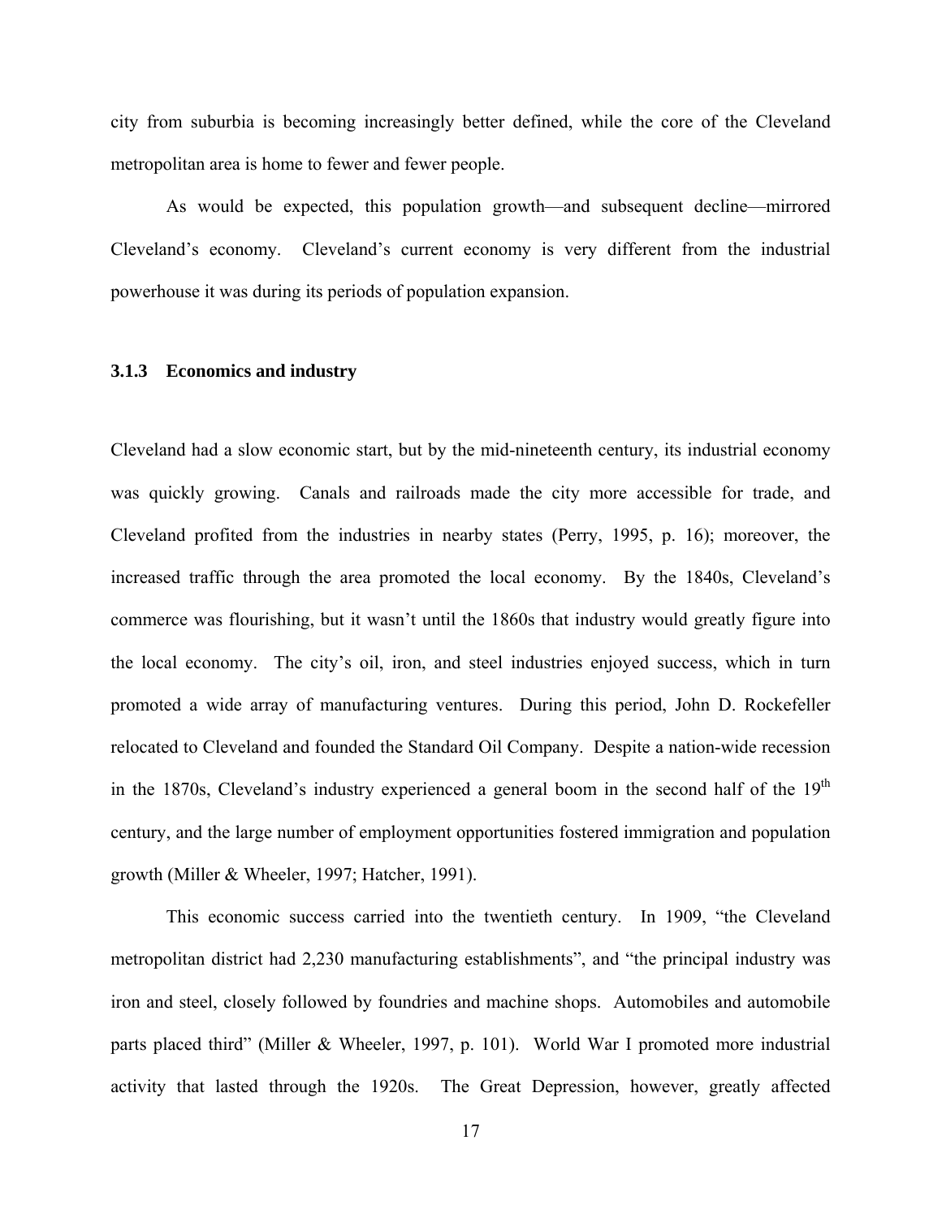city from suburbia is becoming increasingly better defined, while the core of the Cleveland metropolitan area is home to fewer and fewer people.

As would be expected, this population growth—and subsequent decline—mirrored Cleveland's economy. Cleveland's current economy is very different from the industrial powerhouse it was during its periods of population expansion.

### 3.1.3 Economics and industry

Cleveland had a slow economic start, but by the mid-nineteenth century, its industrial economy was quickly growing. Canals and railroads made the city more accessible for trade, and Cleveland profited from the industries in nearby states (Perry, 1995, p. 16); moreover, the increased traffic through the area promoted the local economy. By the 1840s, Cleveland's commerce was flourishing, but it wasn't until the 1860s that industry would greatly figure into the local economy. The city's oil, iron, and steel industries enjoyed success, which in turn promoted a wide array of manufacturing ventures. During this period, John D. Rockefeller relocated to Cleveland and founded the Standard Oil Company. Despite a nation-wide recession in the 1870s, Cleveland's industry experienced a general boom in the second half of the 19th century, and the large number of employment opportunities fostered immigration and population growth (Miller & Wheeler, 1997; Hatcher, 1991).

This economic success carried into the twentieth century. In 1909, "the Cleveland metropolitan district had 2,230 manufacturing establishments", and "the principal industry was iron and steel, closely followed by foundries and machine shops. Automobiles and automobile parts placed third" (Miller & Wheeler, 1997, p. 101). World War I promoted more industrial activity that lasted through the 1920s. The Great Depression, however, greatly affected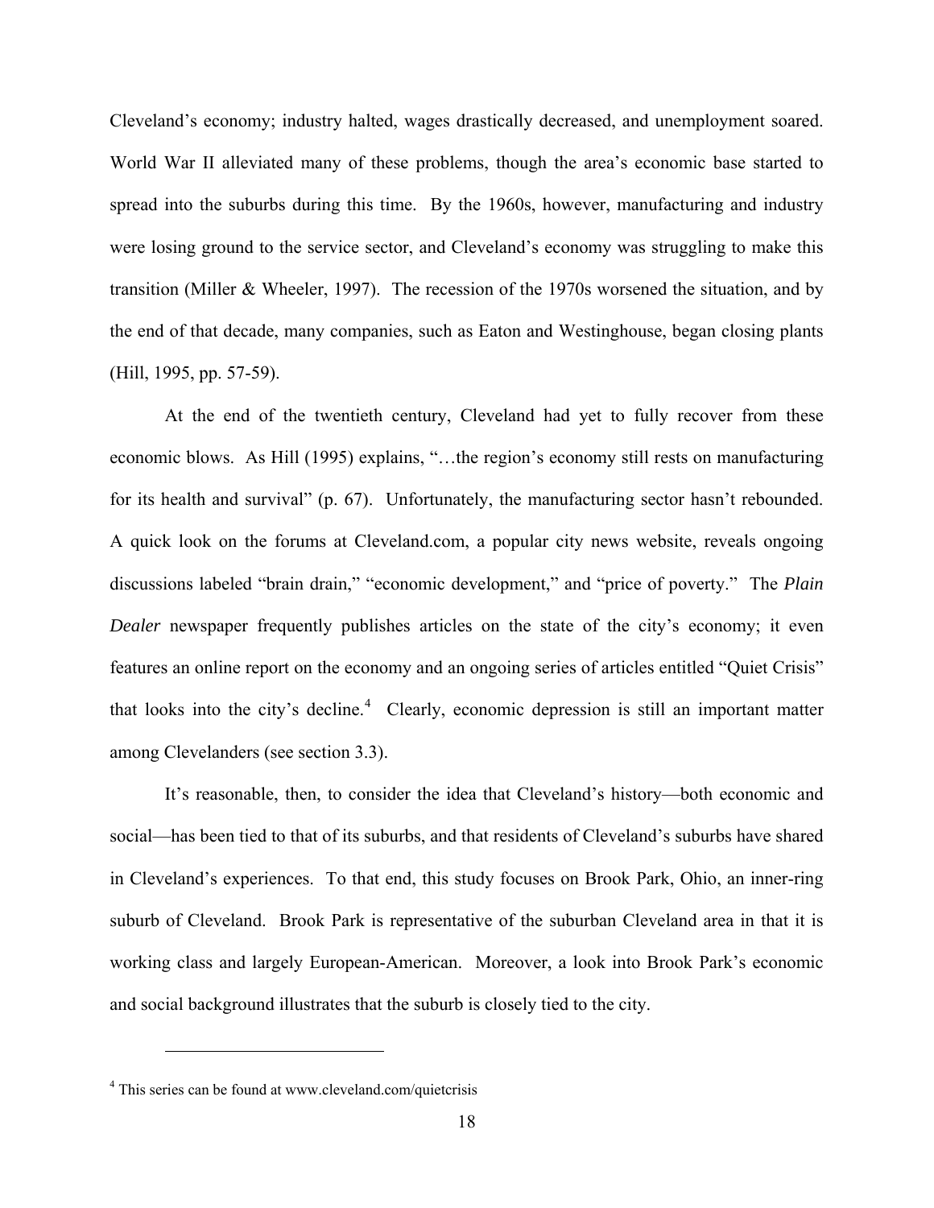Cleveland's economy; industry halted, wages drastically decreased, and unemployment soared. World War II alleviated many of these problems, though the area's economic base started to spread into the suburbs during this time. By the 1960s, however, manufacturing and industry were losing ground to the service sector, and Cleveland's economy was struggling to make this transition (Miller & Wheeler, 1997). The recession of the 1970s worsened the situation, and by the end of that decade, many companies, such as Eaton and Westinghouse, began closing plants (Hill, 1995, pp. 57-59).

At the end of the twentieth century, Cleveland had yet to fully recover from these economic blows. As Hill (1995) explains, "…the region's economy still rests on manufacturing for its health and survival" (p. 67). Unfortunately, the manufacturing sector hasn't rebounded. A quick look on the forums at Cleveland.com, a popular city news website, reveals ongoing discussions labeled "brain drain," "economic development," and "price of poverty." The *Plain Dealer* newspaper frequently publishes articles on the state of the city's economy; it even features an online report on the economy and an ongoing series of articles entitled "Quiet Crisis" that looks into the city's decline.[4] Clearly, economic depression is still an important matter among Clevelanders (see section 3.3).

It's reasonable, then, to consider the idea that Cleveland's history—both economic and social—has been tied to that of its suburbs, and that residents of Cleveland's suburbs have shared in Cleveland's experiences. To that end, this study focuses on Brook Park, Ohio, an inner-ring suburb of Cleveland. Brook Park is representative of the suburban Cleveland area in that it is working class and largely European-American. Moreover, a look into Brook Park's economic and social background illustrates that the suburb is closely tied to the city.

---

[4] This series can be found at www.cleveland.com/quietcrisis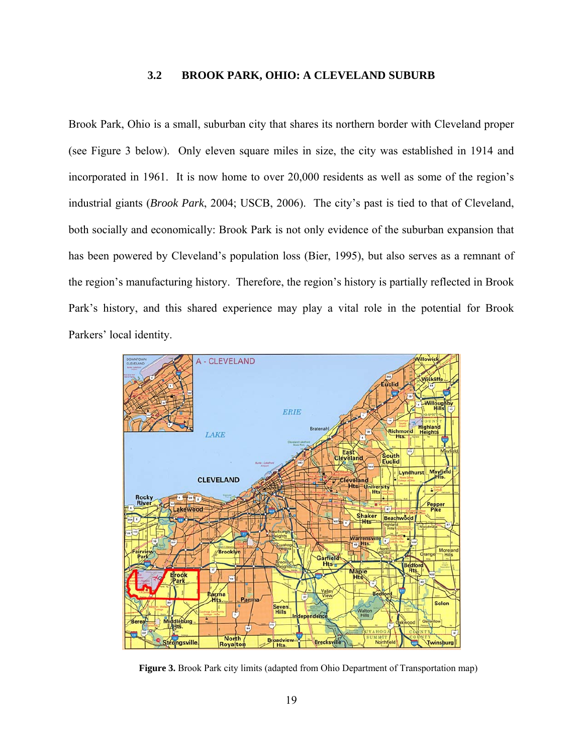### 3.2 BROOK PARK, OHIO: A CLEVELAND SUBURB

Brook Park, Ohio is a small, suburban city that shares its northern border with Cleveland proper (see Figure 3 below). Only eleven square miles in size, the city was established in 1914 and incorporated in 1961. It is now home to over 20,000 residents as well as some of the region's industrial giants (*Brook Park*, 2004; USCB, 2006). The city's past is tied to that of Cleveland, both socially and economically: Brook Park is not only evidence of the suburban expansion that has been powered by Cleveland's population loss (Bier, 1995), but also serves as a remnant of the region's manufacturing history. Therefore, the region's history is partially reflected in Brook Park's history, and this shared experience may play a vital role in the potential for Brook Parkers' local identity.

**Figure 3.** Brook Park city limits (adapted from Ohio Department of Transportation map)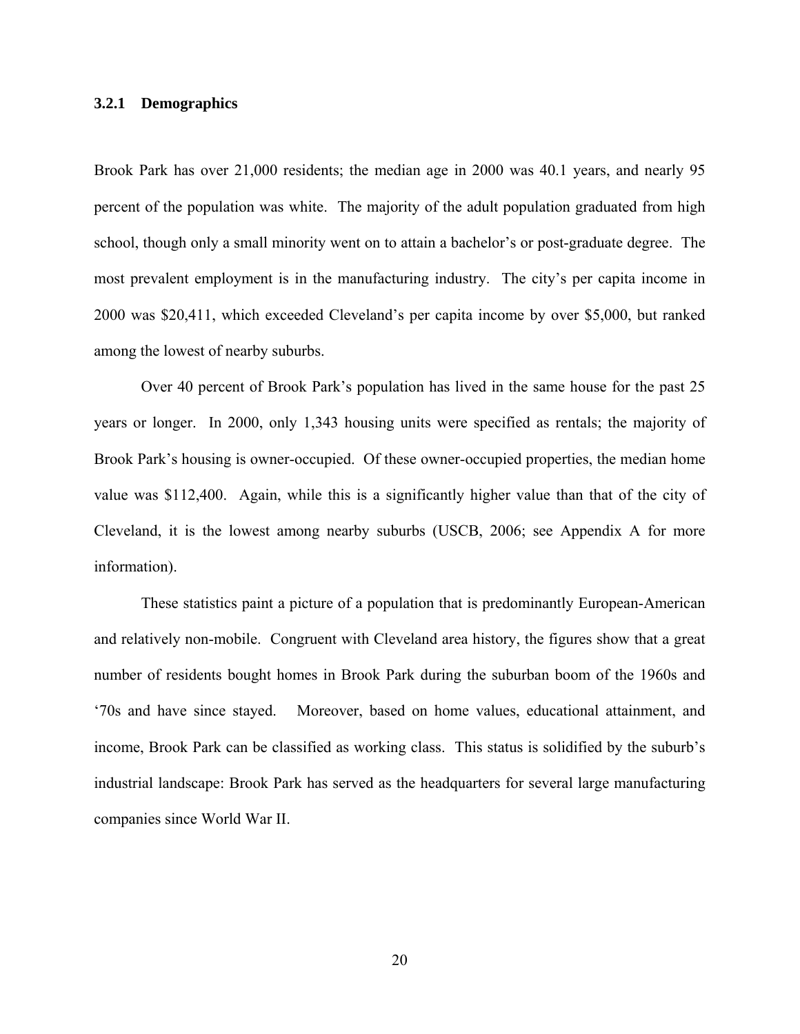### 3.2.1 Demographics

Brook Park has over 21,000 residents; the median age in 2000 was 40.1 years, and nearly 95 percent of the population was white. The majority of the adult population graduated from high school, though only a small minority went on to attain a bachelor's or post-graduate degree. The most prevalent employment is in the manufacturing industry. The city's per capita income in 2000 was $20,411, which exceeded Cleveland's per capita income by over $5,000, but ranked among the lowest of nearby suburbs.

Over 40 percent of Brook Park's population has lived in the same house for the past 25 years or longer. In 2000, only 1,343 housing units were specified as rentals; the majority of Brook Park's housing is owner-occupied. Of these owner-occupied properties, the median home value was $112,400. Again, while this is a significantly higher value than that of the city of Cleveland, it is the lowest among nearby suburbs (USCB, 2006; see Appendix A for more information).

These statistics paint a picture of a population that is predominantly European-American and relatively non-mobile. Congruent with Cleveland area history, the figures show that a great number of residents bought homes in Brook Park during the suburban boom of the 1960s and '70s and have since stayed. Moreover, based on home values, educational attainment, and income, Brook Park can be classified as working class. This status is solidified by the suburb's industrial landscape: Brook Park has served as the headquarters for several large manufacturing companies since World War II.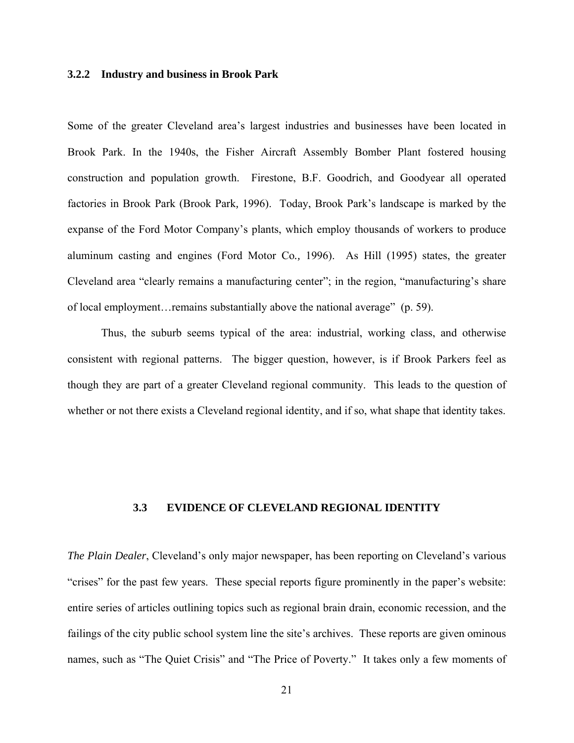### 3.2.2 Industry and business in Brook Park

Some of the greater Cleveland area's largest industries and businesses have been located in Brook Park. In the 1940s, the Fisher Aircraft Assembly Bomber Plant fostered housing construction and population growth. Firestone, B.F. Goodrich, and Goodyear all operated factories in Brook Park (Brook Park*,* 1996). Today, Brook Park's landscape is marked by the expanse of the Ford Motor Company's plants, which employ thousands of workers to produce aluminum casting and engines (Ford Motor Co.*,* 1996). As Hill (1995) states, the greater Cleveland area "clearly remains a manufacturing center"; in the region, "manufacturing's share of local employment…remains substantially above the national average" (p. 59).

Thus, the suburb seems typical of the area: industrial, working class, and otherwise consistent with regional patterns. The bigger question, however, is if Brook Parkers feel as though they are part of a greater Cleveland regional community. This leads to the question of whether or not there exists a Cleveland regional identity, and if so, what shape that identity takes.

## 3.3 EVIDENCE OF CLEVELAND REGIONAL IDENTITY

*The Plain Dealer*, Cleveland's only major newspaper, has been reporting on Cleveland's various "crises" for the past few years. These special reports figure prominently in the paper's website: entire series of articles outlining topics such as regional brain drain, economic recession, and the failings of the city public school system line the site's archives. These reports are given ominous names, such as "The Quiet Crisis" and "The Price of Poverty." It takes only a few moments of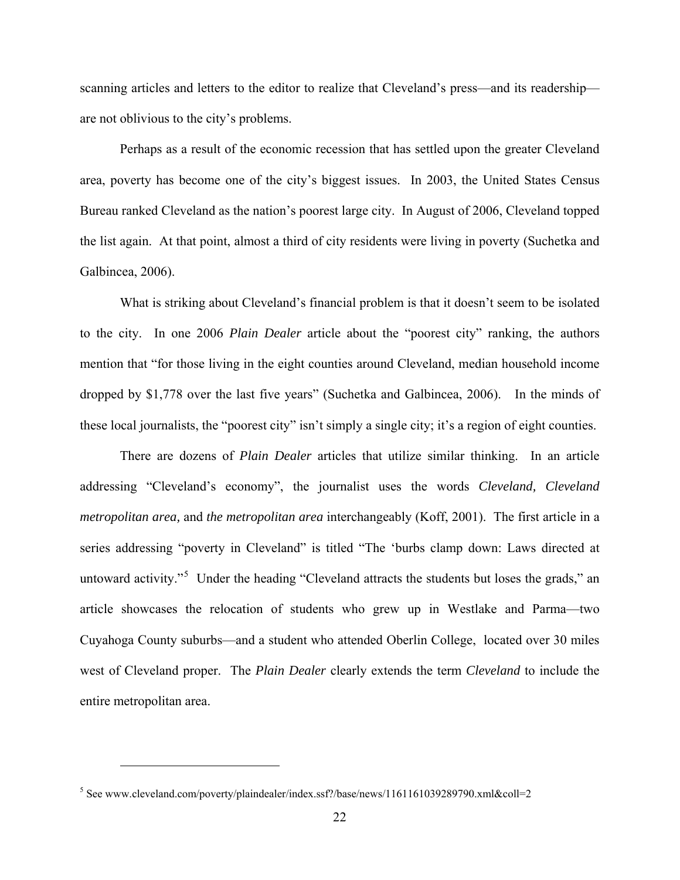scanning articles and letters to the editor to realize that Cleveland's press—and its readership—are not oblivious to the city's problems.

Perhaps as a result of the economic recession that has settled upon the greater Cleveland area, poverty has become one of the city's biggest issues. In 2003, the United States Census Bureau ranked Cleveland as the nation's poorest large city. In August of 2006, Cleveland topped the list again. At that point, almost a third of city residents were living in poverty (Suchetka and Galbincea, 2006).

What is striking about Cleveland's financial problem is that it doesn't seem to be isolated to the city. In one 2006 *Plain Dealer* article about the "poorest city" ranking, the authors mention that "for those living in the eight counties around Cleveland, median household income dropped by $1,778 over the last five years" (Suchetka and Galbincea, 2006). In the minds of these local journalists, the "poorest city" isn't simply a single city; it's a region of eight counties.

There are dozens of *Plain Dealer* articles that utilize similar thinking. In an article addressing "Cleveland's economy", the journalist uses the words *Cleveland, Cleveland metropolitan area,* and *the metropolitan area* interchangeably (Koff, 2001). The first article in a series addressing "poverty in Cleveland" is titled "The 'burbs clamp down: Laws directed at untoward activity."[5] Under the heading "Cleveland attracts the students but loses the grads," an article showcases the relocation of students who grew up in Westlake and Parma—two Cuyahoga County suburbs—and a student who attended Oberlin College, located over 30 miles west of Cleveland proper. The *Plain Dealer* clearly extends the term *Cleveland* to include the entire metropolitan area.

---

[5] See www.cleveland.com/poverty/plaindealer/index.ssf?/base/news/1161161039289790.xml&coll=2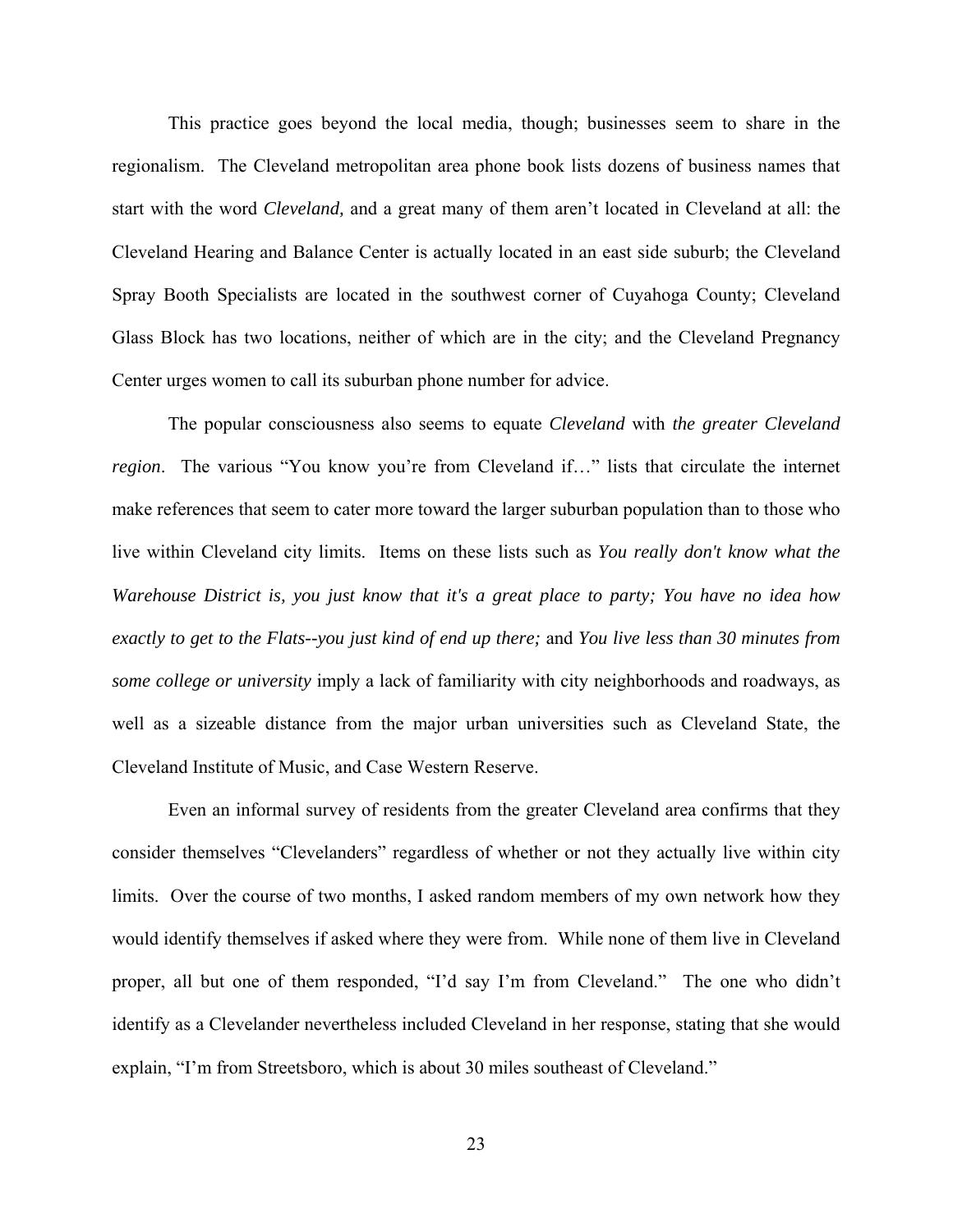This practice goes beyond the local media, though; businesses seem to share in the regionalism. The Cleveland metropolitan area phone book lists dozens of business names that start with the word *Cleveland,* and a great many of them aren't located in Cleveland at all: the Cleveland Hearing and Balance Center is actually located in an east side suburb; the Cleveland Spray Booth Specialists are located in the southwest corner of Cuyahoga County; Cleveland Glass Block has two locations, neither of which are in the city; and the Cleveland Pregnancy Center urges women to call its suburban phone number for advice.

The popular consciousness also seems to equate *Cleveland* with *the greater Cleveland region*. The various "You know you're from Cleveland if…" lists that circulate the internet make references that seem to cater more toward the larger suburban population than to those who live within Cleveland city limits. Items on these lists such as *You really don't know what the Warehouse District is, you just know that it's a great place to party; You have no idea how exactly to get to the Flats--you just kind of end up there;* and *You live less than 30 minutes from some college or university* imply a lack of familiarity with city neighborhoods and roadways, as well as a sizeable distance from the major urban universities such as Cleveland State, the Cleveland Institute of Music, and Case Western Reserve.

Even an informal survey of residents from the greater Cleveland area confirms that they consider themselves "Clevelanders" regardless of whether or not they actually live within city limits. Over the course of two months, I asked random members of my own network how they would identify themselves if asked where they were from. While none of them live in Cleveland proper, all but one of them responded, "I'd say I'm from Cleveland." The one who didn't identify as a Clevelander nevertheless included Cleveland in her response, stating that she would explain, "I'm from Streetsboro, which is about 30 miles southeast of Cleveland."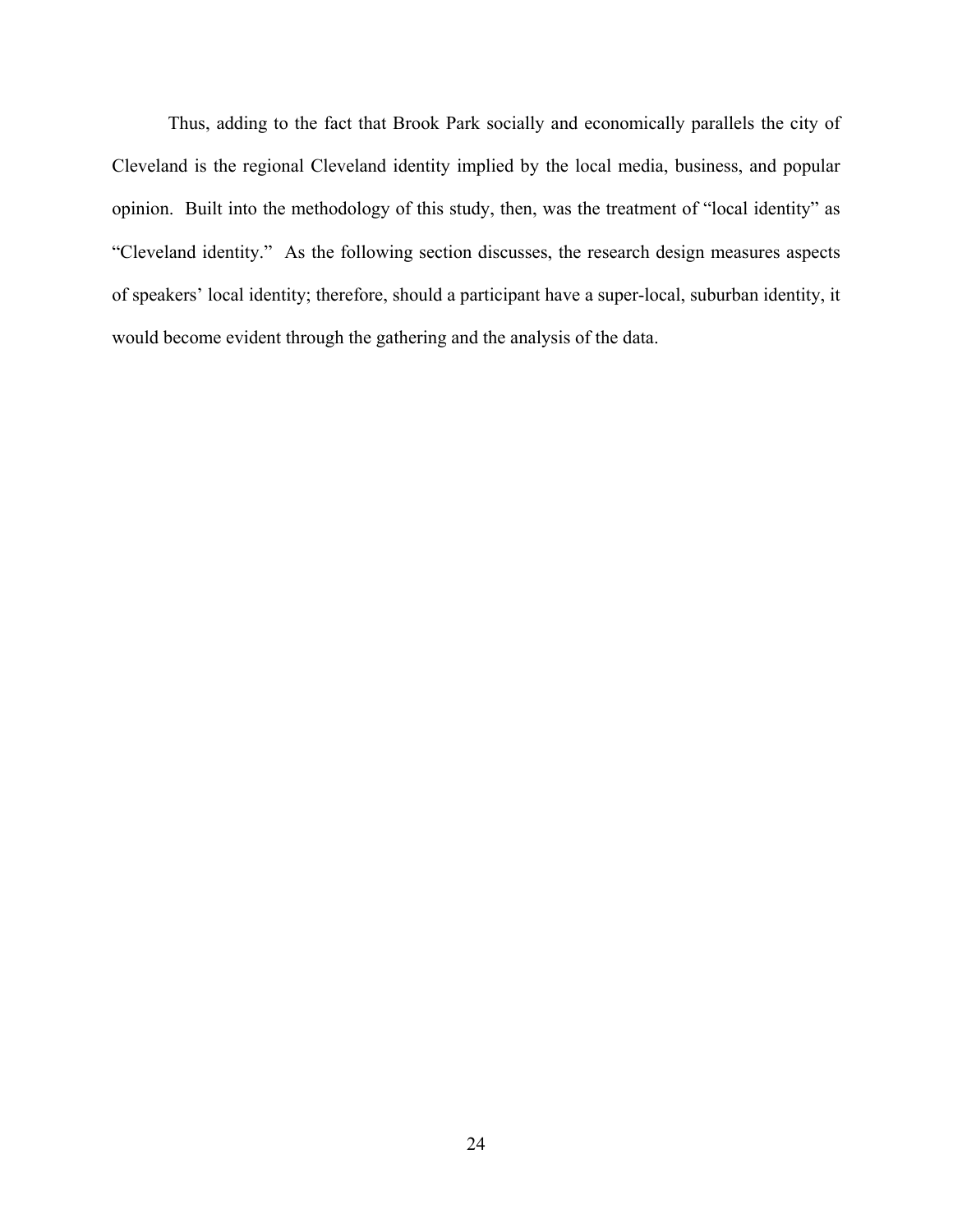Thus, adding to the fact that Brook Park socially and economically parallels the city of Cleveland is the regional Cleveland identity implied by the local media, business, and popular opinion. Built into the methodology of this study, then, was the treatment of "local identity" as "Cleveland identity." As the following section discusses, the research design measures aspects of speakers' local identity; therefore, should a participant have a super-local, suburban identity, it would become evident through the gathering and the analysis of the data.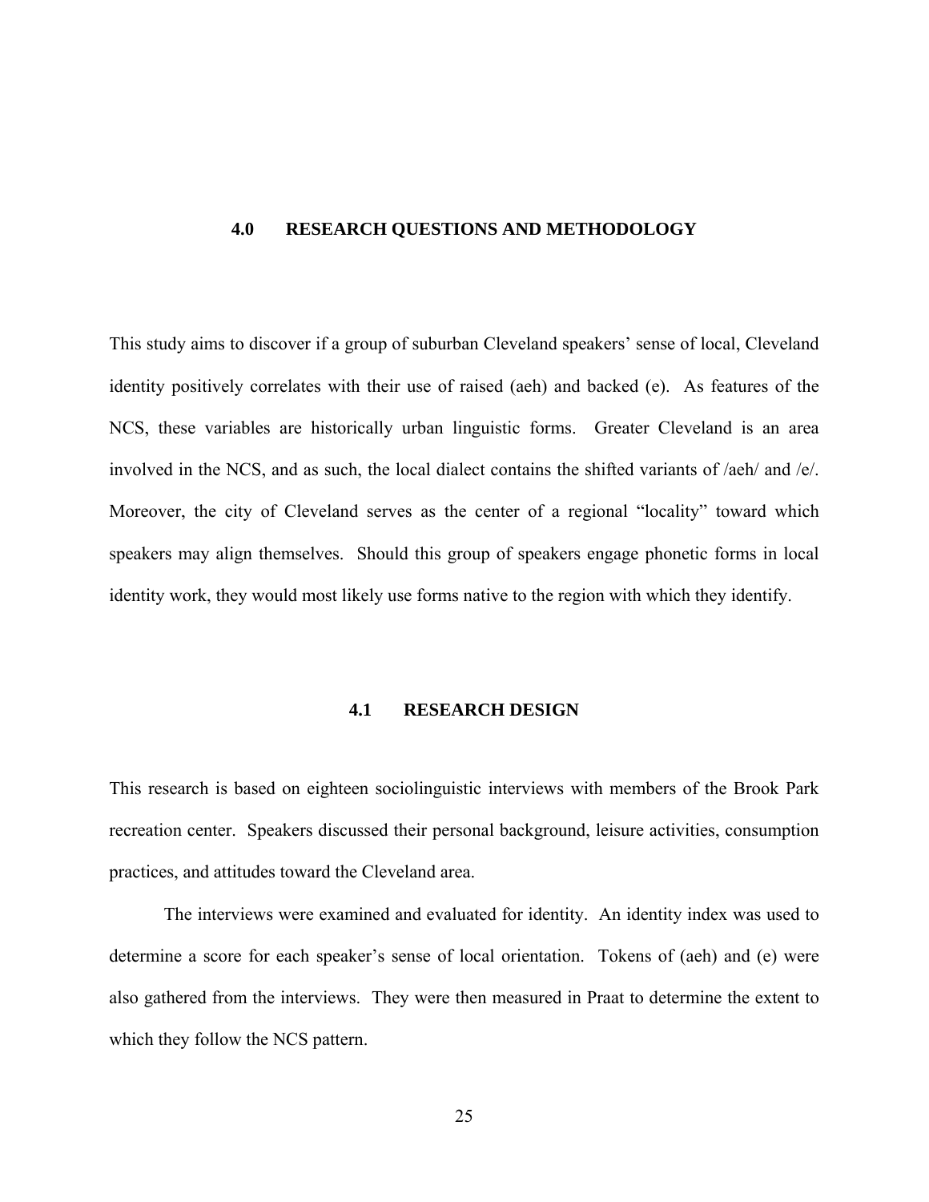# 4.0 RESEARCH QUESTIONS AND METHODOLOGY

This study aims to discover if a group of suburban Cleveland speakers' sense of local, Cleveland identity positively correlates with their use of raised (aeh) and backed (e). As features of the NCS, these variables are historically urban linguistic forms. Greater Cleveland is an area involved in the NCS, and as such, the local dialect contains the shifted variants of /aeh/ and /e/. Moreover, the city of Cleveland serves as the center of a regional "locality" toward which speakers may align themselves. Should this group of speakers engage phonetic forms in local identity work, they would most likely use forms native to the region with which they identify.

## 4.1 RESEARCH DESIGN

This research is based on eighteen sociolinguistic interviews with members of the Brook Park recreation center. Speakers discussed their personal background, leisure activities, consumption practices, and attitudes toward the Cleveland area.

The interviews were examined and evaluated for identity. An identity index was used to determine a score for each speaker's sense of local orientation. Tokens of (aeh) and (e) were also gathered from the interviews. They were then measured in Praat to determine the extent to which they follow the NCS pattern.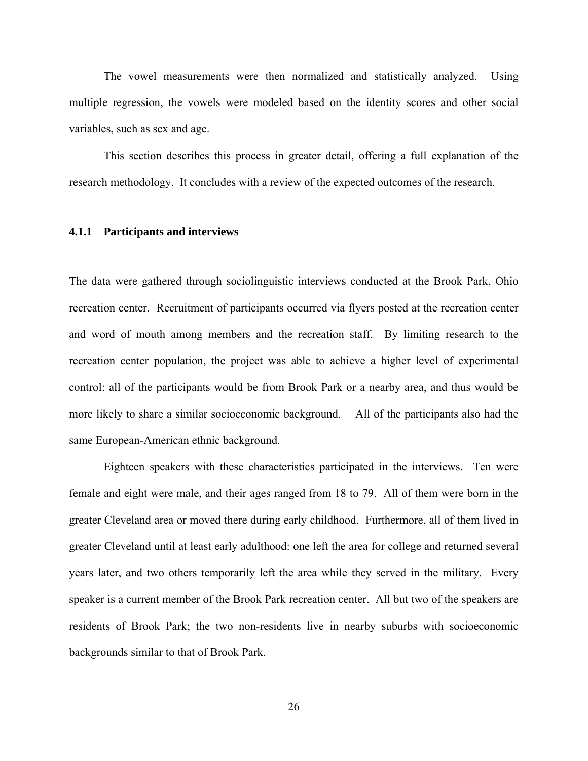The vowel measurements were then normalized and statistically analyzed. Using multiple regression, the vowels were modeled based on the identity scores and other social variables, such as sex and age.

This section describes this process in greater detail, offering a full explanation of the research methodology. It concludes with a review of the expected outcomes of the research.

### 4.1.1 Participants and interviews

The data were gathered through sociolinguistic interviews conducted at the Brook Park, Ohio recreation center. Recruitment of participants occurred via flyers posted at the recreation center and word of mouth among members and the recreation staff. By limiting research to the recreation center population, the project was able to achieve a higher level of experimental control: all of the participants would be from Brook Park or a nearby area, and thus would be more likely to share a similar socioeconomic background. All of the participants also had the same European-American ethnic background.

Eighteen speakers with these characteristics participated in the interviews. Ten were female and eight were male, and their ages ranged from 18 to 79. All of them were born in the greater Cleveland area or moved there during early childhood. Furthermore, all of them lived in greater Cleveland until at least early adulthood: one left the area for college and returned several years later, and two others temporarily left the area while they served in the military. Every speaker is a current member of the Brook Park recreation center. All but two of the speakers are residents of Brook Park; the two non-residents live in nearby suburbs with socioeconomic backgrounds similar to that of Brook Park.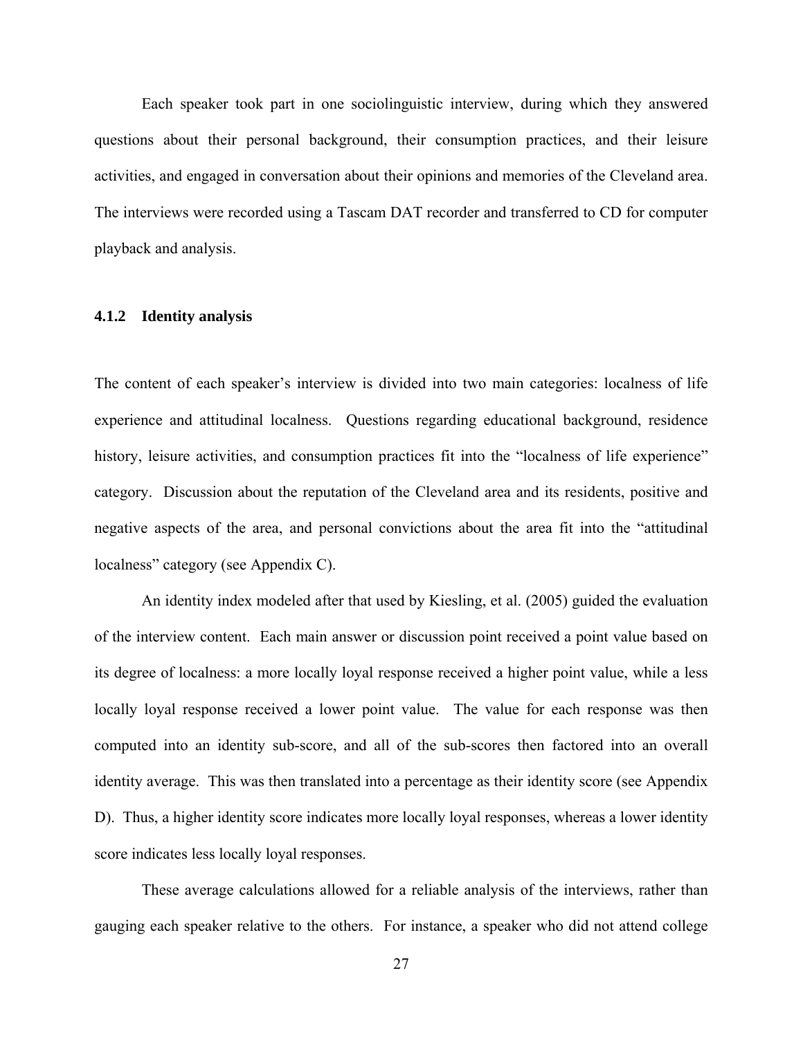Each speaker took part in one sociolinguistic interview, during which they answered questions about their personal background, their consumption practices, and their leisure activities, and engaged in conversation about their opinions and memories of the Cleveland area. The interviews were recorded using a Tascam DAT recorder and transferred to CD for computer playback and analysis.

### 4.1.2 Identity analysis

The content of each speaker's interview is divided into two main categories: localness of life experience and attitudinal localness. Questions regarding educational background, residence history, leisure activities, and consumption practices fit into the "localness of life experience" category. Discussion about the reputation of the Cleveland area and its residents, positive and negative aspects of the area, and personal convictions about the area fit into the "attitudinal localness" category (see Appendix C).

An identity index modeled after that used by Kiesling, et al. (2005) guided the evaluation of the interview content. Each main answer or discussion point received a point value based on its degree of localness: a more locally loyal response received a higher point value, while a less locally loyal response received a lower point value. The value for each response was then computed into an identity sub-score, and all of the sub-scores then factored into an overall identity average. This was then translated into a percentage as their identity score (see Appendix D). Thus, a higher identity score indicates more locally loyal responses, whereas a lower identity score indicates less locally loyal responses.

These average calculations allowed for a reliable analysis of the interviews, rather than gauging each speaker relative to the others. For instance, a speaker who did not attend college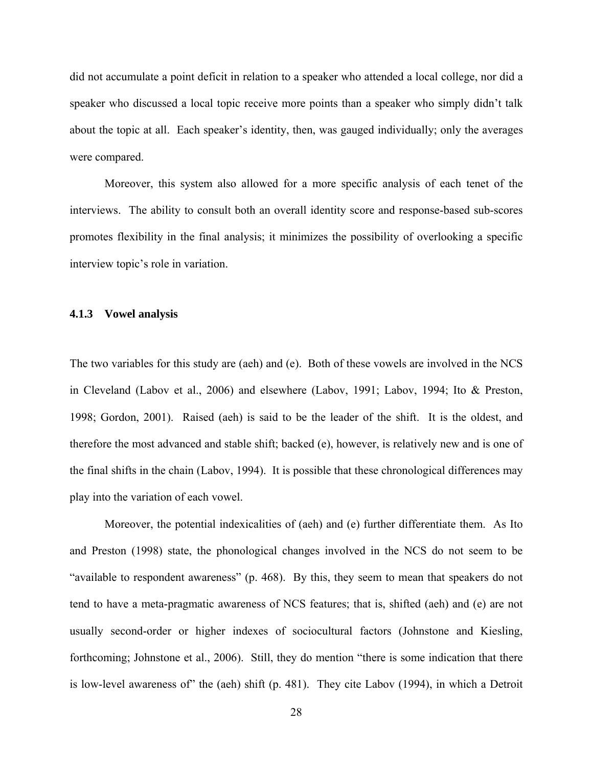did not accumulate a point deficit in relation to a speaker who attended a local college, nor did a speaker who discussed a local topic receive more points than a speaker who simply didn't talk about the topic at all. Each speaker's identity, then, was gauged individually; only the averages were compared.

Moreover, this system also allowed for a more specific analysis of each tenet of the interviews. The ability to consult both an overall identity score and response-based sub-scores promotes flexibility in the final analysis; it minimizes the possibility of overlooking a specific interview topic's role in variation.

### 4.1.3 Vowel analysis

The two variables for this study are (aeh) and (e). Both of these vowels are involved in the NCS in Cleveland (Labov et al., 2006) and elsewhere (Labov, 1991; Labov, 1994; Ito & Preston, 1998; Gordon, 2001). Raised (aeh) is said to be the leader of the shift. It is the oldest, and therefore the most advanced and stable shift; backed (e), however, is relatively new and is one of the final shifts in the chain (Labov, 1994). It is possible that these chronological differences may play into the variation of each vowel.

Moreover, the potential indexicalities of (aeh) and (e) further differentiate them. As Ito and Preston (1998) state, the phonological changes involved in the NCS do not seem to be "available to respondent awareness" (p. 468). By this, they seem to mean that speakers do not tend to have a meta-pragmatic awareness of NCS features; that is, shifted (aeh) and (e) are not usually second-order or higher indexes of sociocultural factors (Johnstone and Kiesling, forthcoming; Johnstone et al., 2006). Still, they do mention "there is some indication that there is low-level awareness of" the (aeh) shift (p. 481). They cite Labov (1994), in which a Detroit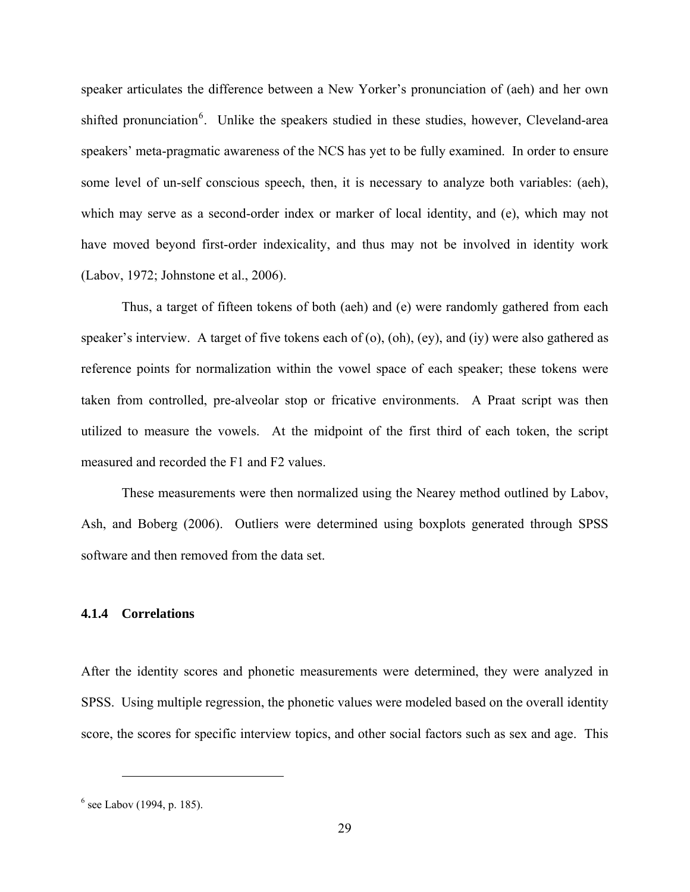speaker articulates the difference between a New Yorker's pronunciation of (aeh) and her own shifted pronunciation[6]. Unlike the speakers studied in these studies, however, Cleveland-area speakers' meta-pragmatic awareness of the NCS has yet to be fully examined. In order to ensure some level of un-self conscious speech, then, it is necessary to analyze both variables: (aeh), which may serve as a second-order index or marker of local identity, and (e), which may not have moved beyond first-order indexicality, and thus may not be involved in identity work (Labov, 1972; Johnstone et al., 2006).

Thus, a target of fifteen tokens of both (aeh) and (e) were randomly gathered from each speaker's interview. A target of five tokens each of (o), (oh), (ey), and (iy) were also gathered as reference points for normalization within the vowel space of each speaker; these tokens were taken from controlled, pre-alveolar stop or fricative environments. A Praat script was then utilized to measure the vowels. At the midpoint of the first third of each token, the script measured and recorded the F1 and F2 values.

These measurements were then normalized using the Nearey method outlined by Labov, Ash, and Boberg (2006). Outliers were determined using boxplots generated through SPSS software and then removed from the data set.

#### 4.1.4 Correlations

After the identity scores and phonetic measurements were determined, they were analyzed in SPSS. Using multiple regression, the phonetic values were modeled based on the overall identity score, the scores for specific interview topics, and other social factors such as sex and age. This

[6] see Labov (1994, p. 185).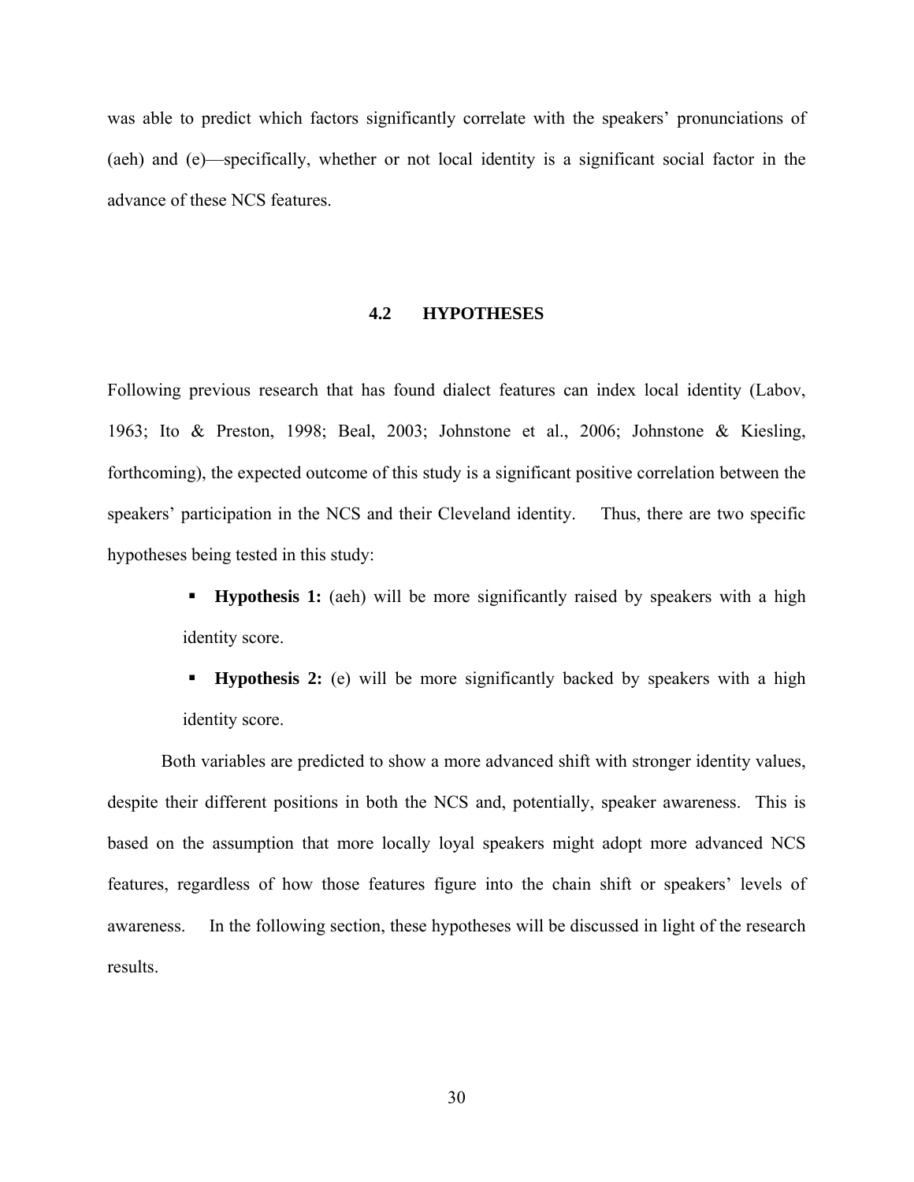was able to predict which factors significantly correlate with the speakers' pronunciations of (aeh) and (e)—specifically, whether or not local identity is a significant social factor in the advance of these NCS features.

## 4.2 HYPOTHESES

Following previous research that has found dialect features can index local identity (Labov, 1963; Ito & Preston, 1998; Beal, 2003; Johnstone et al., 2006; Johnstone & Kiesling, forthcoming), the expected outcome of this study is a significant positive correlation between the speakers' participation in the NCS and their Cleveland identity. Thus, there are two specific hypotheses being tested in this study:

- **Hypothesis 1:** (aeh) will be more significantly raised by speakers with a high identity score.
- **Hypothesis 2:** (e) will be more significantly backed by speakers with a high identity score.

Both variables are predicted to show a more advanced shift with stronger identity values, despite their different positions in both the NCS and, potentially, speaker awareness. This is based on the assumption that more locally loyal speakers might adopt more advanced NCS features, regardless of how those features figure into the chain shift or speakers' levels of awareness. In the following section, these hypotheses will be discussed in light of the research results.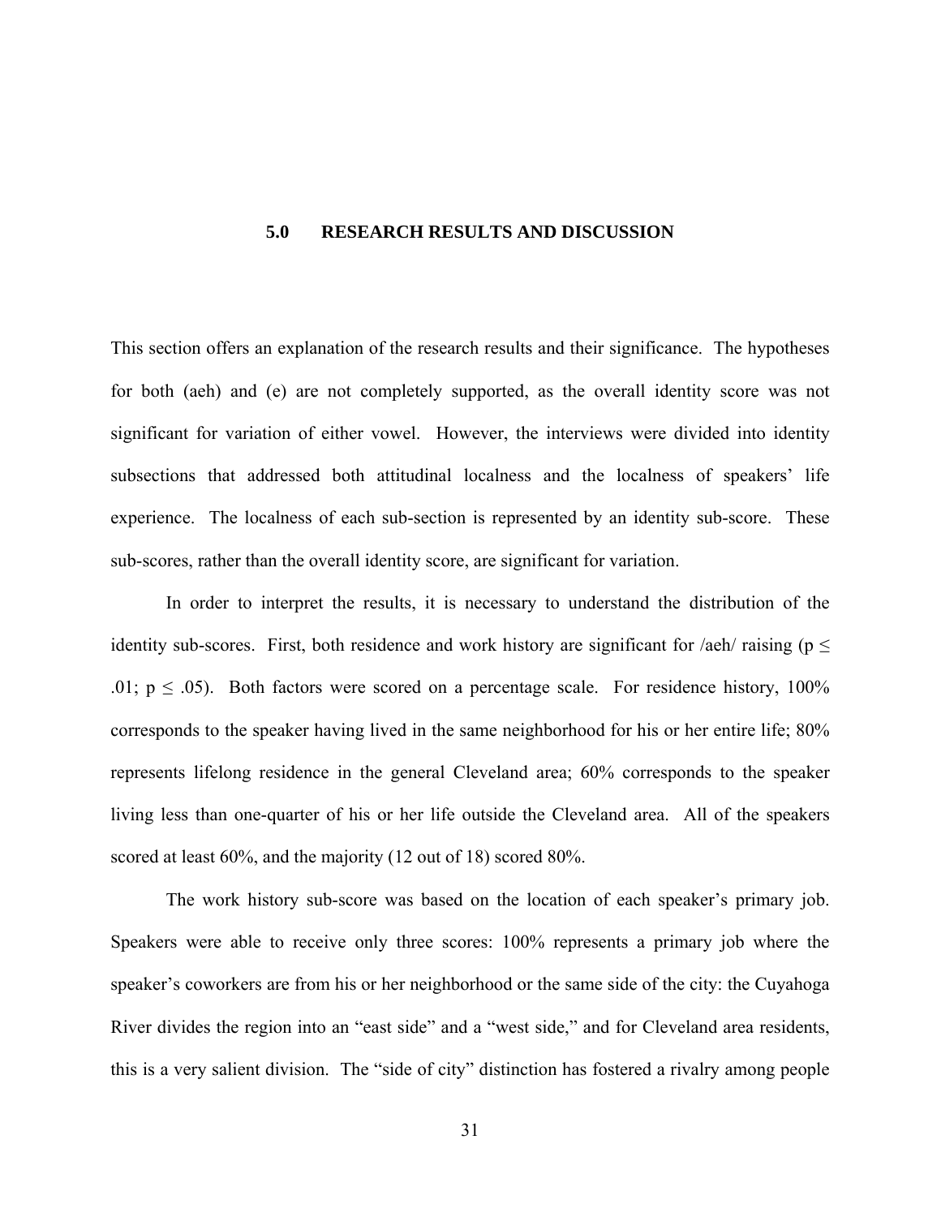# 5.0 RESEARCH RESULTS AND DISCUSSION

This section offers an explanation of the research results and their significance. The hypotheses for both (aeh) and (e) are not completely supported, as the overall identity score was not significant for variation of either vowel. However, the interviews were divided into identity subsections that addressed both attitudinal localness and the localness of speakers' life experience. The localness of each sub-section is represented by an identity sub-score. These sub-scores, rather than the overall identity score, are significant for variation.

In order to interpret the results, it is necessary to understand the distribution of the identity sub-scores. First, both residence and work history are significant for /aeh/ raising ($p \leq .01$; $p \leq .05$). Both factors were scored on a percentage scale. For residence history, 100% corresponds to the speaker having lived in the same neighborhood for his or her entire life; 80% represents lifelong residence in the general Cleveland area; 60% corresponds to the speaker living less than one-quarter of his or her life outside the Cleveland area. All of the speakers scored at least 60%, and the majority (12 out of 18) scored 80%.

The work history sub-score was based on the location of each speaker's primary job. Speakers were able to receive only three scores: 100% represents a primary job where the speaker's coworkers are from his or her neighborhood or the same side of the city: the Cuyahoga River divides the region into an "east side" and a "west side," and for Cleveland area residents, this is a very salient division. The "side of city" distinction has fostered a rivalry among people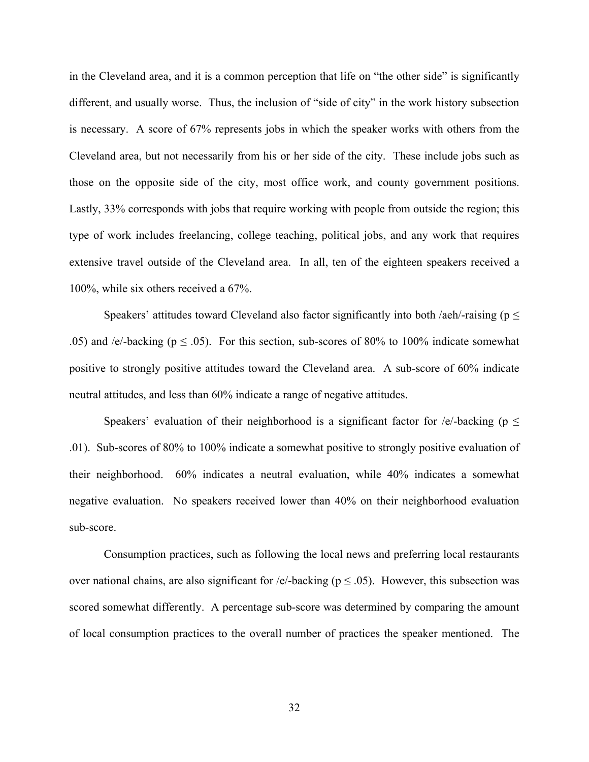in the Cleveland area, and it is a common perception that life on "the other side" is significantly different, and usually worse. Thus, the inclusion of "side of city" in the work history subsection is necessary. A score of 67% represents jobs in which the speaker works with others from the Cleveland area, but not necessarily from his or her side of the city. These include jobs such as those on the opposite side of the city, most office work, and county government positions. Lastly, 33% corresponds with jobs that require working with people from outside the region; this type of work includes freelancing, college teaching, political jobs, and any work that requires extensive travel outside of the Cleveland area. In all, ten of the eighteen speakers received a 100%, while six others received a 67%.

Speakers' attitudes toward Cleveland also factor significantly into both /aeh/-raising ($p \leq .05$) and /e/-backing ($p \leq .05$). For this section, sub-scores of 80% to 100% indicate somewhat positive to strongly positive attitudes toward the Cleveland area. A sub-score of 60% indicate neutral attitudes, and less than 60% indicate a range of negative attitudes.

Speakers' evaluation of their neighborhood is a significant factor for /e/-backing ($p \leq .01$). Sub-scores of 80% to 100% indicate a somewhat positive to strongly positive evaluation of their neighborhood. 60% indicates a neutral evaluation, while 40% indicates a somewhat negative evaluation. No speakers received lower than 40% on their neighborhood evaluation sub-score.

Consumption practices, such as following the local news and preferring local restaurants over national chains, are also significant for /e/-backing ($p \leq .05$). However, this subsection was scored somewhat differently. A percentage sub-score was determined by comparing the amount of local consumption practices to the overall number of practices the speaker mentioned. The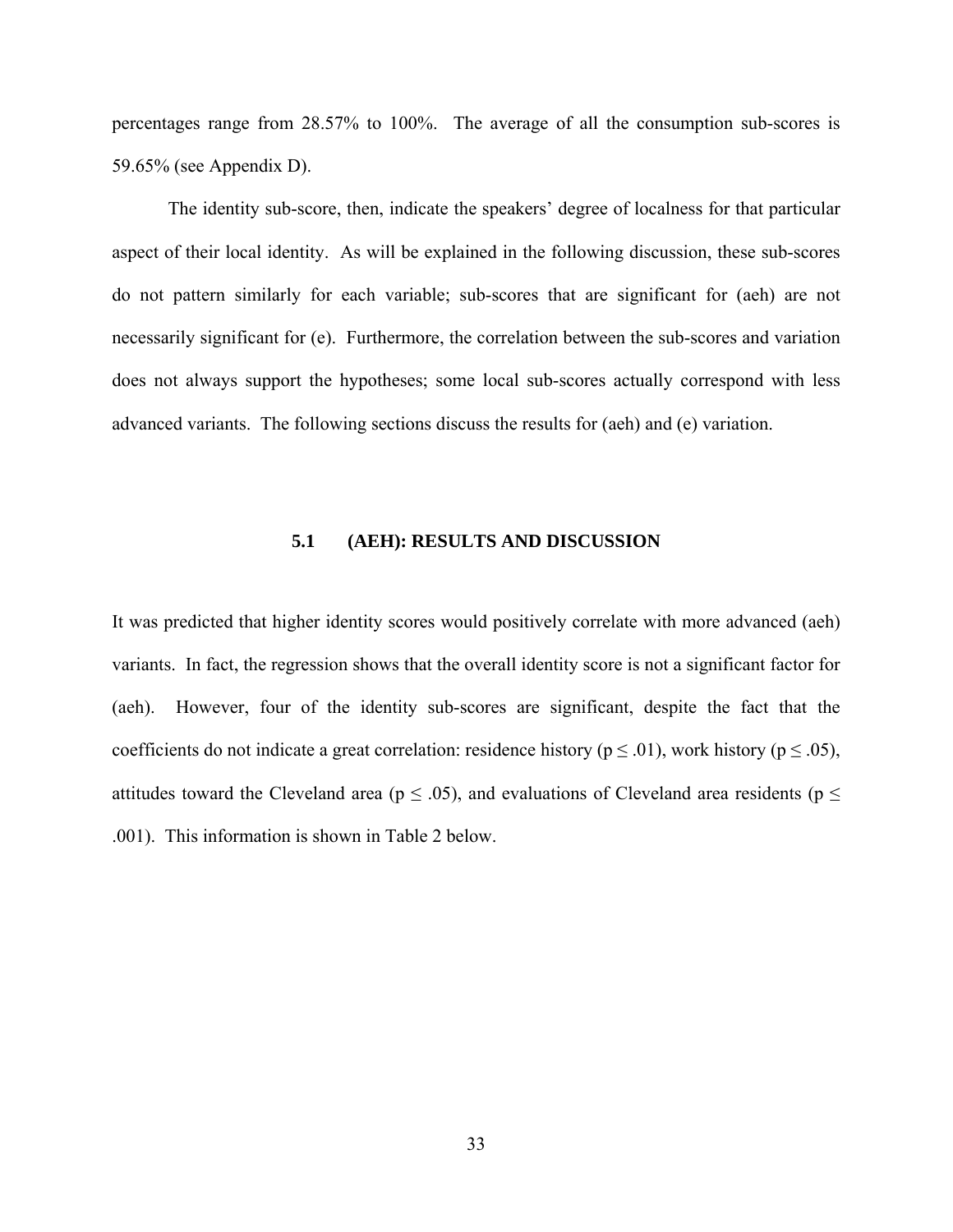percentages range from 28.57% to 100%. The average of all the consumption sub-scores is 59.65% (see Appendix D).

The identity sub-score, then, indicate the speakers' degree of localness for that particular aspect of their local identity. As will be explained in the following discussion, these sub-scores do not pattern similarly for each variable; sub-scores that are significant for (aeh) are not necessarily significant for (e). Furthermore, the correlation between the sub-scores and variation does not always support the hypotheses; some local sub-scores actually correspond with less advanced variants. The following sections discuss the results for (aeh) and (e) variation.

## 5.1 (AEH): RESULTS AND DISCUSSION

It was predicted that higher identity scores would positively correlate with more advanced (aeh) variants. In fact, the regression shows that the overall identity score is not a significant factor for (aeh). However, four of the identity sub-scores are significant, despite the fact that the coefficients do not indicate a great correlation: residence history ($p \leq .01$), work history ($p \leq .05$), attitudes toward the Cleveland area ($p \leq .05$), and evaluations of Cleveland area residents ($p \leq .001$). This information is shown in Table 2 below.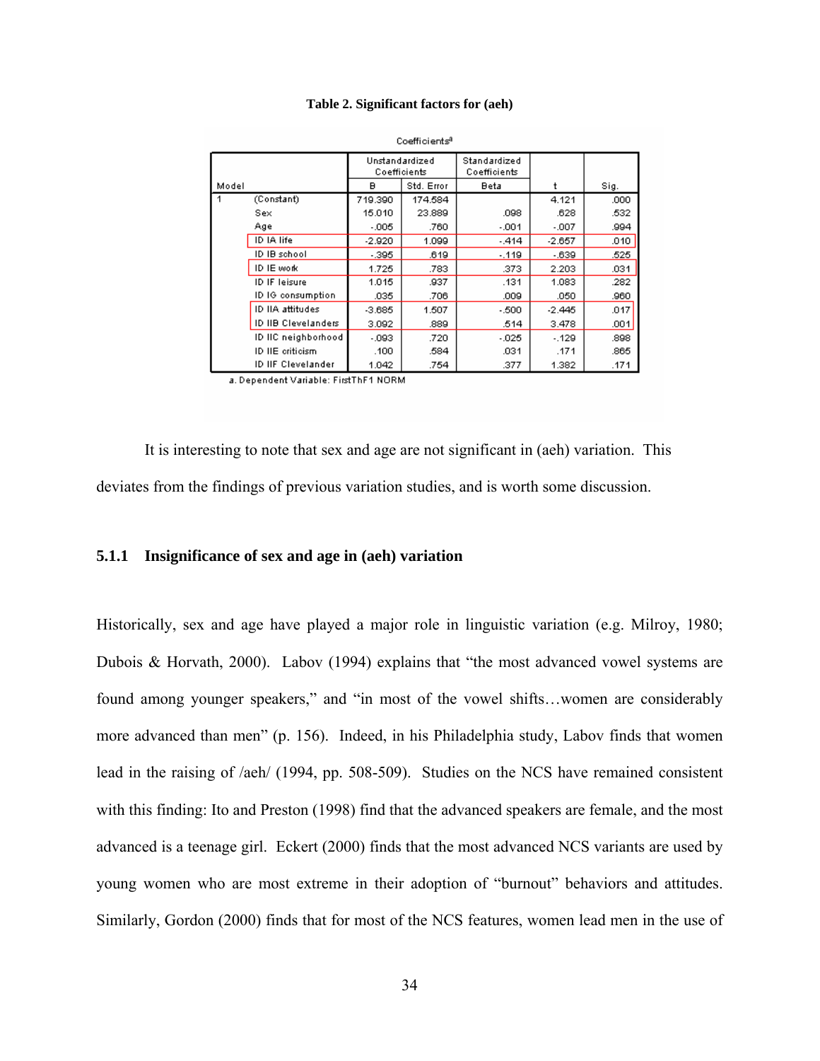**Table 2. Significant factors for (aeh)**

Coefficients[a]

| Model | | Unstandardized Coefficients | | Standardized Coefficients | t | Sig. |
|---|---|---|---|---|---|---|
| | | B | Std. Error | Beta | | |
| 1 | (Constant) | 719.390 | 174.584 | | 4.121 | .000 |
| | Sex | 15.010 | 23.889 | .098 | .628 | .532 |
| | Age | -.005 | .760 | -.001 | -.007 | .994 |
| | ID IA life | -2.920 | 1.099 | -.414 | -2.657 | .010 |
| | ID IB school | -.395 | .619 | -.119 | -.639 | .525 |
| | ID IE work | 1.725 | .783 | .373 | 2.203 | .031 |
| | ID IF leisure | 1.015 | .937 | .131 | 1.083 | .282 |
| | ID IG consumption | .035 | .706 | .009 | .050 | .960 |
| | ID IIA attitudes | -3.685 | 1.507 | -.500 | -2.445 | .017 |
| | ID IIB Clevelanders | 3.092 | .889 | .514 | 3.478 | .001 |
| | ID IIC neighborhood | -.093 | .720 | -.025 | -.129 | .898 |
| | ID IIE criticism | .100 | .584 | .031 | .171 | .865 |
| | ID IIF Clevelander | 1.042 | .754 | .377 | 1.382 | .171 |

a. Dependent Variable: FirstThF1 NORM

It is interesting to note that sex and age are not significant in (aeh) variation. This deviates from the findings of previous variation studies, and is worth some discussion.

### 5.1.1 Insignificance of sex and age in (aeh) variation

Historically, sex and age have played a major role in linguistic variation (e.g. Milroy, 1980; Dubois & Horvath, 2000). Labov (1994) explains that "the most advanced vowel systems are found among younger speakers," and "in most of the vowel shifts…women are considerably more advanced than men" (p. 156). Indeed, in his Philadelphia study, Labov finds that women lead in the raising of /aeh/ (1994, pp. 508-509). Studies on the NCS have remained consistent with this finding: Ito and Preston (1998) find that the advanced speakers are female, and the most advanced is a teenage girl. Eckert (2000) finds that the most advanced NCS variants are used by young women who are most extreme in their adoption of "burnout" behaviors and attitudes. Similarly, Gordon (2000) finds that for most of the NCS features, women lead men in the use of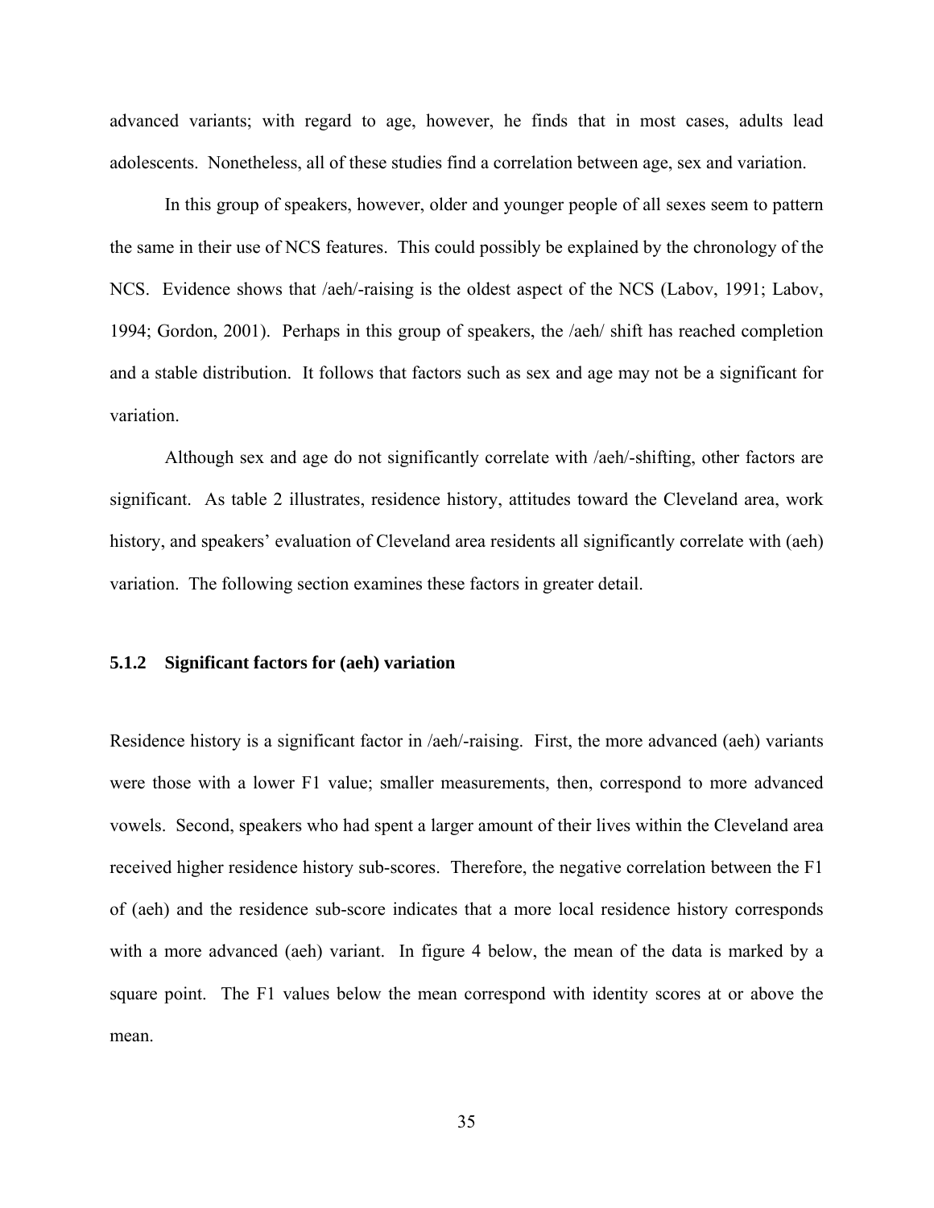advanced variants; with regard to age, however, he finds that in most cases, adults lead adolescents. Nonetheless, all of these studies find a correlation between age, sex and variation.

In this group of speakers, however, older and younger people of all sexes seem to pattern the same in their use of NCS features. This could possibly be explained by the chronology of the NCS. Evidence shows that /aeh/-raising is the oldest aspect of the NCS (Labov, 1991; Labov, 1994; Gordon, 2001). Perhaps in this group of speakers, the /aeh/ shift has reached completion and a stable distribution. It follows that factors such as sex and age may not be a significant for variation.

Although sex and age do not significantly correlate with /aeh/-shifting, other factors are significant. As table 2 illustrates, residence history, attitudes toward the Cleveland area, work history, and speakers' evaluation of Cleveland area residents all significantly correlate with (aeh) variation. The following section examines these factors in greater detail.

### 5.1.2 Significant factors for (aeh) variation

Residence history is a significant factor in /aeh/-raising. First, the more advanced (aeh) variants were those with a lower F1 value; smaller measurements, then, correspond to more advanced vowels. Second, speakers who had spent a larger amount of their lives within the Cleveland area received higher residence history sub-scores. Therefore, the negative correlation between the F1 of (aeh) and the residence sub-score indicates that a more local residence history corresponds with a more advanced (aeh) variant. In figure 4 below, the mean of the data is marked by a square point. The F1 values below the mean correspond with identity scores at or above the mean.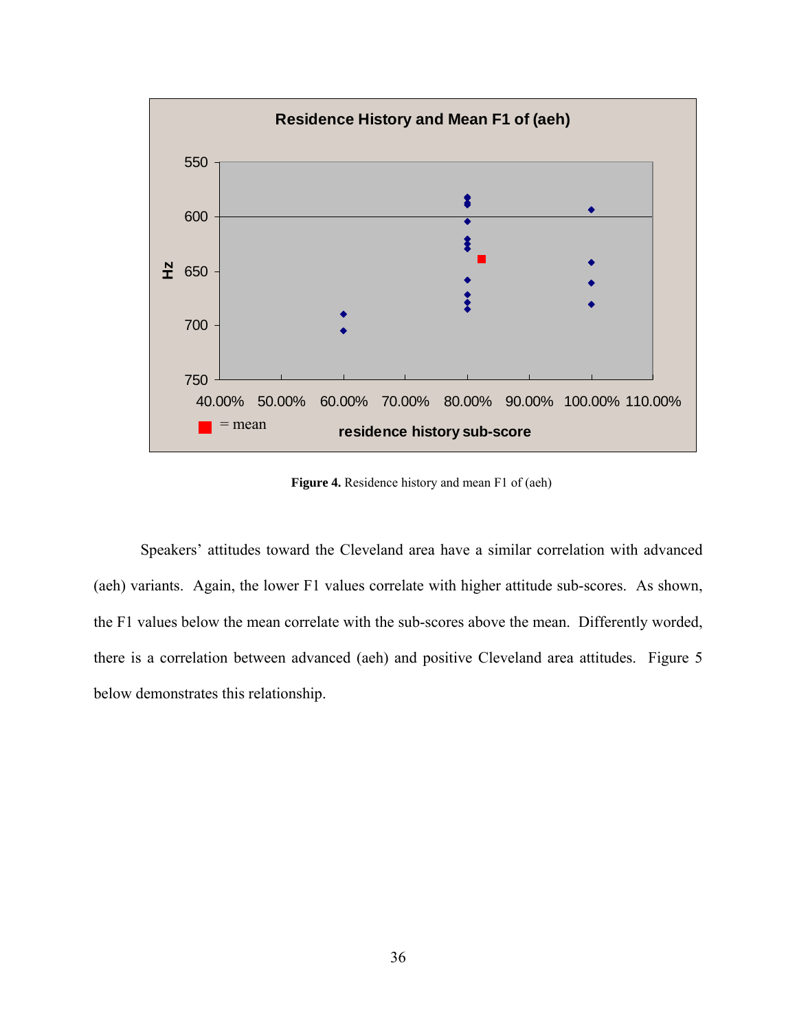**Residence History and Mean F1 of (aeh)**

**Figure 4.** Residence history and mean F1 of (aeh)

Speakers' attitudes toward the Cleveland area have a similar correlation with advanced (aeh) variants. Again, the lower F1 values correlate with higher attitude sub-scores. As shown, the F1 values below the mean correlate with the sub-scores above the mean. Differently worded, there is a correlation between advanced (aeh) and positive Cleveland area attitudes. Figure 5 below demonstrates this relationship.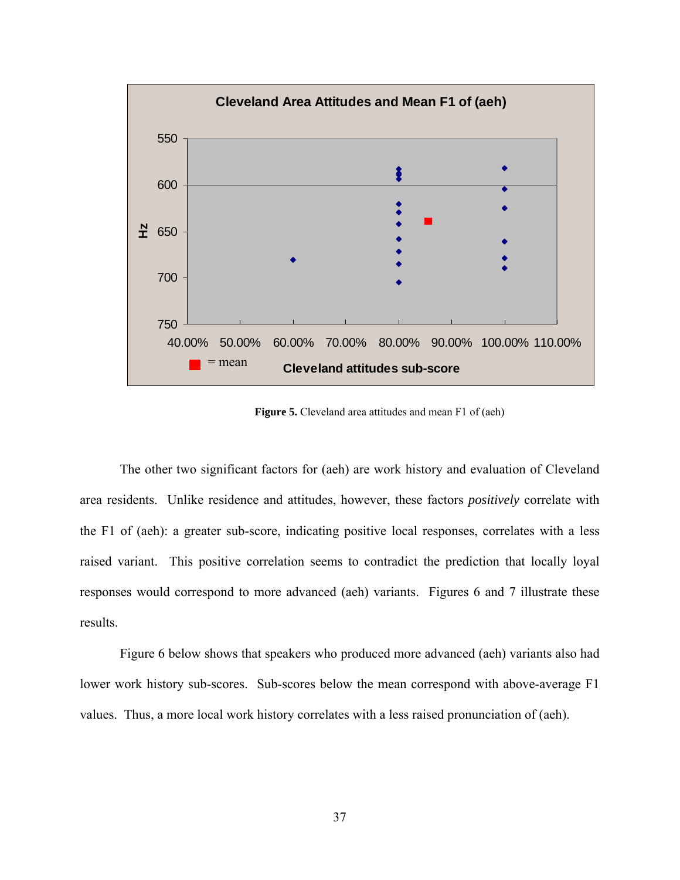**Figure 5.** Cleveland area attitudes and mean F1 of (aeh)

The other two significant factors for (aeh) are work history and evaluation of Cleveland area residents. Unlike residence and attitudes, however, these factors *positively* correlate with the F1 of (aeh): a greater sub-score, indicating positive local responses, correlates with a less raised variant. This positive correlation seems to contradict the prediction that locally loyal responses would correspond to more advanced (aeh) variants. Figures 6 and 7 illustrate these results.

Figure 6 below shows that speakers who produced more advanced (aeh) variants also had lower work history sub-scores. Sub-scores below the mean correspond with above-average F1 values. Thus, a more local work history correlates with a less raised pronunciation of (aeh).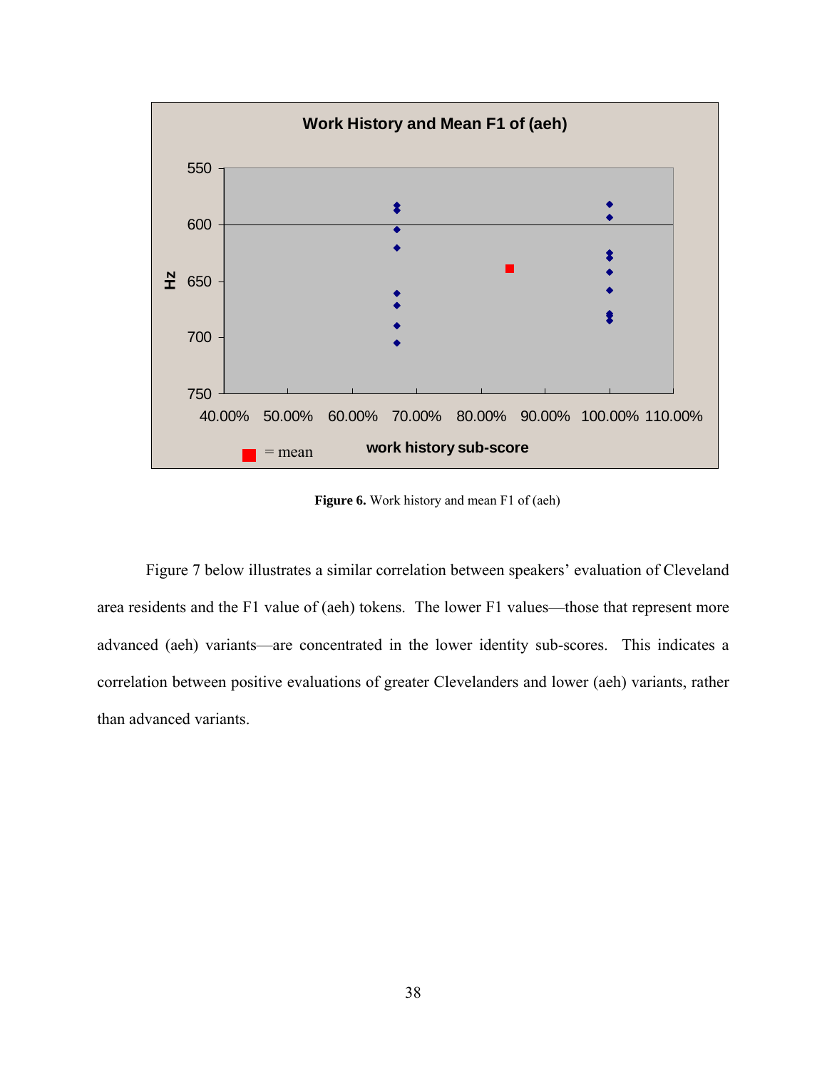**Figure 6.** Work history and mean F1 of (aeh)

Figure 7 below illustrates a similar correlation between speakers' evaluation of Cleveland area residents and the F1 value of (aeh) tokens. The lower F1 values—those that represent more advanced (aeh) variants—are concentrated in the lower identity sub-scores. This indicates a correlation between positive evaluations of greater Clevelanders and lower (aeh) variants, rather than advanced variants.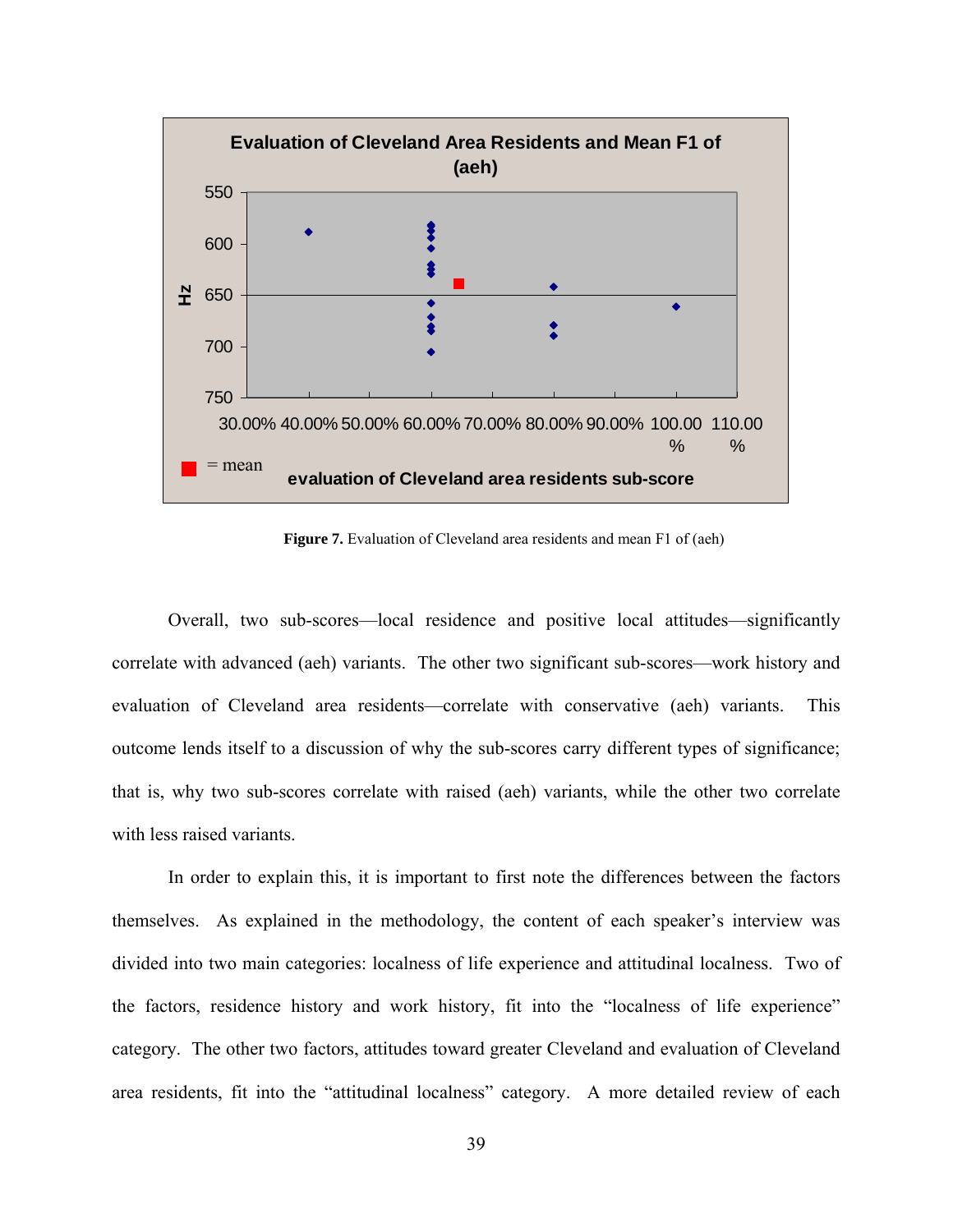**Figure 7.** Evaluation of Cleveland area residents and mean F1 of (aeh)

Overall, two sub-scores—local residence and positive local attitudes—significantly correlate with advanced (aeh) variants. The other two significant sub-scores—work history and evaluation of Cleveland area residents—correlate with conservative (aeh) variants. This outcome lends itself to a discussion of why the sub-scores carry different types of significance; that is, why two sub-scores correlate with raised (aeh) variants, while the other two correlate with less raised variants.

In order to explain this, it is important to first note the differences between the factors themselves. As explained in the methodology, the content of each speaker's interview was divided into two main categories: localness of life experience and attitudinal localness. Two of the factors, residence history and work history, fit into the "localness of life experience" category. The other two factors, attitudes toward greater Cleveland and evaluation of Cleveland area residents, fit into the "attitudinal localness" category. A more detailed review of each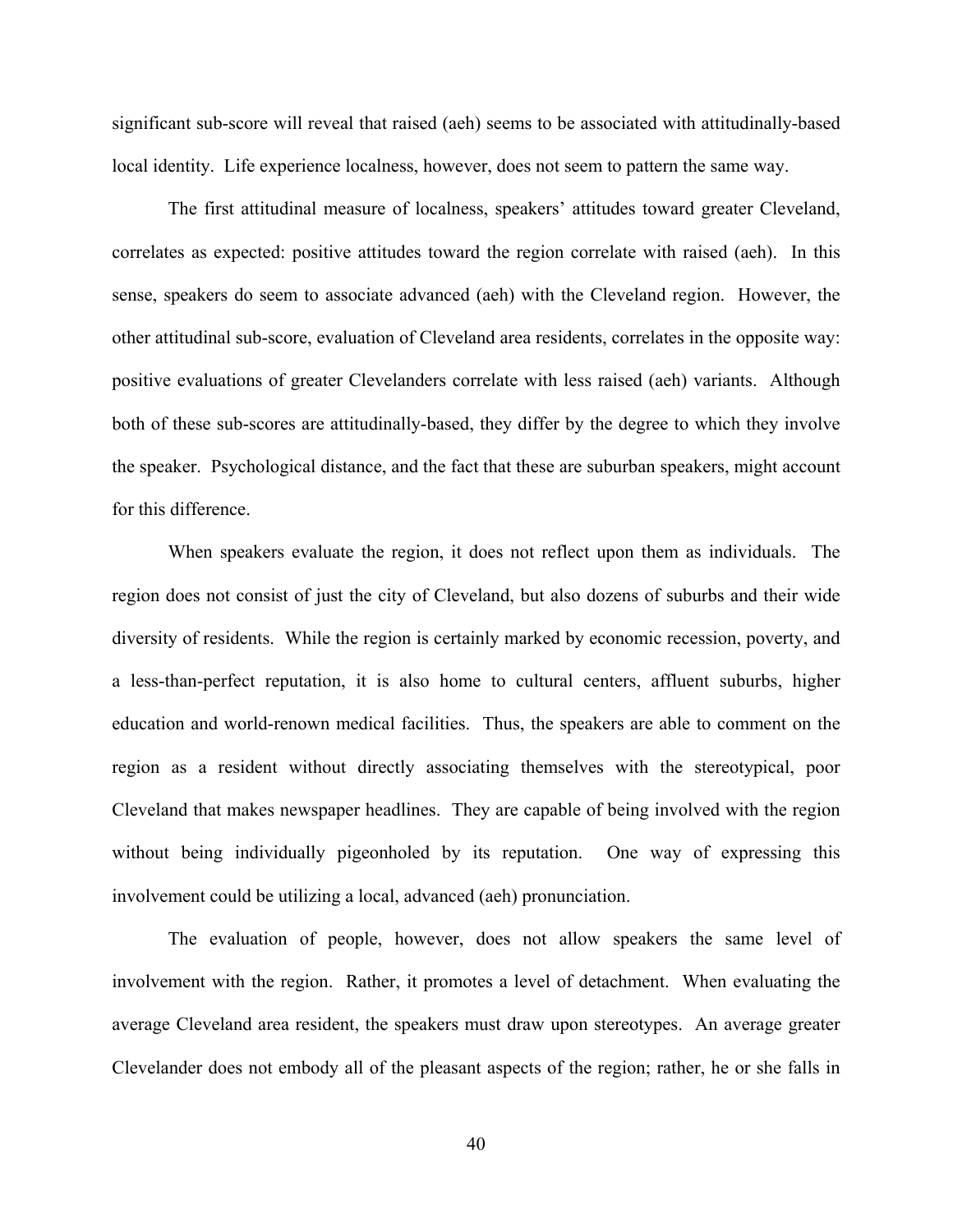significant sub-score will reveal that raised (aeh) seems to be associated with attitudinally-based local identity. Life experience localness, however, does not seem to pattern the same way.

The first attitudinal measure of localness, speakers' attitudes toward greater Cleveland, correlates as expected: positive attitudes toward the region correlate with raised (aeh). In this sense, speakers do seem to associate advanced (aeh) with the Cleveland region. However, the other attitudinal sub-score, evaluation of Cleveland area residents, correlates in the opposite way: positive evaluations of greater Clevelanders correlate with less raised (aeh) variants. Although both of these sub-scores are attitudinally-based, they differ by the degree to which they involve the speaker. Psychological distance, and the fact that these are suburban speakers, might account for this difference.

When speakers evaluate the region, it does not reflect upon them as individuals. The region does not consist of just the city of Cleveland, but also dozens of suburbs and their wide diversity of residents. While the region is certainly marked by economic recession, poverty, and a less-than-perfect reputation, it is also home to cultural centers, affluent suburbs, higher education and world-renown medical facilities. Thus, the speakers are able to comment on the region as a resident without directly associating themselves with the stereotypical, poor Cleveland that makes newspaper headlines. They are capable of being involved with the region without being individually pigeonholed by its reputation. One way of expressing this involvement could be utilizing a local, advanced (aeh) pronunciation.

The evaluation of people, however, does not allow speakers the same level of involvement with the region. Rather, it promotes a level of detachment. When evaluating the average Cleveland area resident, the speakers must draw upon stereotypes. An average greater Clevelander does not embody all of the pleasant aspects of the region; rather, he or she falls in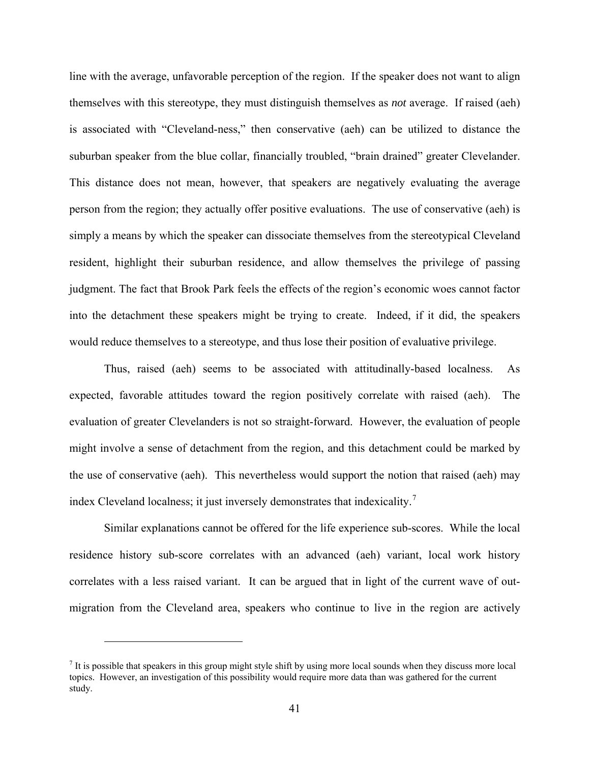line with the average, unfavorable perception of the region. If the speaker does not want to align themselves with this stereotype, they must distinguish themselves as *not* average. If raised (aeh) is associated with "Cleveland-ness," then conservative (aeh) can be utilized to distance the suburban speaker from the blue collar, financially troubled, "brain drained" greater Clevelander. This distance does not mean, however, that speakers are negatively evaluating the average person from the region; they actually offer positive evaluations. The use of conservative (aeh) is simply a means by which the speaker can dissociate themselves from the stereotypical Cleveland resident, highlight their suburban residence, and allow themselves the privilege of passing judgment. The fact that Brook Park feels the effects of the region's economic woes cannot factor into the detachment these speakers might be trying to create. Indeed, if it did, the speakers would reduce themselves to a stereotype, and thus lose their position of evaluative privilege.

Thus, raised (aeh) seems to be associated with attitudinally-based localness. As expected, favorable attitudes toward the region positively correlate with raised (aeh). The evaluation of greater Clevelanders is not so straight-forward. However, the evaluation of people might involve a sense of detachment from the region, and this detachment could be marked by the use of conservative (aeh). This nevertheless would support the notion that raised (aeh) may index Cleveland localness; it just inversely demonstrates that indexicality.[7]

Similar explanations cannot be offered for the life experience sub-scores. While the local residence history sub-score correlates with an advanced (aeh) variant, local work history correlates with a less raised variant. It can be argued that in light of the current wave of out-migration from the Cleveland area, speakers who continue to live in the region are actively

---

[7] It is possible that speakers in this group might style shift by using more local sounds when they discuss more local topics. However, an investigation of this possibility would require more data than was gathered for the current study.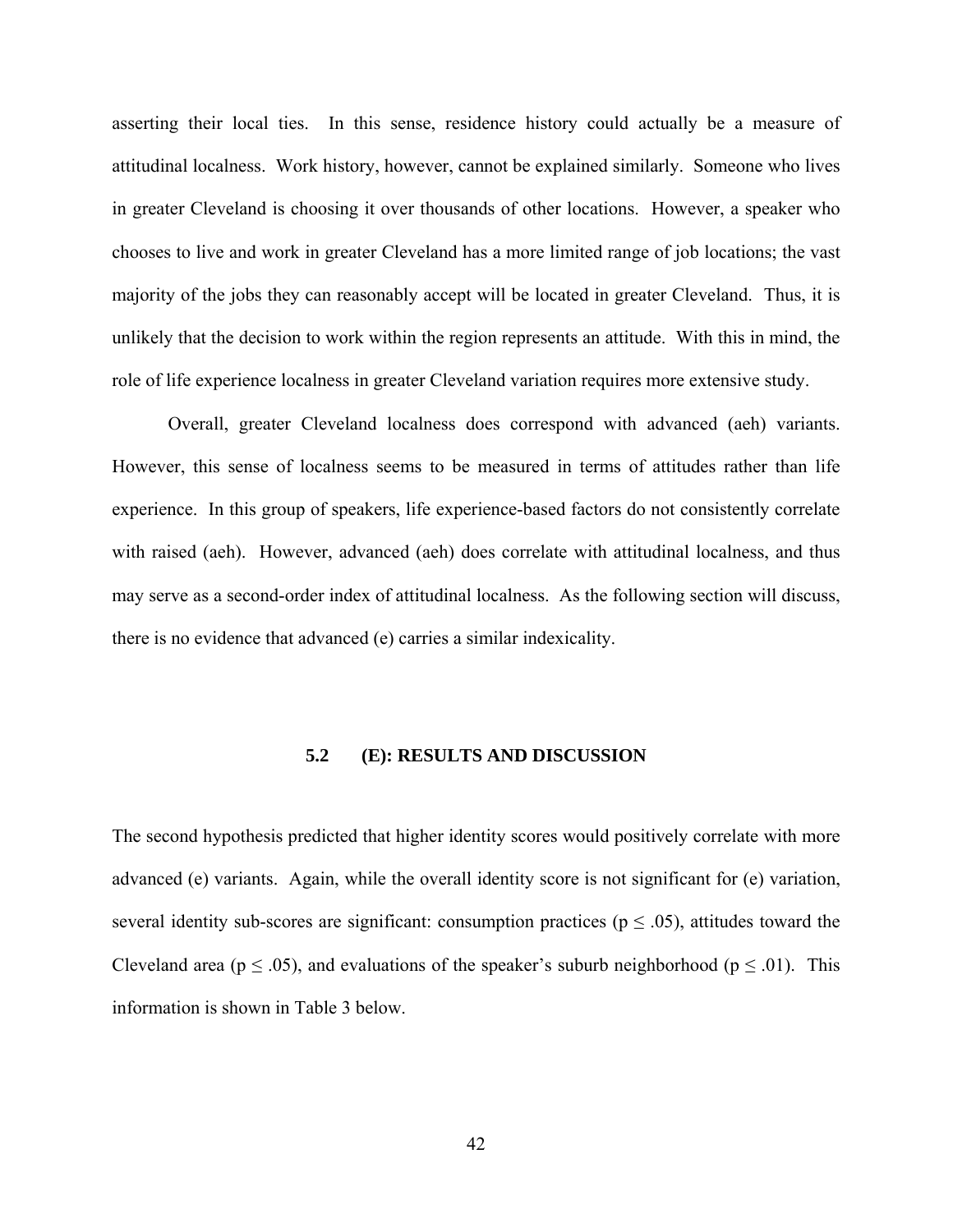asserting their local ties. In this sense, residence history could actually be a measure of attitudinal localness. Work history, however, cannot be explained similarly. Someone who lives in greater Cleveland is choosing it over thousands of other locations. However, a speaker who chooses to live and work in greater Cleveland has a more limited range of job locations; the vast majority of the jobs they can reasonably accept will be located in greater Cleveland. Thus, it is unlikely that the decision to work within the region represents an attitude. With this in mind, the role of life experience localness in greater Cleveland variation requires more extensive study.

Overall, greater Cleveland localness does correspond with advanced (aeh) variants. However, this sense of localness seems to be measured in terms of attitudes rather than life experience. In this group of speakers, life experience-based factors do not consistently correlate with raised (aeh). However, advanced (aeh) does correlate with attitudinal localness, and thus may serve as a second-order index of attitudinal localness. As the following section will discuss, there is no evidence that advanced (e) carries a similar indexicality.

### 5.2 (E): RESULTS AND DISCUSSION

The second hypothesis predicted that higher identity scores would positively correlate with more advanced (e) variants. Again, while the overall identity score is not significant for (e) variation, several identity sub-scores are significant: consumption practices ($p \leq .05$), attitudes toward the Cleveland area ($p \leq .05$), and evaluations of the speaker's suburb neighborhood ($p \leq .01$). This information is shown in Table 3 below.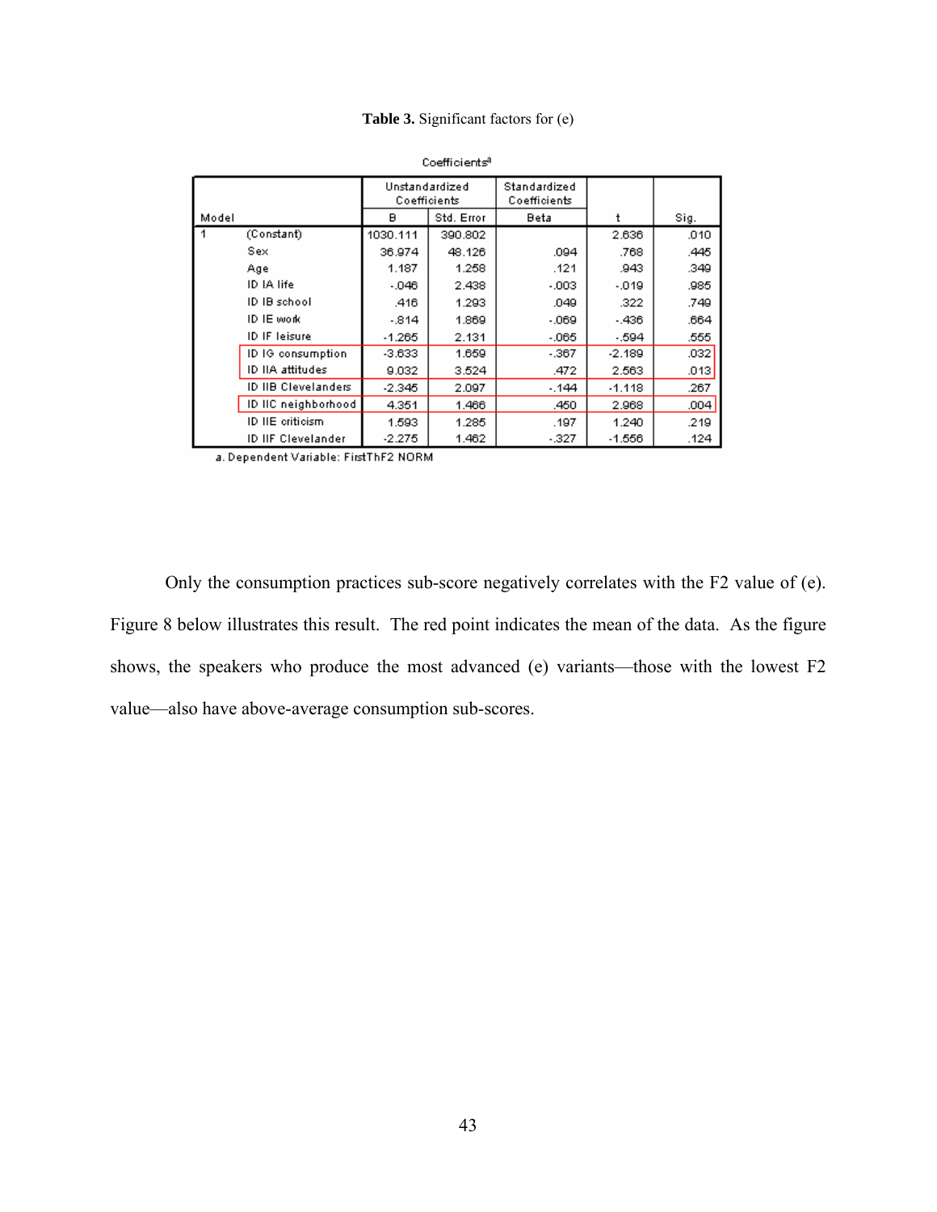**Table 3.** Significant factors for (e)

Coefficients[a]

| Model | | Unstandardized Coefficients | | Standardized Coefficients | t | Sig. |
|---|---|---|---|---|---|---|
| | | B | Std. Error | Beta | | |
| 1 | (Constant) | 1030.111 | 390.802 | | 2.636 | .010 |
| | Sex | 36.974 | 48.126 | .094 | .768 | .445 |
| | Age | 1.187 | 1.258 | .121 | .943 | .349 |
| | ID IA life | -.046 | 2.438 | -.003 | -.019 | .985 |
| | ID IB school | .416 | 1.293 | .049 | .322 | .749 |
| | ID IE work | -.814 | 1.869 | -.069 | -.436 | .664 |
| | ID IF leisure | -1.265 | 2.131 | -.065 | -.594 | .555 |
| | ID IG consumption | -3.633 | 1.659 | -.367 | -2.189 | .032 |
| | ID IIA attitudes | 9.032 | 3.524 | .472 | 2.563 | .013 |
| | ID IIB Clevelanders | -2.345 | 2.097 | -.144 | -1.118 | .267 |
| | ID IIC neighborhood | 4.351 | 1.466 | .450 | 2.968 | .004 |
| | ID IIE criticism | 1.593 | 1.285 | .197 | 1.240 | .219 |
| | ID IIF Clevelander | -2.275 | 1.462 | -.327 | -1.556 | .124 |

a. Dependent Variable: FirstThF2 NORM

Only the consumption practices sub-score negatively correlates with the F2 value of (e). Figure 8 below illustrates this result. The red point indicates the mean of the data. As the figure shows, the speakers who produce the most advanced (e) variants—those with the lowest F2 value—also have above-average consumption sub-scores.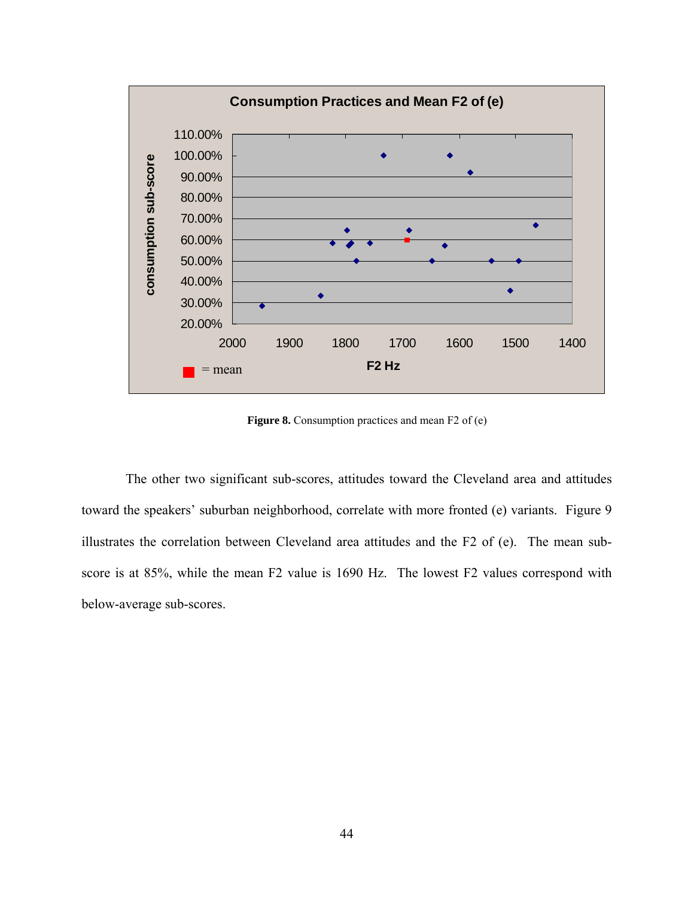**Figure 8.** Consumption practices and mean F2 of (e)

The other two significant sub-scores, attitudes toward the Cleveland area and attitudes toward the speakers' suburban neighborhood, correlate with more fronted (e) variants. Figure 9 illustrates the correlation between Cleveland area attitudes and the F2 of (e). The mean sub-score is at 85%, while the mean F2 value is 1690 Hz. The lowest F2 values correspond with below-average sub-scores.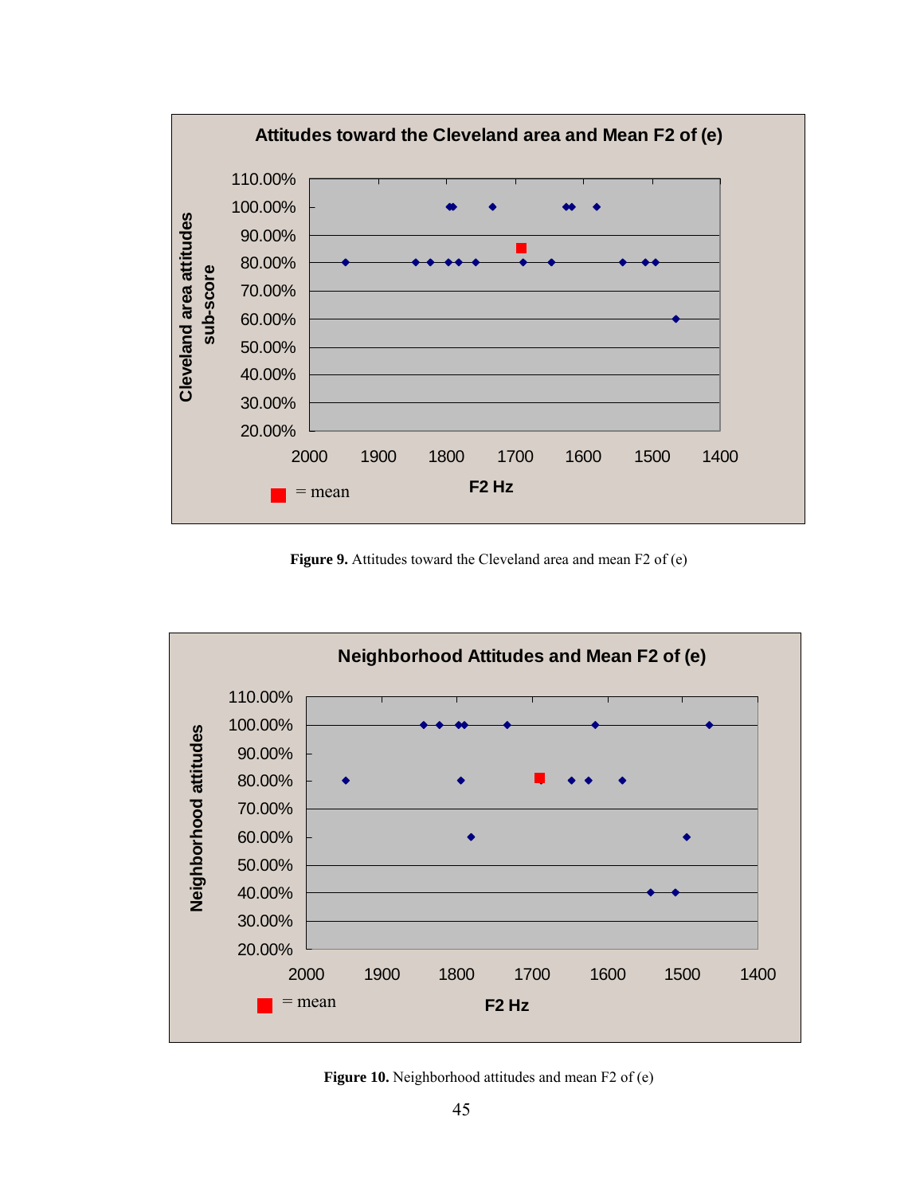**Figure 9.** Attitudes toward the Cleveland area and mean F2 of (e)

**Figure 10.** Neighborhood attitudes and mean F2 of (e)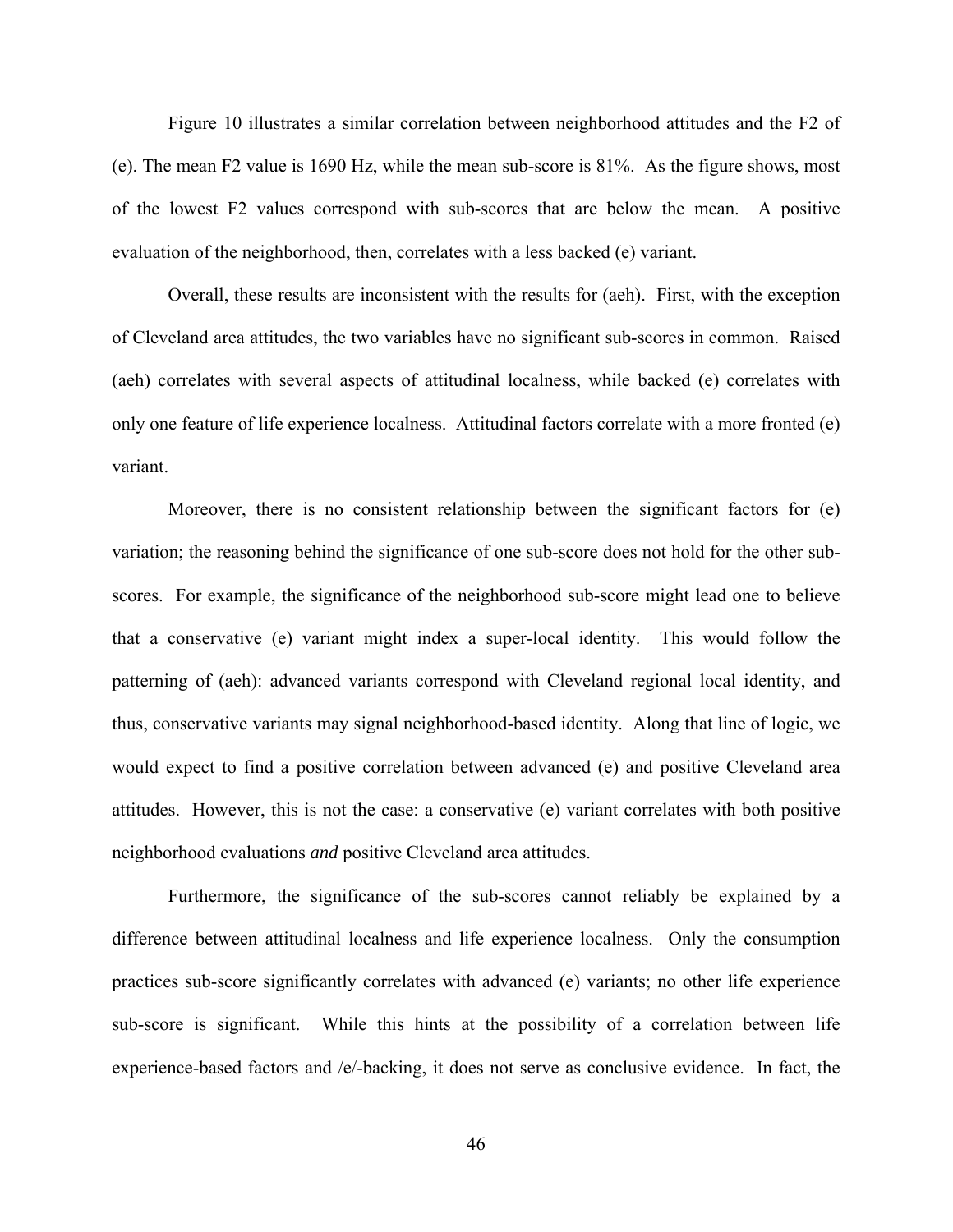Figure 10 illustrates a similar correlation between neighborhood attitudes and the F2 of (e). The mean F2 value is 1690 Hz, while the mean sub-score is 81%. As the figure shows, most of the lowest F2 values correspond with sub-scores that are below the mean. A positive evaluation of the neighborhood, then, correlates with a less backed (e) variant.

Overall, these results are inconsistent with the results for (aeh). First, with the exception of Cleveland area attitudes, the two variables have no significant sub-scores in common. Raised (aeh) correlates with several aspects of attitudinal localness, while backed (e) correlates with only one feature of life experience localness. Attitudinal factors correlate with a more fronted (e) variant.

Moreover, there is no consistent relationship between the significant factors for (e) variation; the reasoning behind the significance of one sub-score does not hold for the other sub-scores. For example, the significance of the neighborhood sub-score might lead one to believe that a conservative (e) variant might index a super-local identity. This would follow the patterning of (aeh): advanced variants correspond with Cleveland regional local identity, and thus, conservative variants may signal neighborhood-based identity. Along that line of logic, we would expect to find a positive correlation between advanced (e) and positive Cleveland area attitudes. However, this is not the case: a conservative (e) variant correlates with both positive neighborhood evaluations *and* positive Cleveland area attitudes.

Furthermore, the significance of the sub-scores cannot reliably be explained by a difference between attitudinal localness and life experience localness. Only the consumption practices sub-score significantly correlates with advanced (e) variants; no other life experience sub-score is significant. While this hints at the possibility of a correlation between life experience-based factors and /e/-backing, it does not serve as conclusive evidence. In fact, the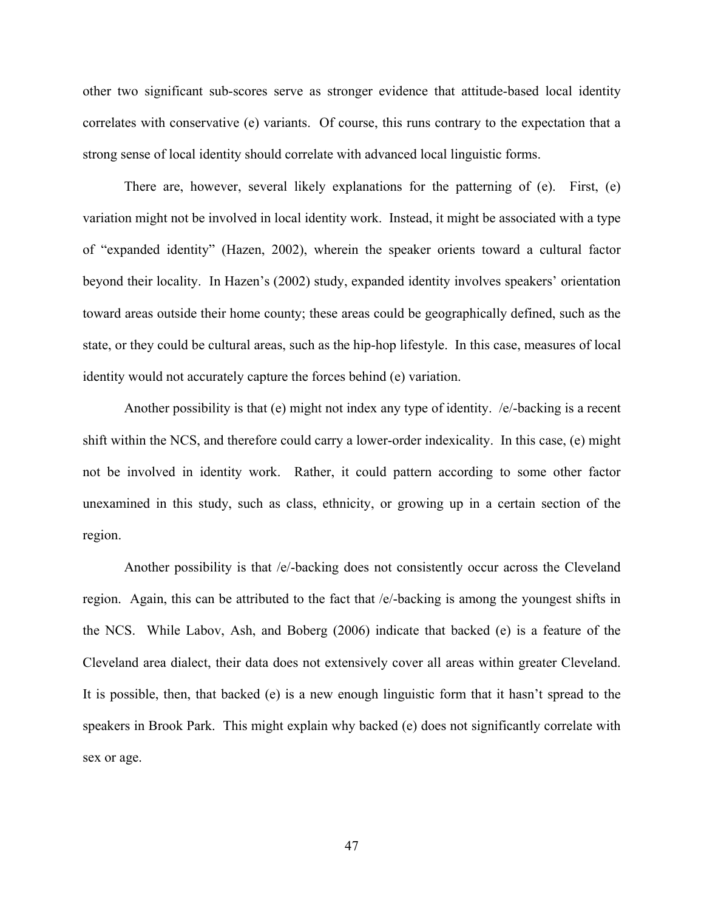other two significant sub-scores serve as stronger evidence that attitude-based local identity correlates with conservative (e) variants. Of course, this runs contrary to the expectation that a strong sense of local identity should correlate with advanced local linguistic forms.

There are, however, several likely explanations for the patterning of (e). First, (e) variation might not be involved in local identity work. Instead, it might be associated with a type of "expanded identity" (Hazen, 2002), wherein the speaker orients toward a cultural factor beyond their locality. In Hazen's (2002) study, expanded identity involves speakers' orientation toward areas outside their home county; these areas could be geographically defined, such as the state, or they could be cultural areas, such as the hip-hop lifestyle. In this case, measures of local identity would not accurately capture the forces behind (e) variation.

Another possibility is that (e) might not index any type of identity. /e/-backing is a recent shift within the NCS, and therefore could carry a lower-order indexicality. In this case, (e) might not be involved in identity work. Rather, it could pattern according to some other factor unexamined in this study, such as class, ethnicity, or growing up in a certain section of the region.

Another possibility is that /e/-backing does not consistently occur across the Cleveland region. Again, this can be attributed to the fact that /e/-backing is among the youngest shifts in the NCS. While Labov, Ash, and Boberg (2006) indicate that backed (e) is a feature of the Cleveland area dialect, their data does not extensively cover all areas within greater Cleveland. It is possible, then, that backed (e) is a new enough linguistic form that it hasn't spread to the speakers in Brook Park. This might explain why backed (e) does not significantly correlate with sex or age.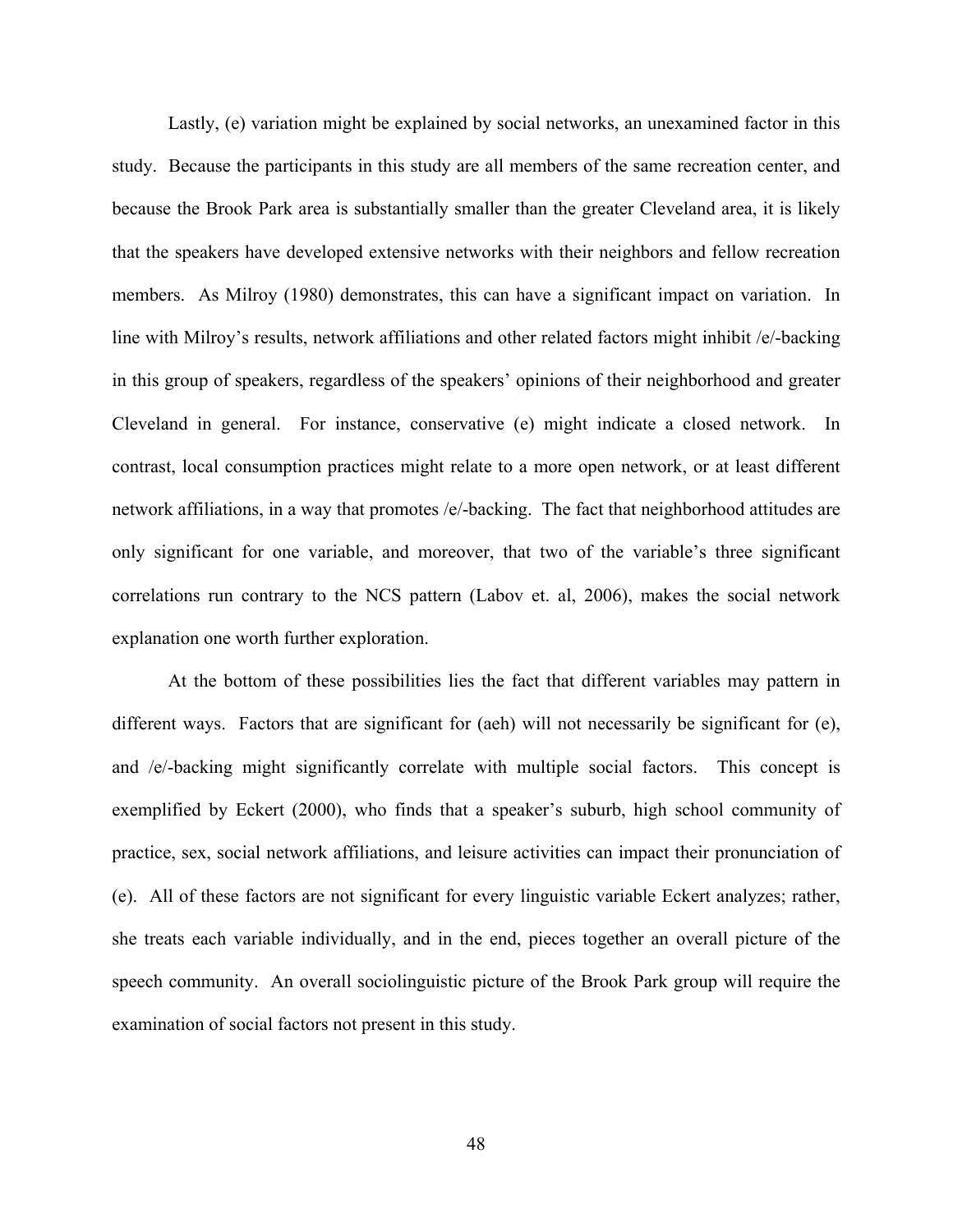Lastly, (e) variation might be explained by social networks, an unexamined factor in this study. Because the participants in this study are all members of the same recreation center, and because the Brook Park area is substantially smaller than the greater Cleveland area, it is likely that the speakers have developed extensive networks with their neighbors and fellow recreation members. As Milroy (1980) demonstrates, this can have a significant impact on variation. In line with Milroy's results, network affiliations and other related factors might inhibit /e/-backing in this group of speakers, regardless of the speakers' opinions of their neighborhood and greater Cleveland in general. For instance, conservative (e) might indicate a closed network. In contrast, local consumption practices might relate to a more open network, or at least different network affiliations, in a way that promotes /e/-backing. The fact that neighborhood attitudes are only significant for one variable, and moreover, that two of the variable's three significant correlations run contrary to the NCS pattern (Labov et. al, 2006), makes the social network explanation one worth further exploration.

At the bottom of these possibilities lies the fact that different variables may pattern in different ways. Factors that are significant for (aeh) will not necessarily be significant for (e), and /e/-backing might significantly correlate with multiple social factors. This concept is exemplified by Eckert (2000), who finds that a speaker's suburb, high school community of practice, sex, social network affiliations, and leisure activities can impact their pronunciation of (e). All of these factors are not significant for every linguistic variable Eckert analyzes; rather, she treats each variable individually, and in the end, pieces together an overall picture of the speech community. An overall sociolinguistic picture of the Brook Park group will require the examination of social factors not present in this study.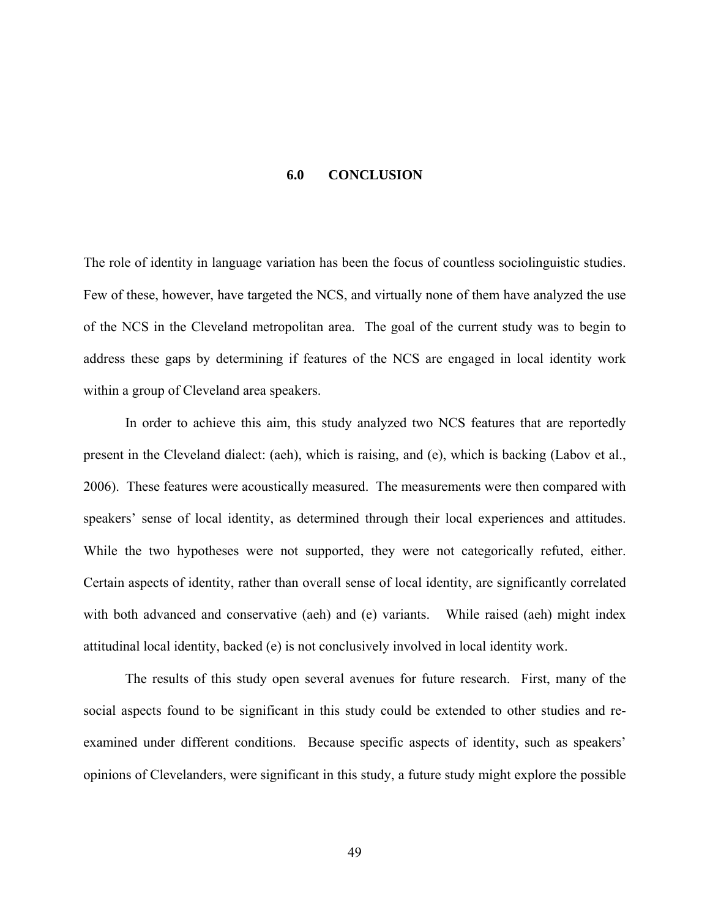# 6.0 CONCLUSION

The role of identity in language variation has been the focus of countless sociolinguistic studies. Few of these, however, have targeted the NCS, and virtually none of them have analyzed the use of the NCS in the Cleveland metropolitan area. The goal of the current study was to begin to address these gaps by determining if features of the NCS are engaged in local identity work within a group of Cleveland area speakers.

In order to achieve this aim, this study analyzed two NCS features that are reportedly present in the Cleveland dialect: (aeh), which is raising, and (e), which is backing (Labov et al., 2006). These features were acoustically measured. The measurements were then compared with speakers' sense of local identity, as determined through their local experiences and attitudes. While the two hypotheses were not supported, they were not categorically refuted, either. Certain aspects of identity, rather than overall sense of local identity, are significantly correlated with both advanced and conservative (aeh) and (e) variants. While raised (aeh) might index attitudinal local identity, backed (e) is not conclusively involved in local identity work.

The results of this study open several avenues for future research. First, many of the social aspects found to be significant in this study could be extended to other studies and re-examined under different conditions. Because specific aspects of identity, such as speakers' opinions of Clevelanders, were significant in this study, a future study might explore the possible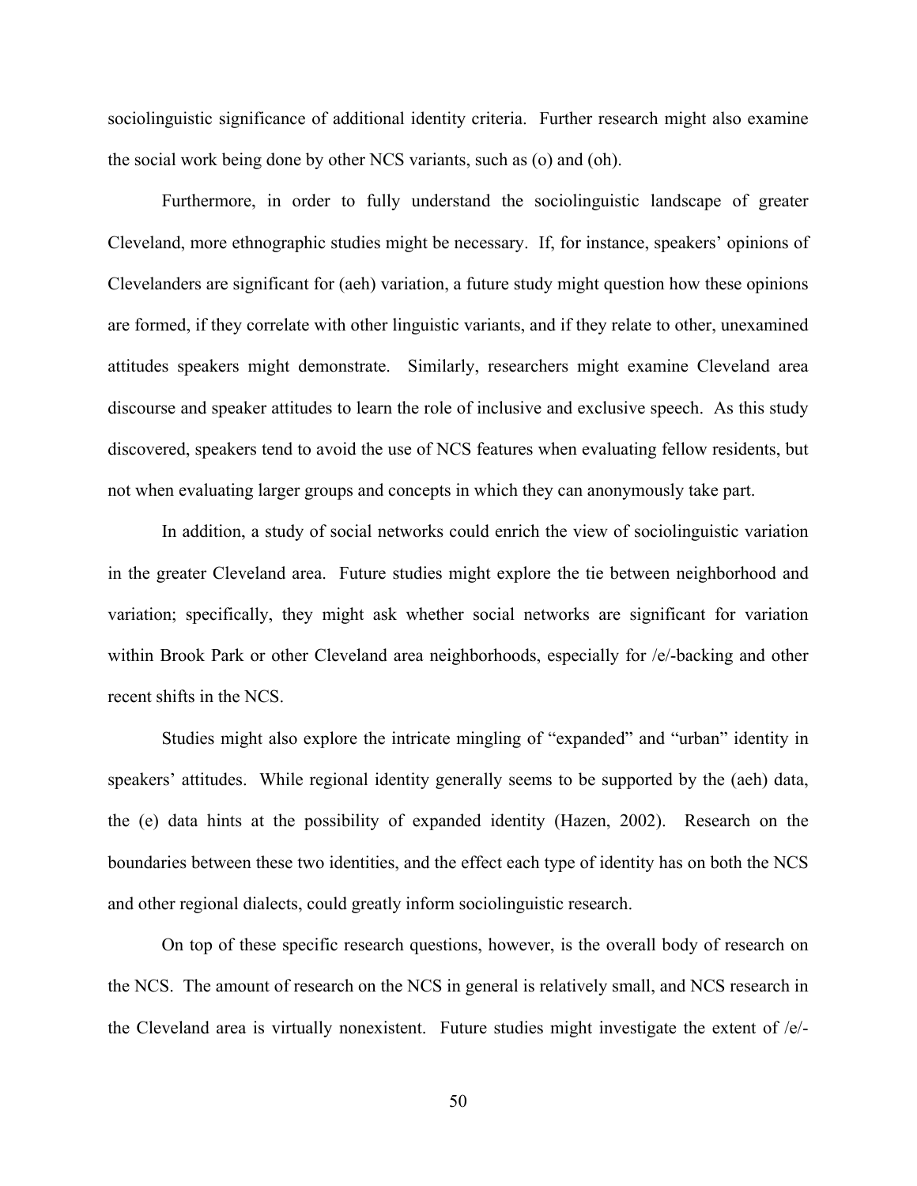sociolinguistic significance of additional identity criteria. Further research might also examine the social work being done by other NCS variants, such as (o) and (oh).

Furthermore, in order to fully understand the sociolinguistic landscape of greater Cleveland, more ethnographic studies might be necessary. If, for instance, speakers' opinions of Clevelanders are significant for (aeh) variation, a future study might question how these opinions are formed, if they correlate with other linguistic variants, and if they relate to other, unexamined attitudes speakers might demonstrate. Similarly, researchers might examine Cleveland area discourse and speaker attitudes to learn the role of inclusive and exclusive speech. As this study discovered, speakers tend to avoid the use of NCS features when evaluating fellow residents, but not when evaluating larger groups and concepts in which they can anonymously take part.

In addition, a study of social networks could enrich the view of sociolinguistic variation in the greater Cleveland area. Future studies might explore the tie between neighborhood and variation; specifically, they might ask whether social networks are significant for variation within Brook Park or other Cleveland area neighborhoods, especially for /e/-backing and other recent shifts in the NCS.

Studies might also explore the intricate mingling of "expanded" and "urban" identity in speakers' attitudes. While regional identity generally seems to be supported by the (aeh) data, the (e) data hints at the possibility of expanded identity (Hazen, 2002). Research on the boundaries between these two identities, and the effect each type of identity has on both the NCS and other regional dialects, could greatly inform sociolinguistic research.

On top of these specific research questions, however, is the overall body of research on the NCS. The amount of research on the NCS in general is relatively small, and NCS research in the Cleveland area is virtually nonexistent. Future studies might investigate the extent of /e/-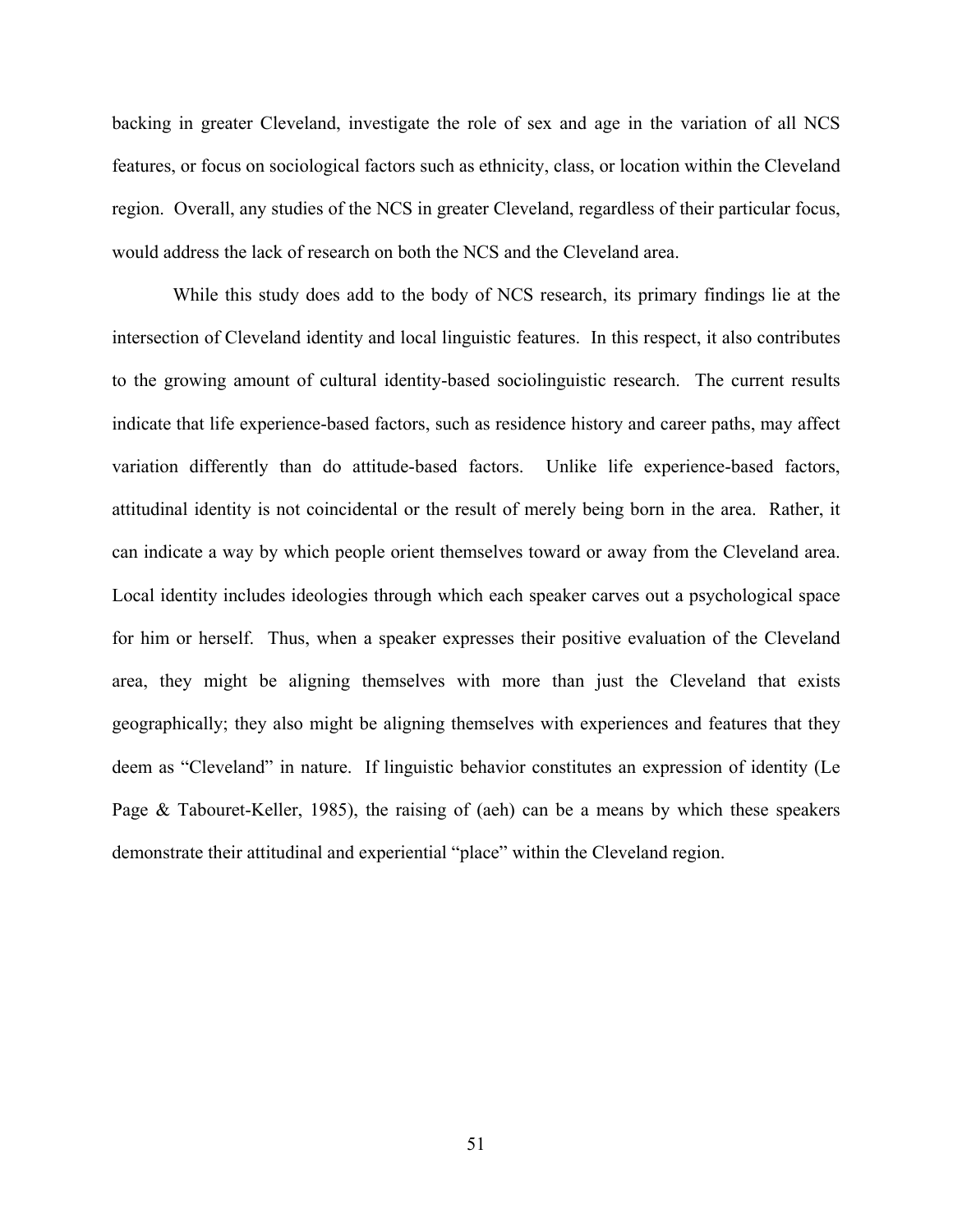backing in greater Cleveland, investigate the role of sex and age in the variation of all NCS features, or focus on sociological factors such as ethnicity, class, or location within the Cleveland region. Overall, any studies of the NCS in greater Cleveland, regardless of their particular focus, would address the lack of research on both the NCS and the Cleveland area.

While this study does add to the body of NCS research, its primary findings lie at the intersection of Cleveland identity and local linguistic features. In this respect, it also contributes to the growing amount of cultural identity-based sociolinguistic research. The current results indicate that life experience-based factors, such as residence history and career paths, may affect variation differently than do attitude-based factors. Unlike life experience-based factors, attitudinal identity is not coincidental or the result of merely being born in the area. Rather, it can indicate a way by which people orient themselves toward or away from the Cleveland area. Local identity includes ideologies through which each speaker carves out a psychological space for him or herself. Thus, when a speaker expresses their positive evaluation of the Cleveland area, they might be aligning themselves with more than just the Cleveland that exists geographically; they also might be aligning themselves with experiences and features that they deem as "Cleveland" in nature. If linguistic behavior constitutes an expression of identity (Le Page & Tabouret-Keller, 1985), the raising of (aeh) can be a means by which these speakers demonstrate their attitudinal and experiential "place" within the Cleveland region.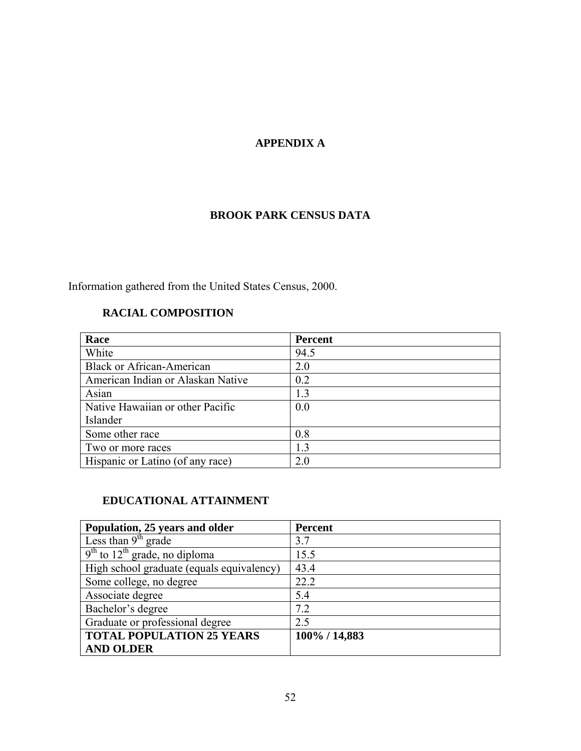# APPENDIX A

## BROOK PARK CENSUS DATA

Information gathered from the United States Census, 2000.

### RACIAL COMPOSITION

| Race | Percent |
|---|---|
| White | 94.5 |
| Black or African-American | 2.0 |
| American Indian or Alaskan Native | 0.2 |
| Asian | 1.3 |
| Native Hawaiian or other Pacific Islander | 0.0 |
| Some other race | 0.8 |
| Two or more races | 1.3 |
| Hispanic or Latino (of any race) | 2.0 |

### EDUCATIONAL ATTAINMENT

| Population, 25 years and older | Percent |
|---|---|
| Less than 9th grade | 3.7 |
| 9th to 12th grade, no diploma | 15.5 |
| High school graduate (equals equivalency) | 43.4 |
| Some college, no degree | 22.2 |
| Associate degree | 5.4 |
| Bachelor's degree | 7.2 |
| Graduate or professional degree | 2.5 |
| **TOTAL POPULATION 25 YEARS AND OLDER** | **100% / 14,883** |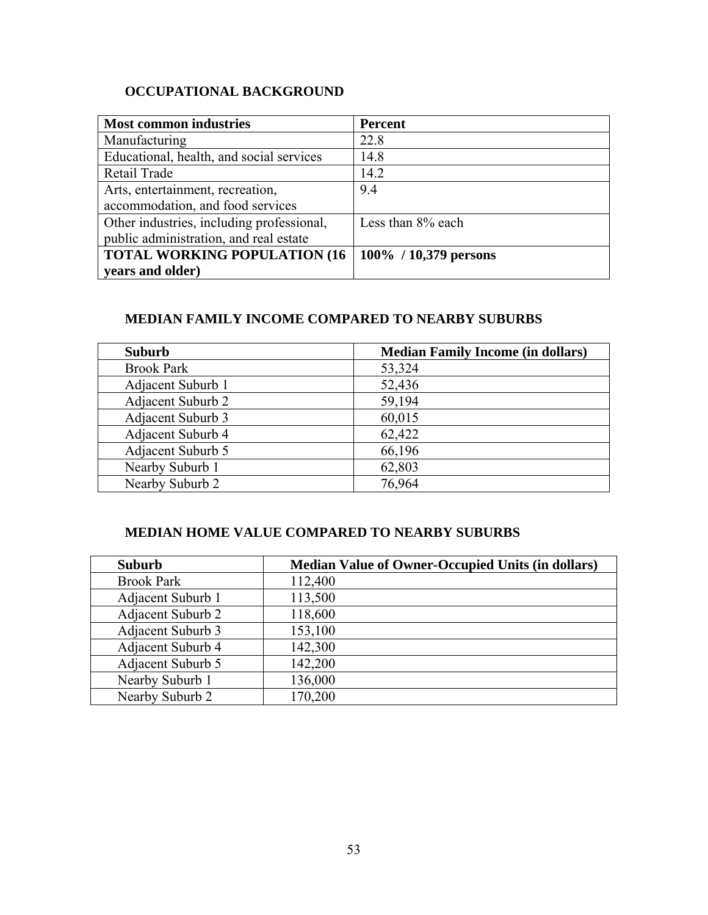### OCCUPATIONAL BACKGROUND

| Most common industries | Percent |
|---|---|
| Manufacturing | 22.8 |
| Educational, health, and social services | 14.8 |
| Retail Trade | 14.2 |
| Arts, entertainment, recreation, accommodation, and food services | 9.4 |
| Other industries, including professional, public administration, and real estate | Less than 8% each |
| **TOTAL WORKING POPULATION (16 years and older)** | **100% / 10,379 persons** |

### MEDIAN FAMILY INCOME COMPARED TO NEARBY SUBURBS

| Suburb | Median Family Income (in dollars) |
|---|---|
| Brook Park | 53,324 |
| Adjacent Suburb 1 | 52,436 |
| Adjacent Suburb 2 | 59,194 |
| Adjacent Suburb 3 | 60,015 |
| Adjacent Suburb 4 | 62,422 |
| Adjacent Suburb 5 | 66,196 |
| Nearby Suburb 1 | 62,803 |
| Nearby Suburb 2 | 76,964 |

### MEDIAN HOME VALUE COMPARED TO NEARBY SUBURBS

| Suburb | Median Value of Owner-Occupied Units (in dollars) |
|---|---|
| Brook Park | 112,400 |
| Adjacent Suburb 1 | 113,500 |
| Adjacent Suburb 2 | 118,600 |
| Adjacent Suburb 3 | 153,100 |
| Adjacent Suburb 4 | 142,300 |
| Adjacent Suburb 5 | 142,200 |
| Nearby Suburb 1 | 136,000 |
| Nearby Suburb 2 | 170,200 |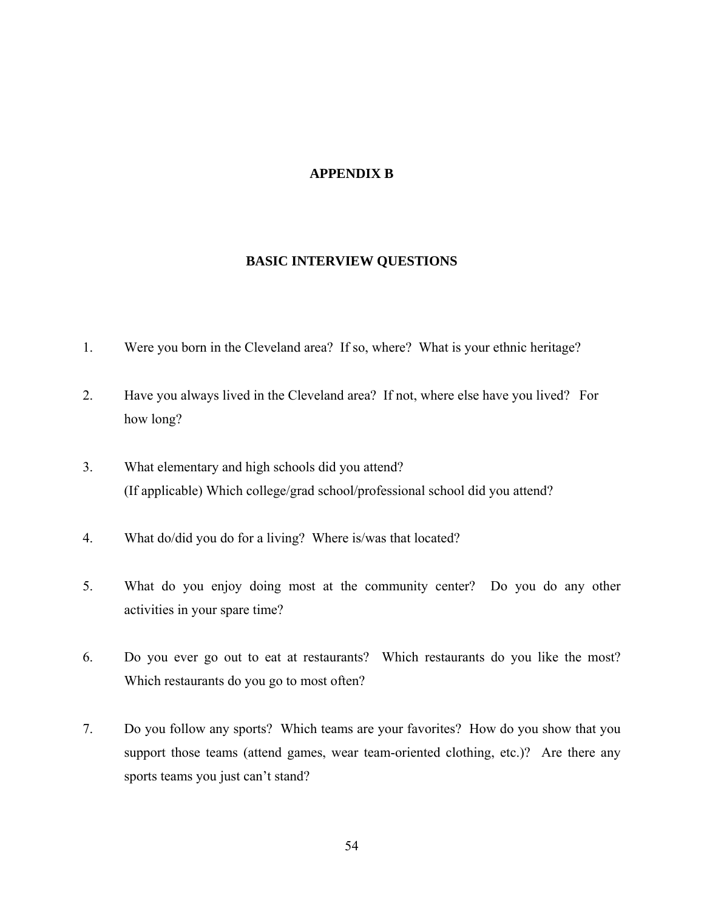# APPENDIX B

## BASIC INTERVIEW QUESTIONS

1. Were you born in the Cleveland area? If so, where? What is your ethnic heritage?

2. Have you always lived in the Cleveland area? If not, where else have you lived? For how long?

3. What elementary and high schools did you attend?
   (If applicable) Which college/grad school/professional school did you attend?

4. What do/did you do for a living? Where is/was that located?

5. What do you enjoy doing most at the community center? Do you do any other activities in your spare time?

6. Do you ever go out to eat at restaurants? Which restaurants do you like the most? Which restaurants do you go to most often?

7. Do you follow any sports? Which teams are your favorites? How do you show that you support those teams (attend games, wear team-oriented clothing, etc.)? Are there any sports teams you just can't stand?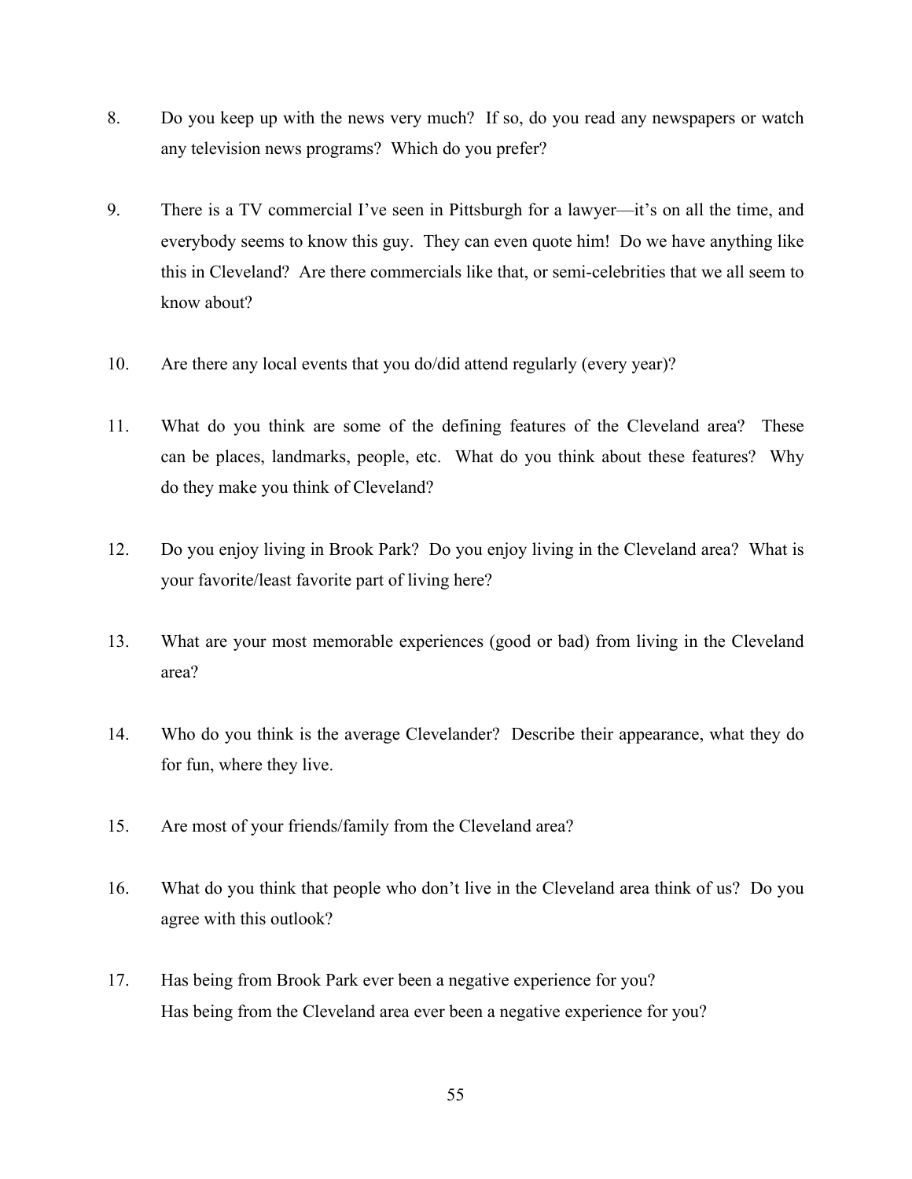8. Do you keep up with the news very much? If so, do you read any newspapers or watch any television news programs? Which do you prefer?

9. There is a TV commercial I've seen in Pittsburgh for a lawyer—it's on all the time, and everybody seems to know this guy. They can even quote him! Do we have anything like this in Cleveland? Are there commercials like that, or semi-celebrities that we all seem to know about?

10. Are there any local events that you do/did attend regularly (every year)?

11. What do you think are some of the defining features of the Cleveland area? These can be places, landmarks, people, etc. What do you think about these features? Why do they make you think of Cleveland?

12. Do you enjoy living in Brook Park? Do you enjoy living in the Cleveland area? What is your favorite/least favorite part of living here?

13. What are your most memorable experiences (good or bad) from living in the Cleveland area?

14. Who do you think is the average Clevelander? Describe their appearance, what they do for fun, where they live.

15. Are most of your friends/family from the Cleveland area?

16. What do you think that people who don't live in the Cleveland area think of us? Do you agree with this outlook?

17. Has being from Brook Park ever been a negative experience for you?
    Has being from the Cleveland area ever been a negative experience for you?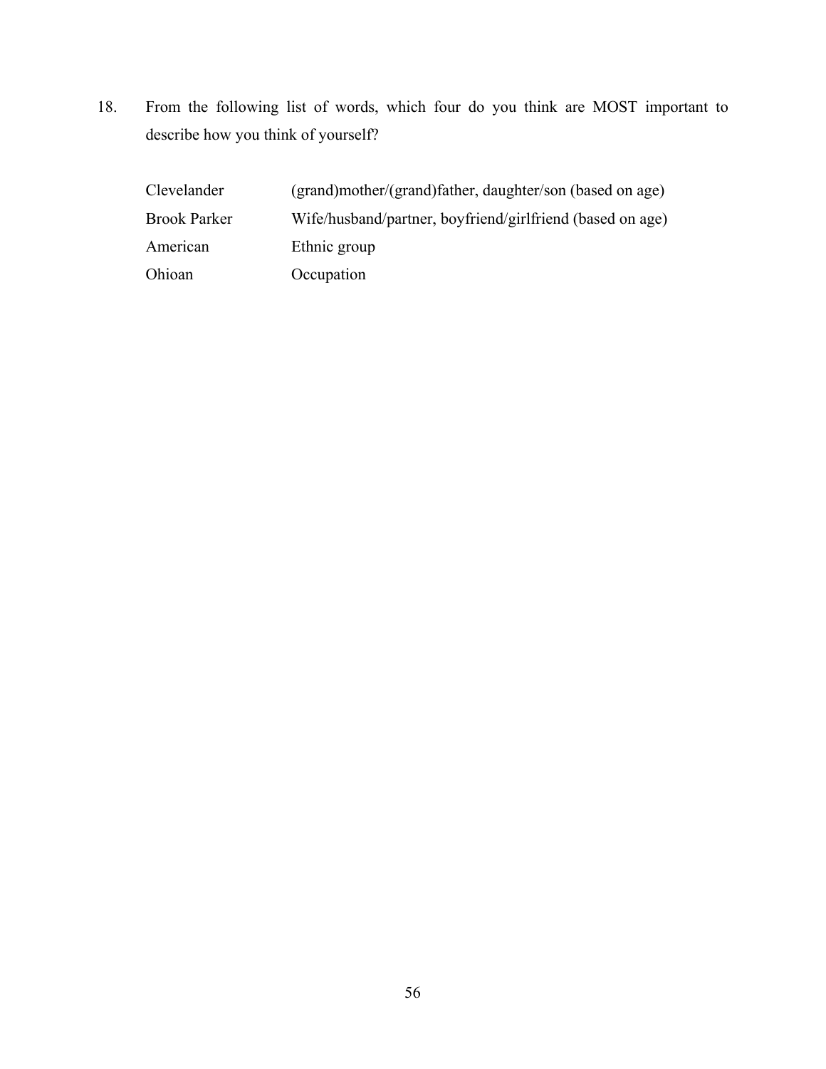18. From the following list of words, which four do you think are MOST important to describe how you think of yourself?

| | |
|---|---|
| Clevelander | (grand)mother/(grand)father, daughter/son (based on age) |
| Brook Parker | Wife/husband/partner, boyfriend/girlfriend (based on age) |
| American | Ethnic group |
| Ohioan | Occupation |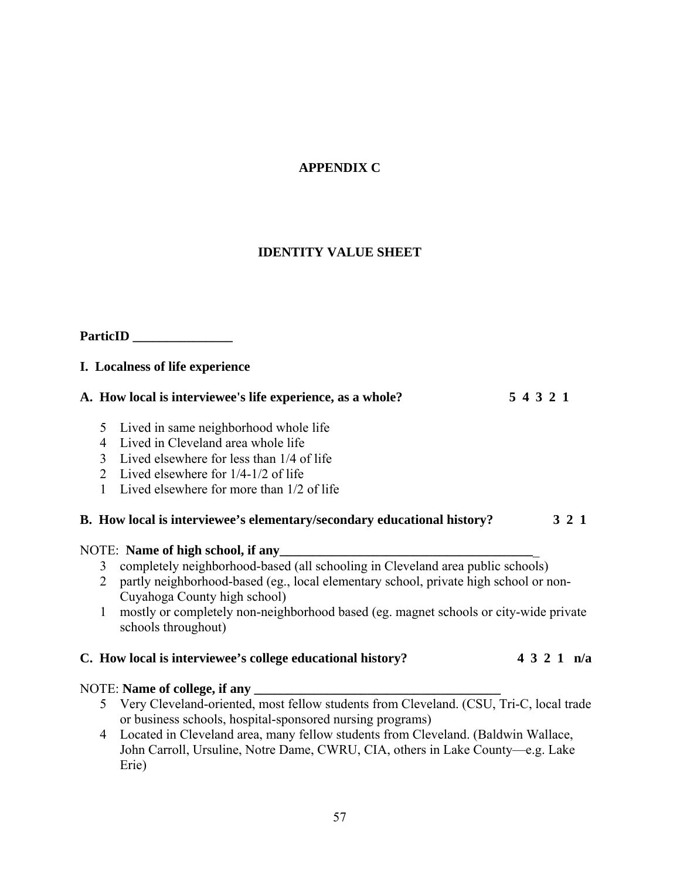# APPENDIX C

## IDENTITY VALUE SHEET

**ParticID _______________**

**I. Localness of life experience**

**A. How local is interviewee's life experience, as a whole? 5 4 3 2 1**

5 Lived in same neighborhood whole life
4 Lived in Cleveland area whole life
3 Lived elsewhere for less than 1/4 of life
2 Lived elsewhere for 1/4-1/2 of life
1 Lived elsewhere for more than 1/2 of life

**B. How local is interviewee's elementary/secondary educational history? 3 2 1**

NOTE: **Name of high school, if any_______________________________________**

3 completely neighborhood-based (all schooling in Cleveland area public schools)
2 partly neighborhood-based (eg., local elementary school, private high school or non-Cuyahoga County high school)
1 mostly or completely non-neighborhood based (eg. magnet schools or city-wide private schools throughout)

**C. How local is interviewee's college educational history? 4 3 2 1 n/a**

NOTE: **Name of college, if any _______________________________________**

5 Very Cleveland-oriented, most fellow students from Cleveland. (CSU, Tri-C, local trade or business schools, hospital-sponsored nursing programs)
4 Located in Cleveland area, many fellow students from Cleveland. (Baldwin Wallace, John Carroll, Ursuline, Notre Dame, CWRU, CIA, others in Lake County—e.g. Lake Erie)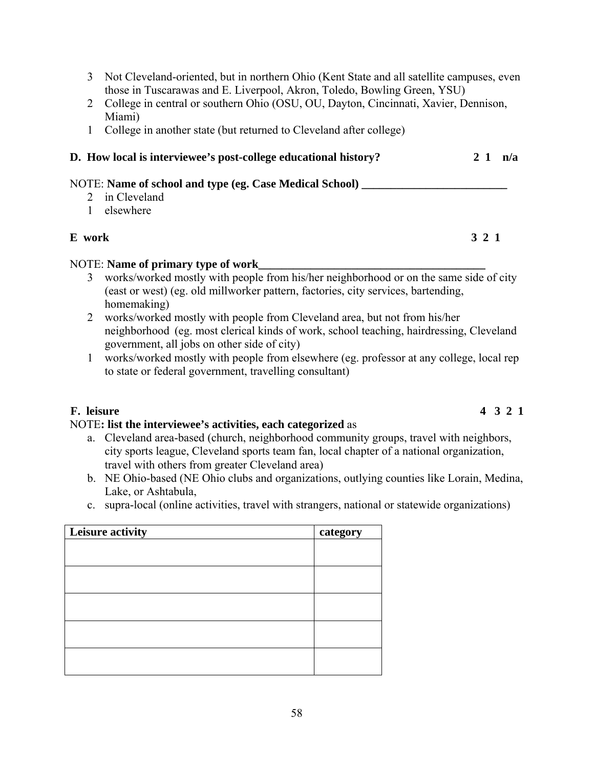3 Not Cleveland-oriented, but in northern Ohio (Kent State and all satellite campuses, even those in Tuscarawas and E. Liverpool, Akron, Toledo, Bowling Green, YSU)
2 College in central or southern Ohio (OSU, OU, Dayton, Cincinnati, Xavier, Dennison, Miami)
1 College in another state (but returned to Cleveland after college)

**D. How local is interviewee's post-college educational history? 2 1 n/a**

NOTE: **Name of school and type (eg. Case Medical School) _________________________**
2 in Cleveland
1 elsewhere

**E work 3 2 1**

NOTE: **Name of primary type of work________________________________________**
3 works/worked mostly with people from his/her neighborhood or on the same side of city (east or west) (eg. old millworker pattern, factories, city services, bartending, homemaking)
2 works/worked mostly with people from Cleveland area, but not from his/her neighborhood (eg. most clerical kinds of work, school teaching, hairdressing, Cleveland government, all jobs on other side of city)
1 works/worked mostly with people from elsewhere (eg. professor at any college, local rep to state or federal government, travelling consultant)

**F. leisure 4 3 2 1**

NOTE**: list the interviewee's activities, each categorized** as

a. Cleveland area-based (church, neighborhood community groups, travel with neighbors, city sports league, Cleveland sports team fan, local chapter of a national organization, travel with others from greater Cleveland area)
b. NE Ohio-based (NE Ohio clubs and organizations, outlying counties like Lorain, Medina, Lake, or Ashtabula,
c. supra-local (online activities, travel with strangers, national or statewide organizations)

| Leisure activity | category |
|---|---|
| | |
| | |
| | |
| | |
| | |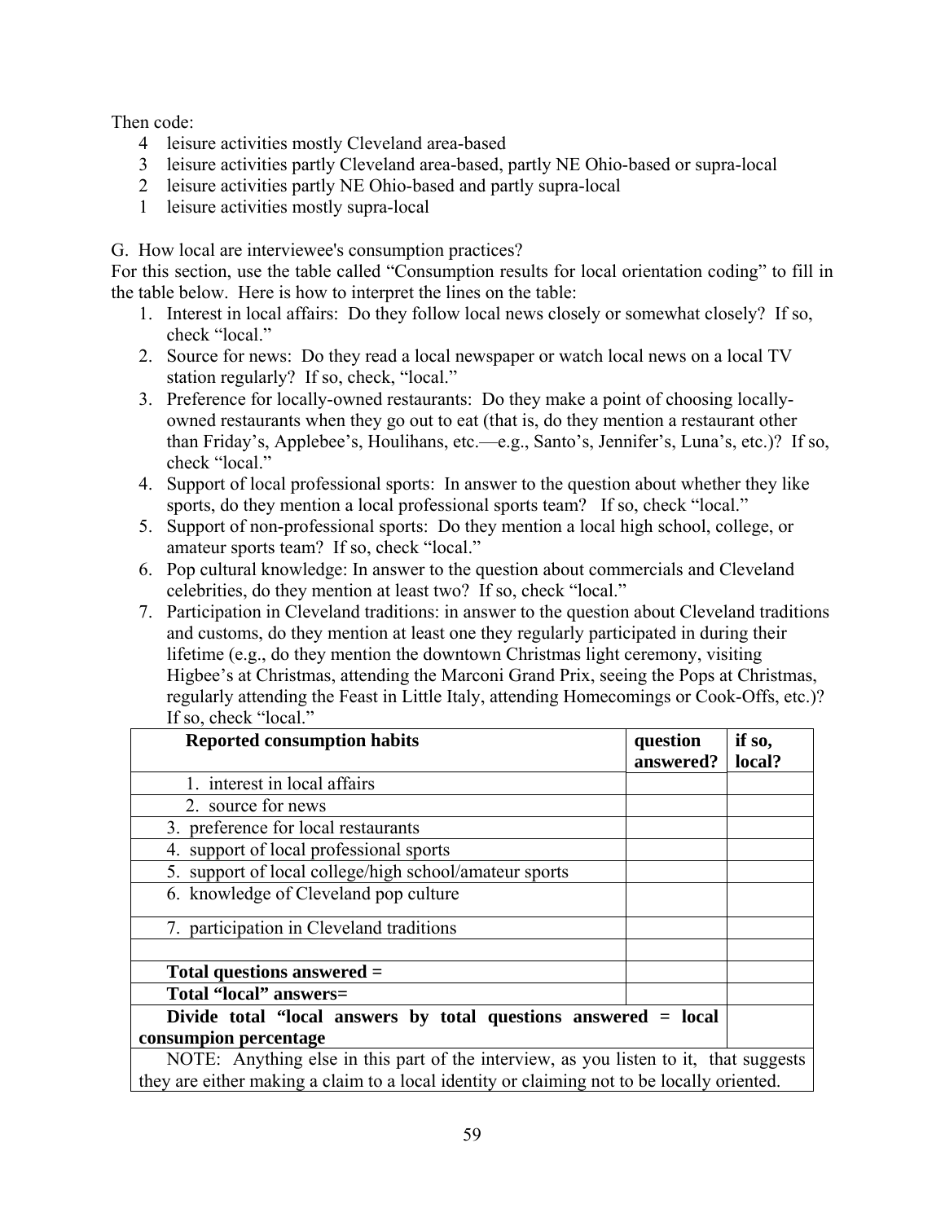Then code:

4 leisure activities mostly Cleveland area-based
3 leisure activities partly Cleveland area-based, partly NE Ohio-based or supra-local
2 leisure activities partly NE Ohio-based and partly supra-local
1 leisure activities mostly supra-local

G. How local are interviewee's consumption practices?
For this section, use the table called "Consumption results for local orientation coding" to fill in the table below. Here is how to interpret the lines on the table:

1. Interest in local affairs: Do they follow local news closely or somewhat closely? If so, check "local."
2. Source for news: Do they read a local newspaper or watch local news on a local TV station regularly? If so, check, "local."
3. Preference for locally-owned restaurants: Do they make a point of choosing locally-owned restaurants when they go out to eat (that is, do they mention a restaurant other than Friday's, Applebee's, Houlihans, etc.—e.g., Santo's, Jennifer's, Luna's, etc.)? If so, check "local."
4. Support of local professional sports: In answer to the question about whether they like sports, do they mention a local professional sports team? If so, check "local."
5. Support of non-professional sports: Do they mention a local high school, college, or amateur sports team? If so, check "local."
6. Pop cultural knowledge: In answer to the question about commercials and Cleveland celebrities, do they mention at least two? If so, check "local."
7. Participation in Cleveland traditions: in answer to the question about Cleveland traditions and customs, do they mention at least one they regularly participated in during their lifetime (e.g., do they mention the downtown Christmas light ceremony, visiting Higbee's at Christmas, attending the Marconi Grand Prix, seeing the Pops at Christmas, regularly attending the Feast in Little Italy, attending Homecomings or Cook-Offs, etc.)? If so, check "local."

| **Reported consumption habits** | **question answered?** | **if so, local?** |
|---|---|---|
| 1. interest in local affairs | | |
| 2. source for news | | |
| 3. preference for local restaurants | | |
| 4. support of local professional sports | | |
| 5. support of local college/high school/amateur sports | | |
| 6. knowledge of Cleveland pop culture | | |
| 7. participation in Cleveland traditions | | |
| | | |
| **Total questions answered =** | | |
| **Total "local" answers=** | | |
| **Divide total "local answers by total questions answered = local consumpion percentage** | | |
| NOTE: Anything else in this part of the interview, as you listen to it, that suggests they are either making a claim to a local identity or claiming not to be locally oriented. | | |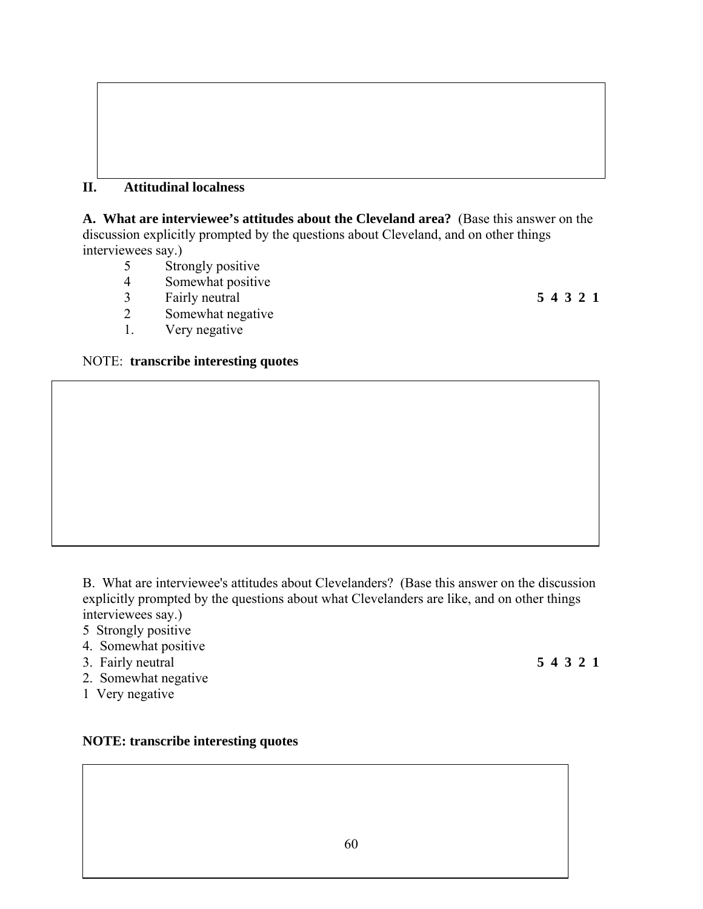## II. Attitudinal localness

**A. What are interviewee's attitudes about the Cleveland area?** (Base this answer on the discussion explicitly prompted by the questions about Cleveland, and on other things interviewees say.)

5 Strongly positive
4 Somewhat positive
3 Fairly neutral
2 Somewhat negative
1. Very negative

**5 4 3 2 1**

NOTE: **transcribe interesting quotes**

B. What are interviewee's attitudes about Clevelanders? (Base this answer on the discussion explicitly prompted by the questions about what Clevelanders are like, and on other things interviewees say.)

5 Strongly positive
4. Somewhat positive
3. Fairly neutral
2. Somewhat negative
1 Very negative

**5 4 3 2 1**

**NOTE: transcribe interesting quotes**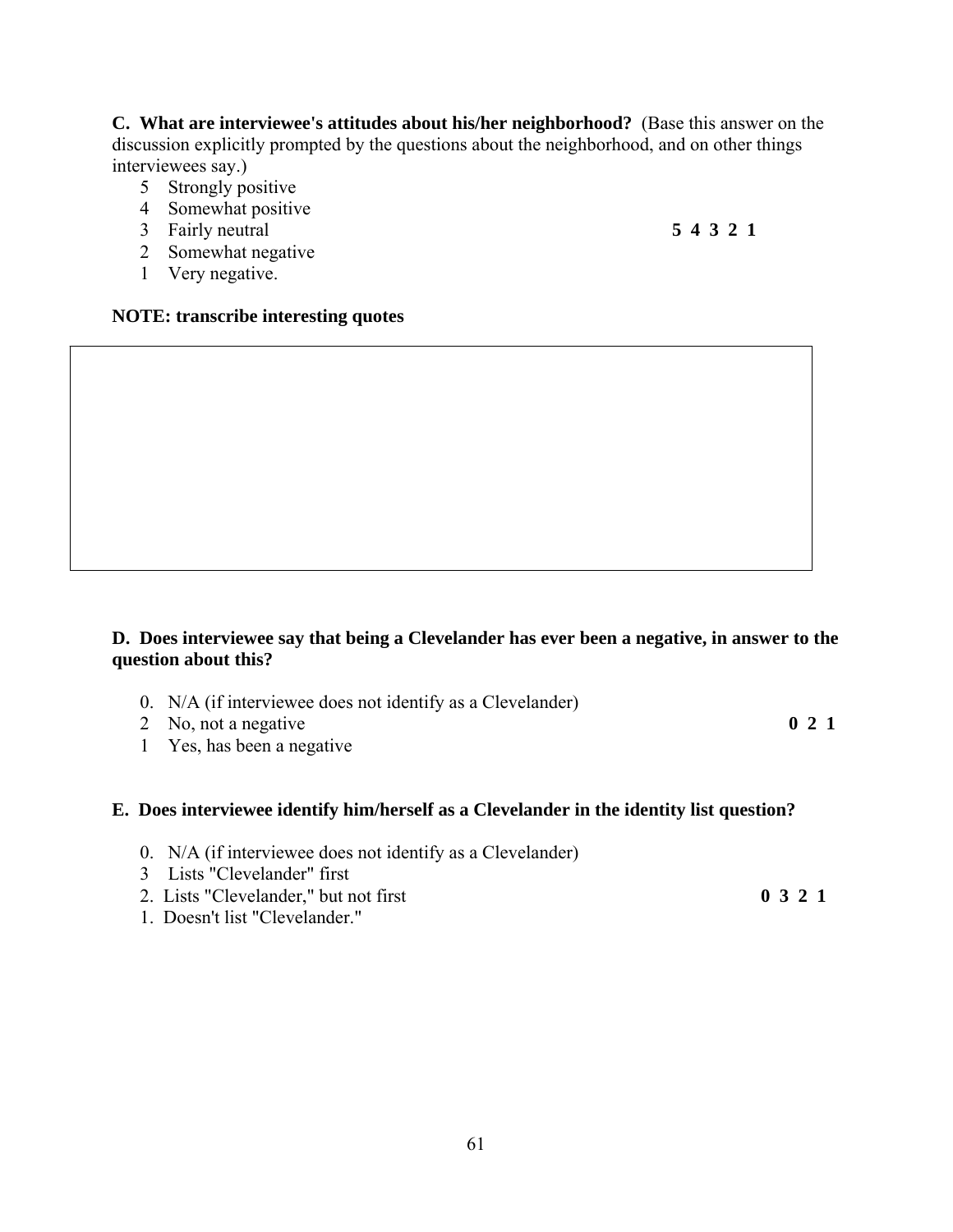**C. What are interviewee's attitudes about his/her neighborhood?** (Base this answer on the discussion explicitly prompted by the questions about the neighborhood, and on other things interviewees say.)

5 Strongly positive
4 Somewhat positive
3 Fairly neutral
2 Somewhat negative
1 Very negative.

**5 4 3 2 1**

**NOTE: transcribe interesting quotes**

**D. Does interviewee say that being a Clevelander has ever been a negative, in answer to the question about this?**

0. N/A (if interviewee does not identify as a Clevelander)
2 No, not a negative
1 Yes, has been a negative

**0 2 1**

**E. Does interviewee identify him/herself as a Clevelander in the identity list question?**

0. N/A (if interviewee does not identify as a Clevelander)
3 Lists "Clevelander" first
2. Lists "Clevelander," but not first
1. Doesn't list "Clevelander."

**0 3 2 1**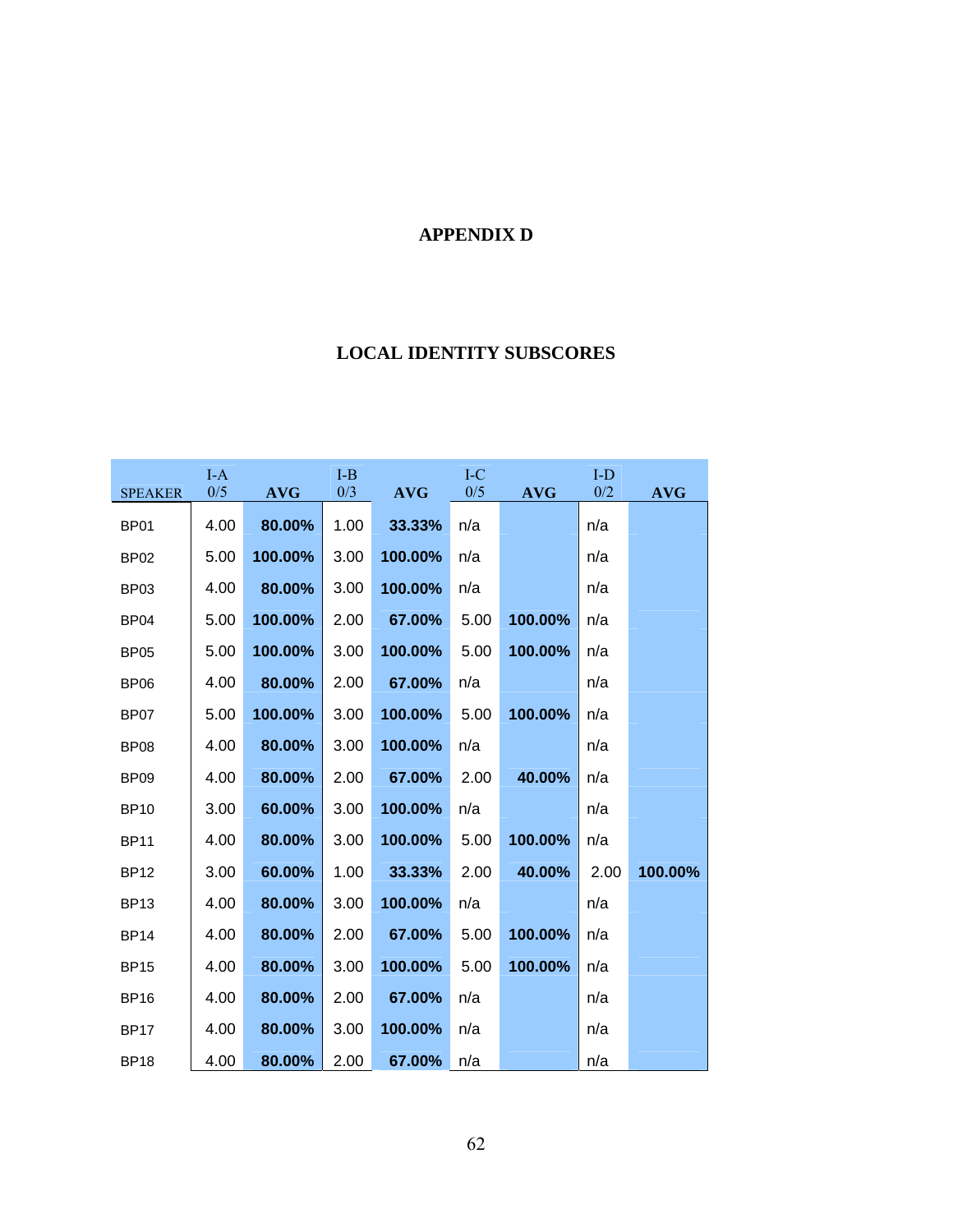# APPENDIX D

## LOCAL IDENTITY SUBSCORES

| SPEAKER | I-A 0/5 | AVG | I-B 0/3 | AVG | I-C 0/5 | AVG | I-D 0/2 | AVG |
|---|---|---|---|---|---|---|---|---|
| BP01 | 4.00 | **80.00%** | 1.00 | **33.33%** | n/a | | n/a | |
| BP02 | 5.00 | **100.00%** | 3.00 | **100.00%** | n/a | | n/a | |
| BP03 | 4.00 | **80.00%** | 3.00 | **100.00%** | n/a | | n/a | |
| BP04 | 5.00 | **100.00%** | 2.00 | **67.00%** | 5.00 | **100.00%** | n/a | |
| BP05 | 5.00 | **100.00%** | 3.00 | **100.00%** | 5.00 | **100.00%** | n/a | |
| BP06 | 4.00 | **80.00%** | 2.00 | **67.00%** | n/a | | n/a | |
| BP07 | 5.00 | **100.00%** | 3.00 | **100.00%** | 5.00 | **100.00%** | n/a | |
| BP08 | 4.00 | **80.00%** | 3.00 | **100.00%** | n/a | | n/a | |
| BP09 | 4.00 | **80.00%** | 2.00 | **67.00%** | 2.00 | **40.00%** | n/a | |
| BP10 | 3.00 | **60.00%** | 3.00 | **100.00%** | n/a | | n/a | |
| BP11 | 4.00 | **80.00%** | 3.00 | **100.00%** | 5.00 | **100.00%** | n/a | |
| BP12 | 3.00 | **60.00%** | 1.00 | **33.33%** | 2.00 | **40.00%** | 2.00 | **100.00%** |
| BP13 | 4.00 | **80.00%** | 3.00 | **100.00%** | n/a | | n/a | |
| BP14 | 4.00 | **80.00%** | 2.00 | **67.00%** | 5.00 | **100.00%** | n/a | |
| BP15 | 4.00 | **80.00%** | 3.00 | **100.00%** | 5.00 | **100.00%** | n/a | |
| BP16 | 4.00 | **80.00%** | 2.00 | **67.00%** | n/a | | n/a | |
| BP17 | 4.00 | **80.00%** | 3.00 | **100.00%** | n/a | | n/a | |
| BP18 | 4.00 | **80.00%** | 2.00 | **67.00%** | n/a | | n/a | |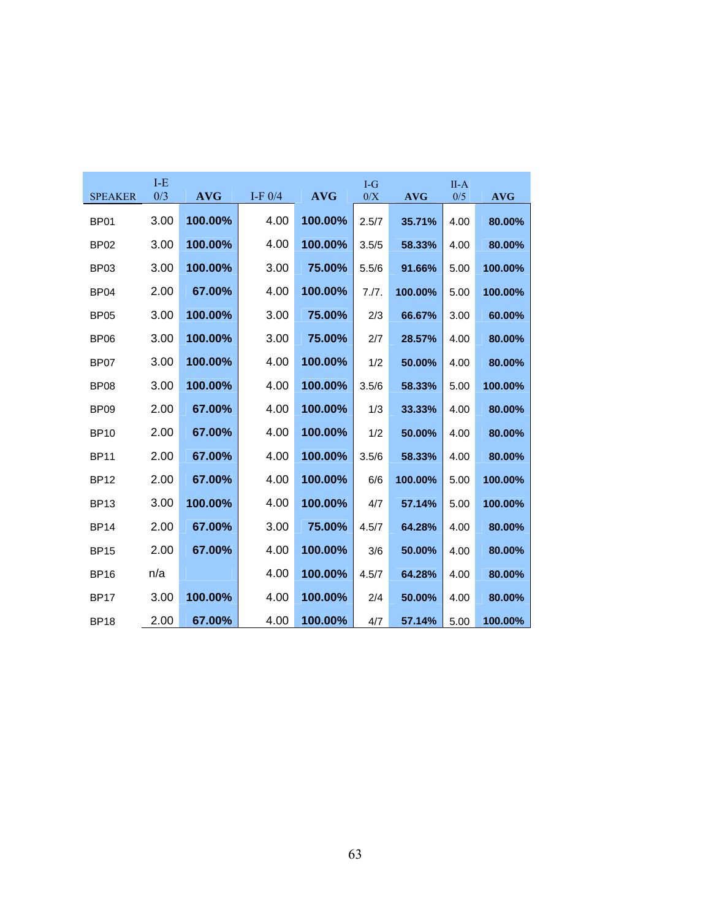| SPEAKER | I-E 0/3 | AVG | I-F 0/4 | AVG | I-G 0/X | AVG | II-A 0/5 | AVG |
|---|---|---|---|---|---|---|---|---|
| BP01 | 3.00 | 100.00% | 4.00 | 100.00% | 2.5/7 | 35.71% | 4.00 | 80.00% |
| BP02 | 3.00 | 100.00% | 4.00 | 100.00% | 3.5/5 | 58.33% | 4.00 | 80.00% |
| BP03 | 3.00 | 100.00% | 3.00 | 75.00% | 5.5/6 | 91.66% | 5.00 | 100.00% |
| BP04 | 2.00 | 67.00% | 4.00 | 100.00% | 7./7. | 100.00% | 5.00 | 100.00% |
| BP05 | 3.00 | 100.00% | 3.00 | 75.00% | 2/3 | 66.67% | 3.00 | 60.00% |
| BP06 | 3.00 | 100.00% | 3.00 | 75.00% | 2/7 | 28.57% | 4.00 | 80.00% |
| BP07 | 3.00 | 100.00% | 4.00 | 100.00% | 1/2 | 50.00% | 4.00 | 80.00% |
| BP08 | 3.00 | 100.00% | 4.00 | 100.00% | 3.5/6 | 58.33% | 5.00 | 100.00% |
| BP09 | 2.00 | 67.00% | 4.00 | 100.00% | 1/3 | 33.33% | 4.00 | 80.00% |
| BP10 | 2.00 | 67.00% | 4.00 | 100.00% | 1/2 | 50.00% | 4.00 | 80.00% |
| BP11 | 2.00 | 67.00% | 4.00 | 100.00% | 3.5/6 | 58.33% | 4.00 | 80.00% |
| BP12 | 2.00 | 67.00% | 4.00 | 100.00% | 6/6 | 100.00% | 5.00 | 100.00% |
| BP13 | 3.00 | 100.00% | 4.00 | 100.00% | 4/7 | 57.14% | 5.00 | 100.00% |
| BP14 | 2.00 | 67.00% | 3.00 | 75.00% | 4.5/7 | 64.28% | 4.00 | 80.00% |
| BP15 | 2.00 | 67.00% | 4.00 | 100.00% | 3/6 | 50.00% | 4.00 | 80.00% |
| BP16 | n/a | | 4.00 | 100.00% | 4.5/7 | 64.28% | 4.00 | 80.00% |
| BP17 | 3.00 | 100.00% | 4.00 | 100.00% | 2/4 | 50.00% | 4.00 | 80.00% |
| BP18 | 2.00 | 67.00% | 4.00 | 100.00% | 4/7 | 57.14% | 5.00 | 100.00% |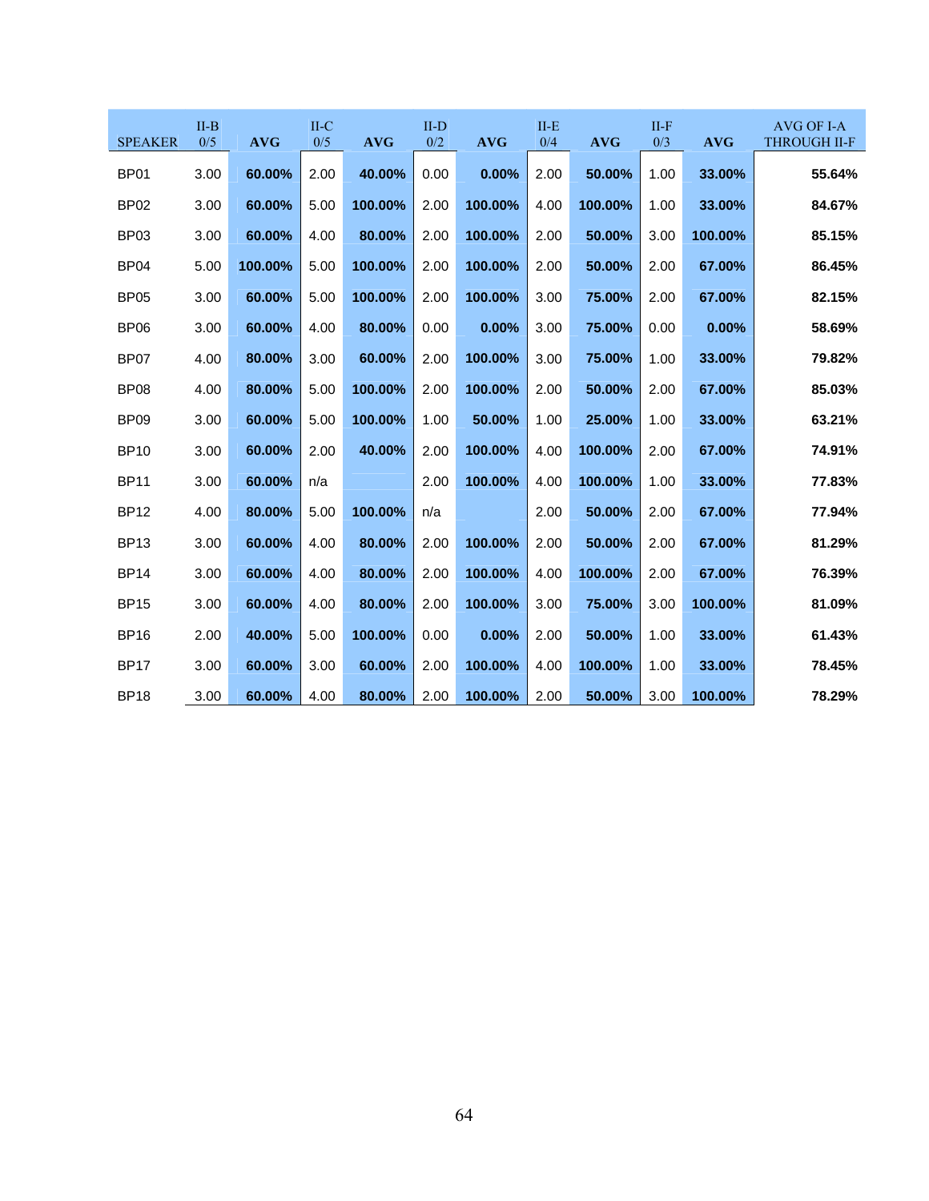| SPEAKER | II-B 0/5 | AVG | II-C 0/5 | AVG | II-D 0/2 | AVG | II-E 0/4 | AVG | II-F 0/3 | AVG | AVG OF I-A THROUGH II-F |
|---|---|---|---|---|---|---|---|---|---|---|---|
| BP01 | 3.00 | **60.00%** | 2.00 | **40.00%** | 0.00 | **0.00%** | 2.00 | **50.00%** | 1.00 | **33.00%** | **55.64%** |
| BP02 | 3.00 | **60.00%** | 5.00 | **100.00%** | 2.00 | **100.00%** | 4.00 | **100.00%** | 1.00 | **33.00%** | **84.67%** |
| BP03 | 3.00 | **60.00%** | 4.00 | **80.00%** | 2.00 | **100.00%** | 2.00 | **50.00%** | 3.00 | **100.00%** | **85.15%** |
| BP04 | 5.00 | **100.00%** | 5.00 | **100.00%** | 2.00 | **100.00%** | 2.00 | **50.00%** | 2.00 | **67.00%** | **86.45%** |
| BP05 | 3.00 | **60.00%** | 5.00 | **100.00%** | 2.00 | **100.00%** | 3.00 | **75.00%** | 2.00 | **67.00%** | **82.15%** |
| BP06 | 3.00 | **60.00%** | 4.00 | **80.00%** | 0.00 | **0.00%** | 3.00 | **75.00%** | 0.00 | **0.00%** | **58.69%** |
| BP07 | 4.00 | **80.00%** | 3.00 | **60.00%** | 2.00 | **100.00%** | 3.00 | **75.00%** | 1.00 | **33.00%** | **79.82%** |
| BP08 | 4.00 | **80.00%** | 5.00 | **100.00%** | 2.00 | **100.00%** | 2.00 | **50.00%** | 2.00 | **67.00%** | **85.03%** |
| BP09 | 3.00 | **60.00%** | 5.00 | **100.00%** | 1.00 | **50.00%** | 1.00 | **25.00%** | 1.00 | **33.00%** | **63.21%** |
| BP10 | 3.00 | **60.00%** | 2.00 | **40.00%** | 2.00 | **100.00%** | 4.00 | **100.00%** | 2.00 | **67.00%** | **74.91%** |
| BP11 | 3.00 | **60.00%** | n/a | | 2.00 | **100.00%** | 4.00 | **100.00%** | 1.00 | **33.00%** | **77.83%** |
| BP12 | 4.00 | **80.00%** | 5.00 | **100.00%** | n/a | | 2.00 | **50.00%** | 2.00 | **67.00%** | **77.94%** |
| BP13 | 3.00 | **60.00%** | 4.00 | **80.00%** | 2.00 | **100.00%** | 2.00 | **50.00%** | 2.00 | **67.00%** | **81.29%** |
| BP14 | 3.00 | **60.00%** | 4.00 | **80.00%** | 2.00 | **100.00%** | 4.00 | **100.00%** | 2.00 | **67.00%** | **76.39%** |
| BP15 | 3.00 | **60.00%** | 4.00 | **80.00%** | 2.00 | **100.00%** | 3.00 | **75.00%** | 3.00 | **100.00%** | **81.09%** |
| BP16 | 2.00 | **40.00%** | 5.00 | **100.00%** | 0.00 | **0.00%** | 2.00 | **50.00%** | 1.00 | **33.00%** | **61.43%** |
| BP17 | 3.00 | **60.00%** | 3.00 | **60.00%** | 2.00 | **100.00%** | 4.00 | **100.00%** | 1.00 | **33.00%** | **78.45%** |
| BP18 | 3.00 | **60.00%** | 4.00 | **80.00%** | 2.00 | **100.00%** | 2.00 | **50.00%** | 3.00 | **100.00%** | **78.29%** |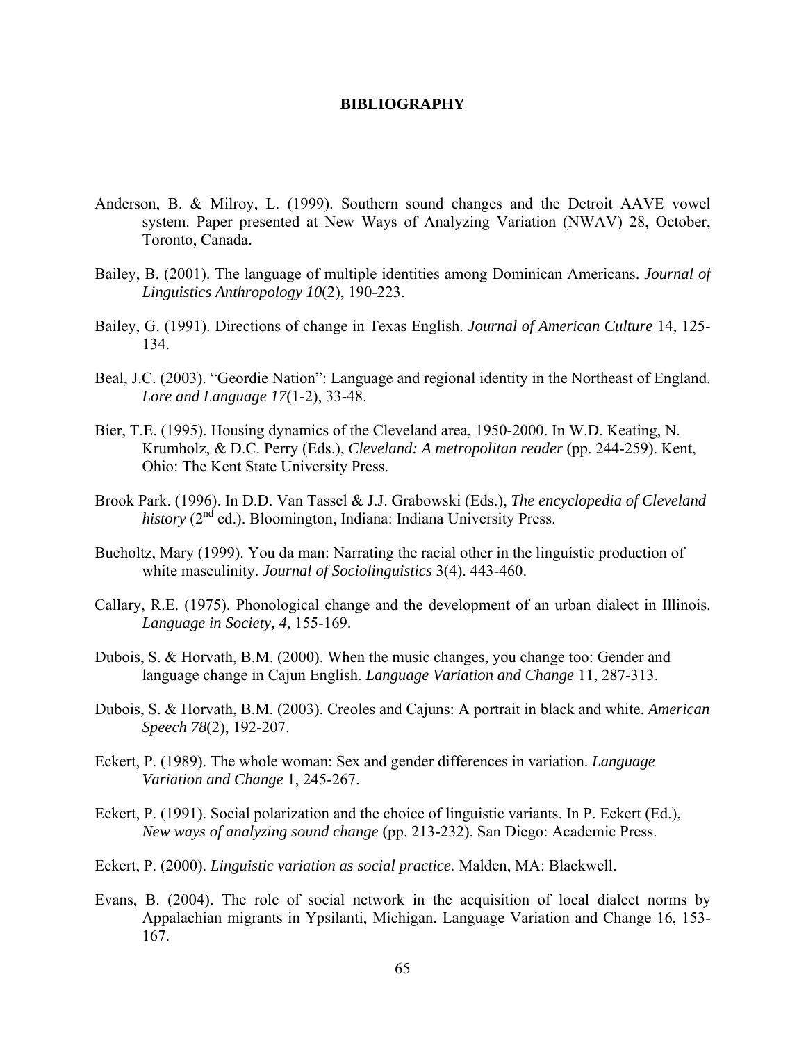# BIBLIOGRAPHY

Anderson, B. & Milroy, L. (1999). Southern sound changes and the Detroit AAVE vowel system. Paper presented at New Ways of Analyzing Variation (NWAV) 28, October, Toronto, Canada.

Bailey, B. (2001). The language of multiple identities among Dominican Americans. *Journal of Linguistics Anthropology 10*(2), 190-223.

Bailey, G. (1991). Directions of change in Texas English. *Journal of American Culture* 14, 125-134.

Beal, J.C. (2003). "Geordie Nation": Language and regional identity in the Northeast of England. *Lore and Language 17*(1-2), 33-48.

Bier, T.E. (1995). Housing dynamics of the Cleveland area, 1950-2000. In W.D. Keating, N. Krumholz, & D.C. Perry (Eds.), *Cleveland: A metropolitan reader* (pp. 244-259). Kent, Ohio: The Kent State University Press.

Brook Park. (1996). In D.D. Van Tassel & J.J. Grabowski (Eds.), *The encyclopedia of Cleveland history* (2nd ed.). Bloomington, Indiana: Indiana University Press.

Bucholtz, Mary (1999). You da man: Narrating the racial other in the linguistic production of white masculinity. *Journal of Sociolinguistics* 3(4). 443-460.

Callary, R.E. (1975). Phonological change and the development of an urban dialect in Illinois. *Language in Society, 4,* 155-169.

Dubois, S. & Horvath, B.M. (2000). When the music changes, you change too: Gender and language change in Cajun English. *Language Variation and Change* 11, 287-313.

Dubois, S. & Horvath, B.M. (2003). Creoles and Cajuns: A portrait in black and white. *American Speech 78*(2), 192-207.

Eckert, P. (1989). The whole woman: Sex and gender differences in variation. *Language Variation and Change* 1, 245-267.

Eckert, P. (1991). Social polarization and the choice of linguistic variants. In P. Eckert (Ed.), *New ways of analyzing sound change* (pp. 213-232). San Diego: Academic Press.

Eckert, P. (2000). *Linguistic variation as social practice.* Malden, MA: Blackwell.

Evans, B. (2004). The role of social network in the acquisition of local dialect norms by Appalachian migrants in Ypsilanti, Michigan. Language Variation and Change 16, 153-167.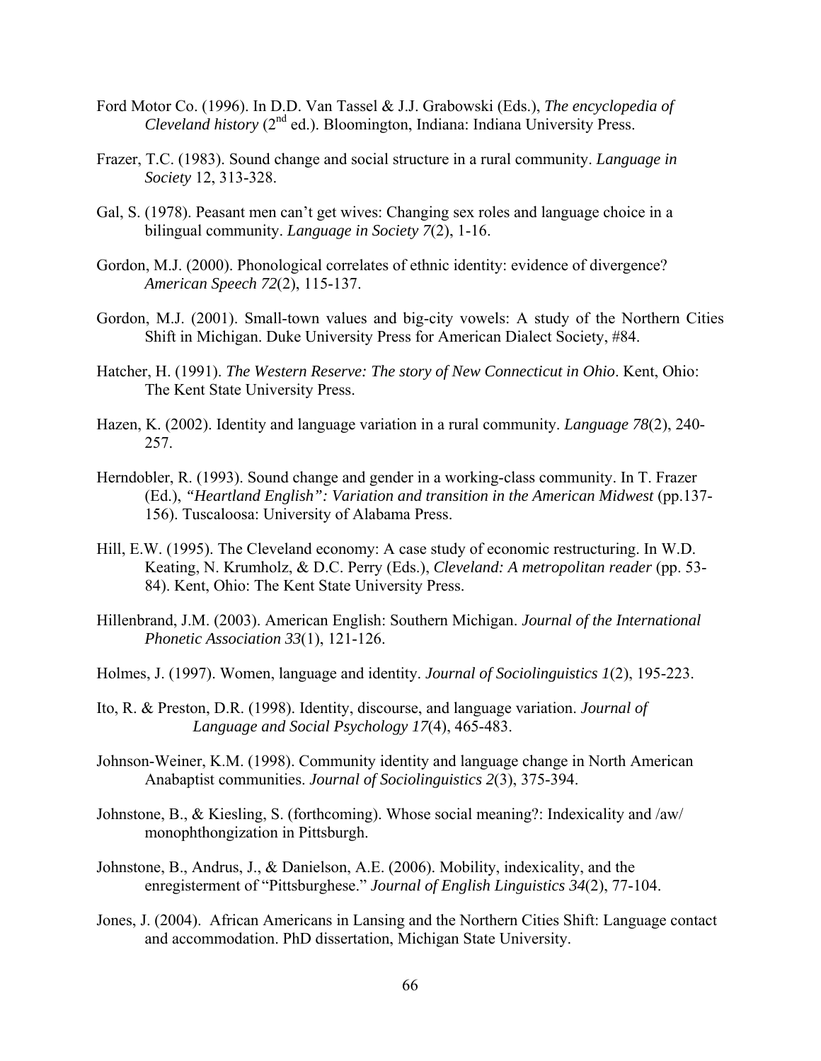Ford Motor Co. (1996). In D.D. Van Tassel & J.J. Grabowski (Eds.), *The encyclopedia of Cleveland history* (2nd ed.). Bloomington, Indiana: Indiana University Press.

Frazer, T.C. (1983). Sound change and social structure in a rural community. *Language in Society* 12, 313-328.

Gal, S. (1978). Peasant men can't get wives: Changing sex roles and language choice in a bilingual community. *Language in Society 7*(2), 1-16.

Gordon, M.J. (2000). Phonological correlates of ethnic identity: evidence of divergence? *American Speech 72*(2), 115-137.

Gordon, M.J. (2001). Small-town values and big-city vowels: A study of the Northern Cities Shift in Michigan. Duke University Press for American Dialect Society, #84.

Hatcher, H. (1991). *The Western Reserve: The story of New Connecticut in Ohio*. Kent, Ohio: The Kent State University Press.

Hazen, K. (2002). Identity and language variation in a rural community. *Language 78*(2), 240-257.

Herndobler, R. (1993). Sound change and gender in a working-class community. In T. Frazer (Ed.), *"Heartland English": Variation and transition in the American Midwest* (pp.137-156). Tuscaloosa: University of Alabama Press.

Hill, E.W. (1995). The Cleveland economy: A case study of economic restructuring. In W.D. Keating, N. Krumholz, & D.C. Perry (Eds.), *Cleveland: A metropolitan reader* (pp. 53-84). Kent, Ohio: The Kent State University Press.

Hillenbrand, J.M. (2003). American English: Southern Michigan. *Journal of the International Phonetic Association 33*(1), 121-126.

Holmes, J. (1997). Women, language and identity. *Journal of Sociolinguistics 1*(2), 195-223.

Ito, R. & Preston, D.R. (1998). Identity, discourse, and language variation. *Journal of Language and Social Psychology 17*(4), 465-483.

Johnson-Weiner, K.M. (1998). Community identity and language change in North American Anabaptist communities. *Journal of Sociolinguistics 2*(3), 375-394.

Johnstone, B., & Kiesling, S. (forthcoming). Whose social meaning?: Indexicality and /aw/ monophthongization in Pittsburgh.

Johnstone, B., Andrus, J., & Danielson, A.E. (2006). Mobility, indexicality, and the enregisterment of "Pittsburghese." *Journal of English Linguistics 34*(2), 77-104.

Jones, J. (2004). African Americans in Lansing and the Northern Cities Shift: Language contact and accommodation. PhD dissertation, Michigan State University.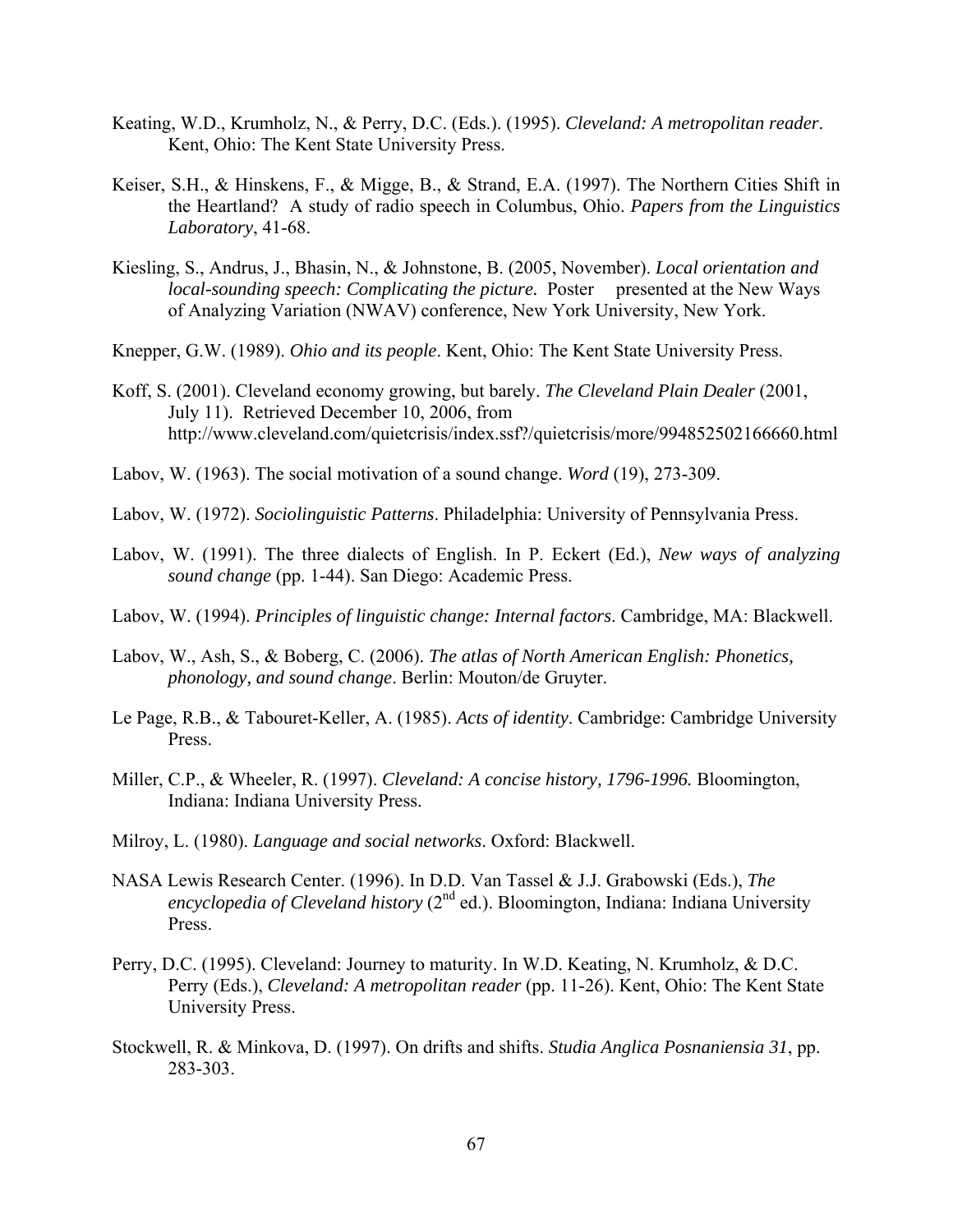Keating, W.D., Krumholz, N., & Perry, D.C. (Eds.). (1995). *Cleveland: A metropolitan reader*. Kent, Ohio: The Kent State University Press.

Keiser, S.H., & Hinskens, F., & Migge, B., & Strand, E.A. (1997). The Northern Cities Shift in the Heartland? A study of radio speech in Columbus, Ohio. *Papers from the Linguistics Laboratory*, 41-68.

Kiesling, S., Andrus, J., Bhasin, N., & Johnstone, B. (2005, November). *Local orientation and local-sounding speech: Complicating the picture.* Poster presented at the New Ways of Analyzing Variation (NWAV) conference, New York University, New York.

Knepper, G.W. (1989). *Ohio and its people*. Kent, Ohio: The Kent State University Press.

Koff, S. (2001). Cleveland economy growing, but barely. *The Cleveland Plain Dealer* (2001, July 11). Retrieved December 10, 2006, from http://www.cleveland.com/quietcrisis/index.ssf?/quietcrisis/more/994852502166660.html

Labov, W. (1963). The social motivation of a sound change. *Word* (19), 273-309.

Labov, W. (1972). *Sociolinguistic Patterns*. Philadelphia: University of Pennsylvania Press.

Labov, W. (1991). The three dialects of English. In P. Eckert (Ed.), *New ways of analyzing sound change* (pp. 1-44). San Diego: Academic Press.

Labov, W. (1994). *Principles of linguistic change: Internal factors*. Cambridge, MA: Blackwell.

Labov, W., Ash, S., & Boberg, C. (2006). *The atlas of North American English: Phonetics, phonology, and sound change*. Berlin: Mouton/de Gruyter.

Le Page, R.B., & Tabouret-Keller, A. (1985). *Acts of identity*. Cambridge: Cambridge University Press.

Miller, C.P., & Wheeler, R. (1997). *Cleveland: A concise history, 1796-1996.* Bloomington, Indiana: Indiana University Press.

Milroy, L. (1980). *Language and social networks*. Oxford: Blackwell.

NASA Lewis Research Center. (1996). In D.D. Van Tassel & J.J. Grabowski (Eds.), *The encyclopedia of Cleveland history* (2nd ed.). Bloomington, Indiana: Indiana University Press.

Perry, D.C. (1995). Cleveland: Journey to maturity. In W.D. Keating, N. Krumholz, & D.C. Perry (Eds.), *Cleveland: A metropolitan reader* (pp. 11-26). Kent, Ohio: The Kent State University Press.

Stockwell, R. & Minkova, D. (1997). On drifts and shifts. *Studia Anglica Posnaniensia 31*, pp. 283-303.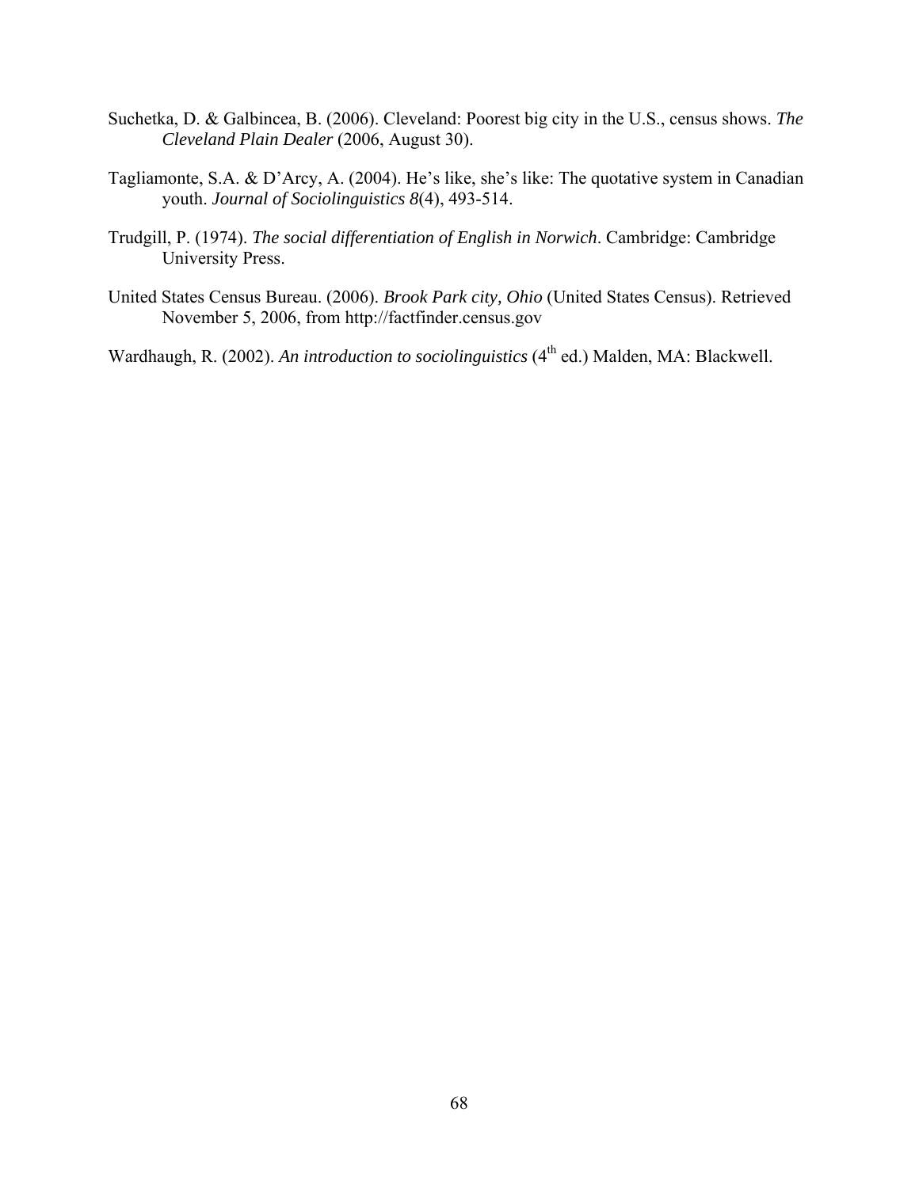Suchetka, D. & Galbincea, B. (2006). Cleveland: Poorest big city in the U.S., census shows. *The Cleveland Plain Dealer* (2006, August 30).

Tagliamonte, S.A. & D'Arcy, A. (2004). He's like, she's like: The quotative system in Canadian youth. *Journal of Sociolinguistics 8*(4), 493-514.

Trudgill, P. (1974). *The social differentiation of English in Norwich*. Cambridge: Cambridge University Press.

United States Census Bureau. (2006). *Brook Park city, Ohio* (United States Census). Retrieved November 5, 2006, from http://factfinder.census.gov

Wardhaugh, R. (2002). *An introduction to sociolinguistics* (4th ed.) Malden, MA: Blackwell.